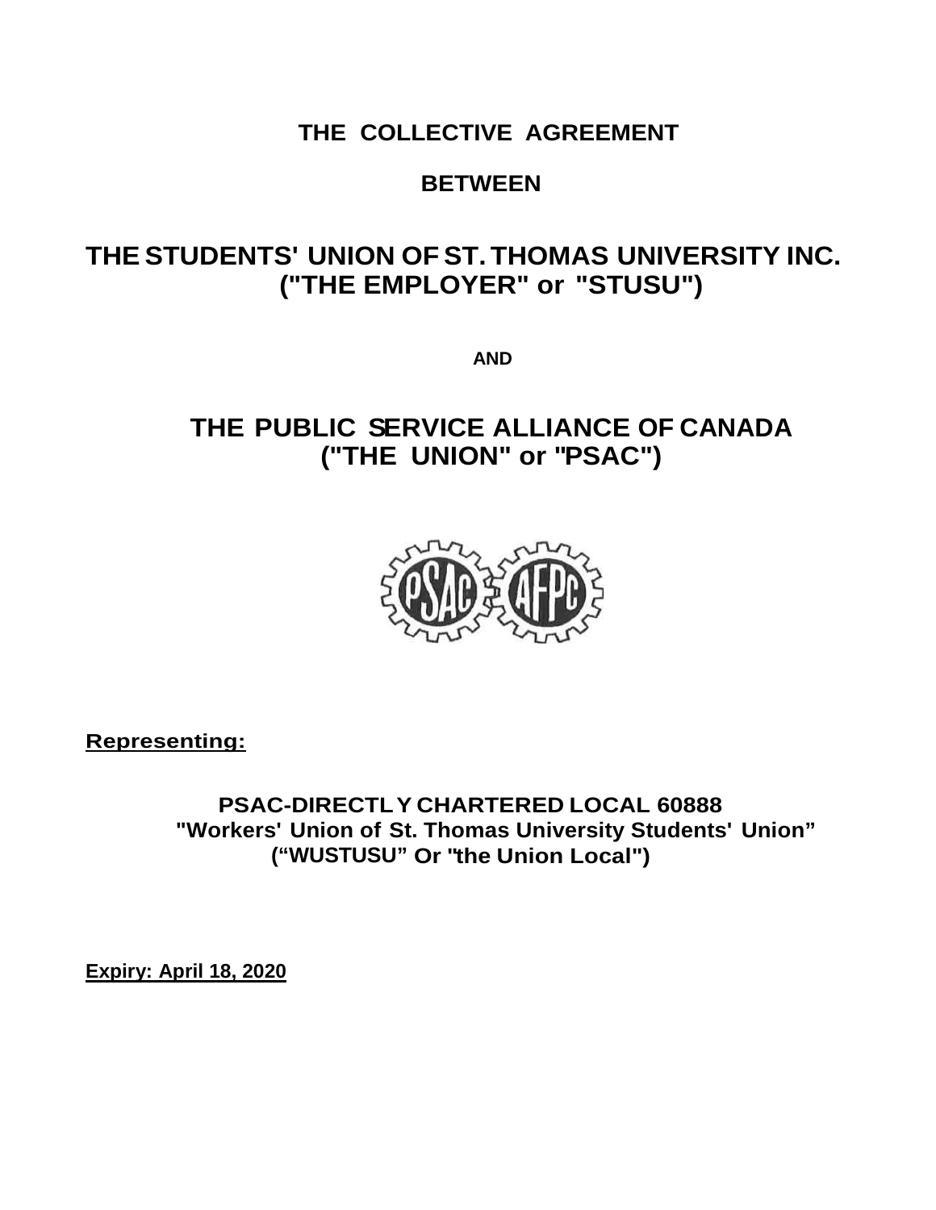# THE COLLECTIVE AGREEMENT

## BETWEEN

# THE STUDENTS' UNION OF ST. THOMAS UNIVERSITY INC. ("THE EMPLOYER" or "STUSU")

**AND**

# THE PUBLIC SERVICE ALLIANCE OF CANADA ("THE UNION" or "PSAC")

**Representing:**

**PSAC-DIRECTLY CHARTERED LOCAL 60888**
**"Workers' Union of St. Thomas University Students' Union"**
**("WUSTUSU" Or "the Union Local")**

**Expiry: April 18, 2020**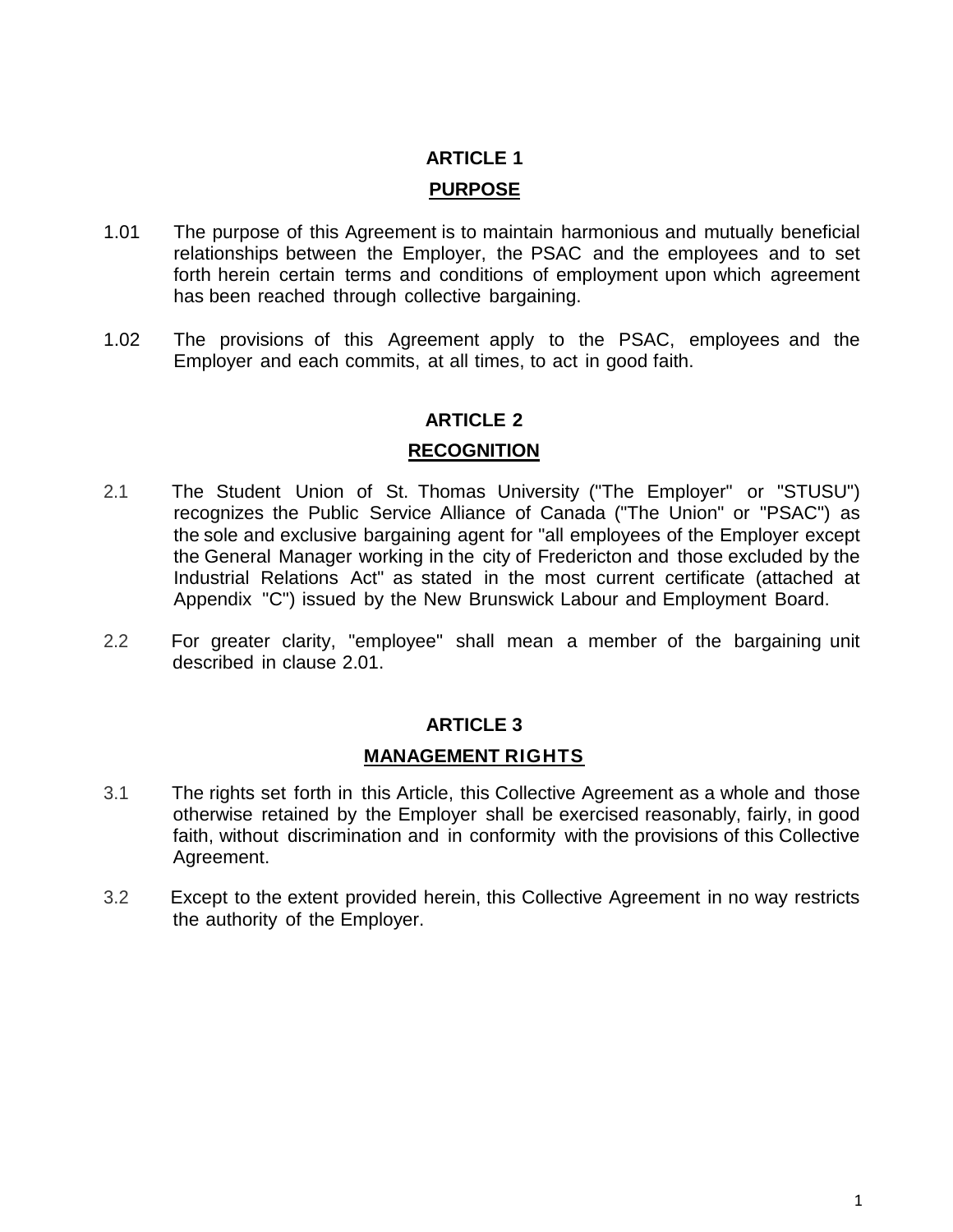## ARTICLE 1

### PURPOSE

1.01 The purpose of this Agreement is to maintain harmonious and mutually beneficial relationships between the Employer, the PSAC and the employees and to set forth herein certain terms and conditions of employment upon which agreement has been reached through collective bargaining.

1.02 The provisions of this Agreement apply to the PSAC, employees and the Employer and each commits, at all times, to act in good faith.

## ARTICLE 2

### RECOGNITION

2.1 The Student Union of St. Thomas University ("The Employer" or "STUSU") recognizes the Public Service Alliance of Canada ("The Union" or "PSAC") as the sole and exclusive bargaining agent for "all employees of the Employer except the General Manager working in the city of Fredericton and those excluded by the Industrial Relations Act" as stated in the most current certificate (attached at Appendix "C") issued by the New Brunswick Labour and Employment Board.

2.2 For greater clarity, "employee" shall mean a member of the bargaining unit described in clause 2.01.

## ARTICLE 3

### MANAGEMENT RIGHTS

3.1 The rights set forth in this Article, this Collective Agreement as a whole and those otherwise retained by the Employer shall be exercised reasonably, fairly, in good faith, without discrimination and in conformity with the provisions of this Collective Agreement.

3.2 Except to the extent provided herein, this Collective Agreement in no way restricts the authority of the Employer.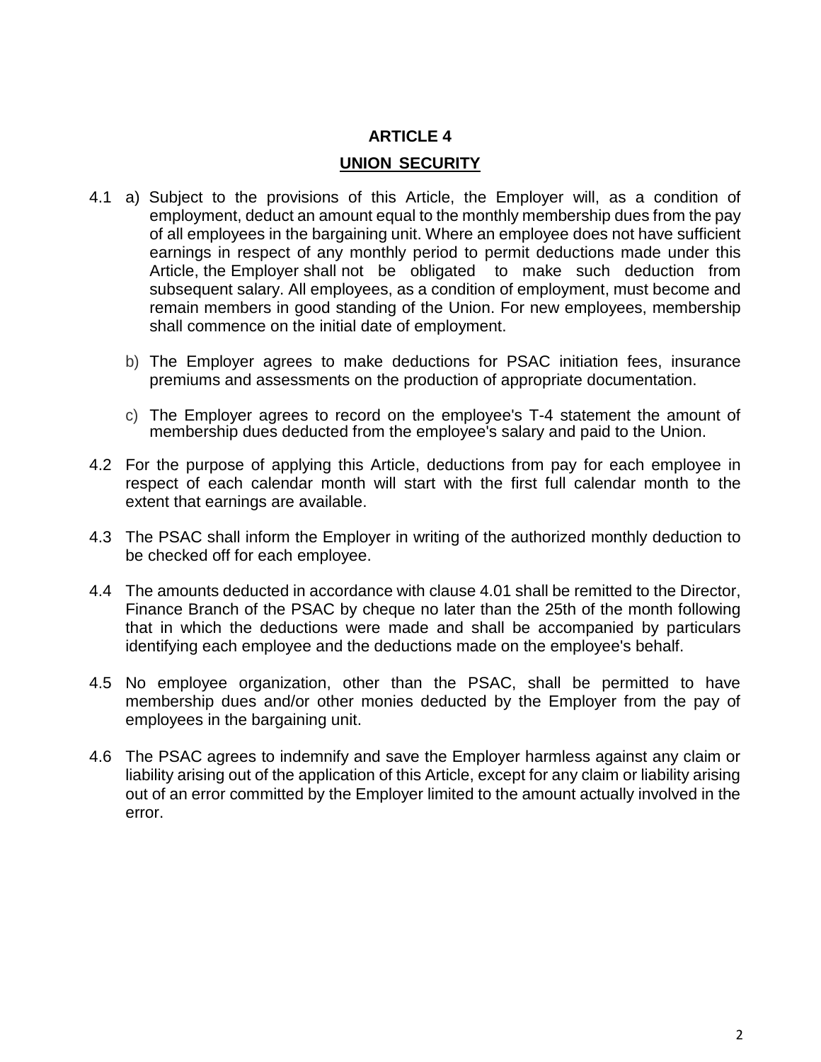## ARTICLE 4

## UNION SECURITY

4.1 a) Subject to the provisions of this Article, the Employer will, as a condition of employment, deduct an amount equal to the monthly membership dues from the pay of all employees in the bargaining unit. Where an employee does not have sufficient earnings in respect of any monthly period to permit deductions made under this Article, the Employer shall not be obligated to make such deduction from subsequent salary. All employees, as a condition of employment, must become and remain members in good standing of the Union. For new employees, membership shall commence on the initial date of employment.

b) The Employer agrees to make deductions for PSAC initiation fees, insurance premiums and assessments on the production of appropriate documentation.

c) The Employer agrees to record on the employee's T-4 statement the amount of membership dues deducted from the employee's salary and paid to the Union.

4.2 For the purpose of applying this Article, deductions from pay for each employee in respect of each calendar month will start with the first full calendar month to the extent that earnings are available.

4.3 The PSAC shall inform the Employer in writing of the authorized monthly deduction to be checked off for each employee.

4.4 The amounts deducted in accordance with clause 4.01 shall be remitted to the Director, Finance Branch of the PSAC by cheque no later than the 25th of the month following that in which the deductions were made and shall be accompanied by particulars identifying each employee and the deductions made on the employee's behalf.

4.5 No employee organization, other than the PSAC, shall be permitted to have membership dues and/or other monies deducted by the Employer from the pay of employees in the bargaining unit.

4.6 The PSAC agrees to indemnify and save the Employer harmless against any claim or liability arising out of the application of this Article, except for any claim or liability arising out of an error committed by the Employer limited to the amount actually involved in the error.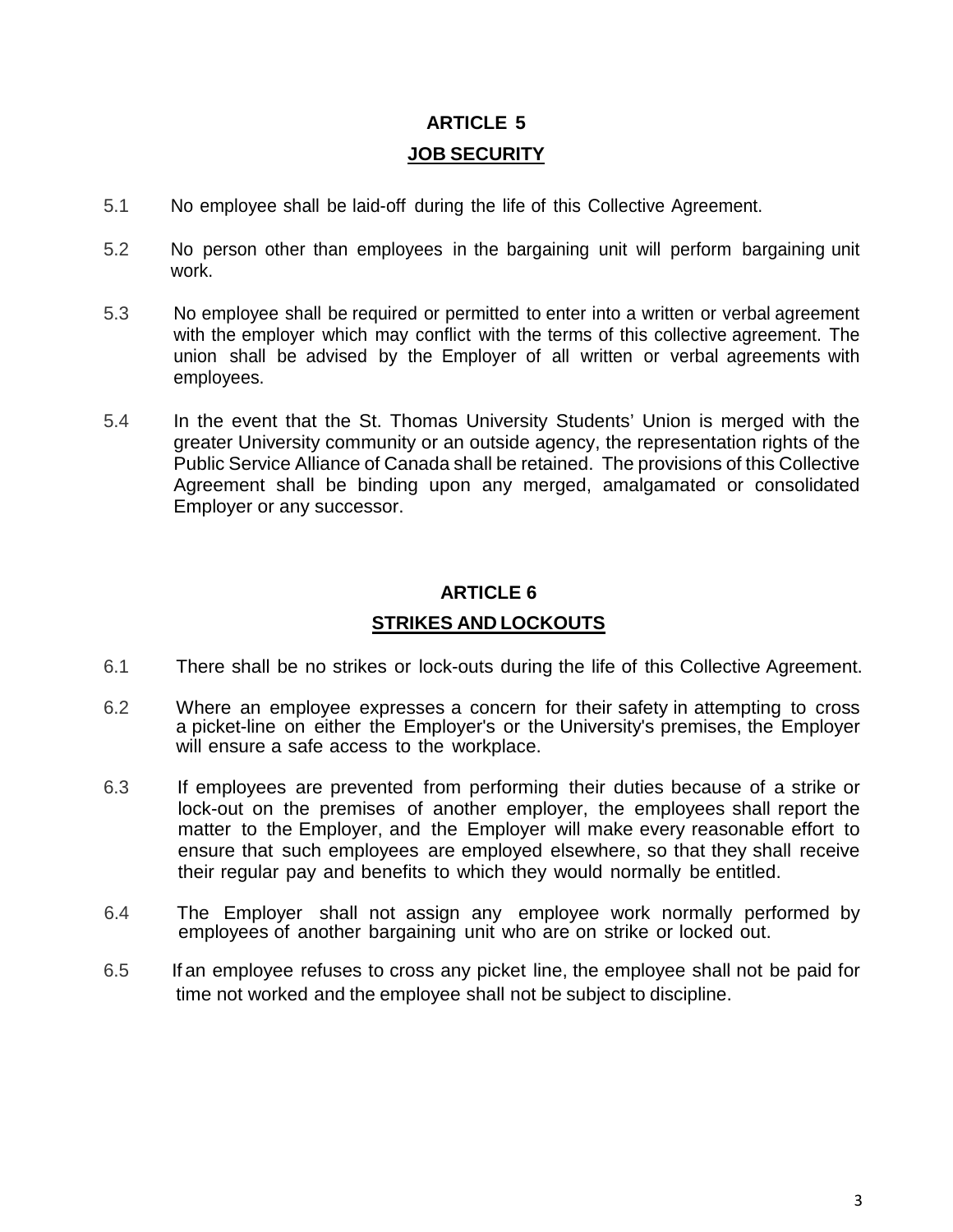## ARTICLE 5

### JOB SECURITY

5.1 No employee shall be laid-off during the life of this Collective Agreement.

5.2 No person other than employees in the bargaining unit will perform bargaining unit work.

5.3 No employee shall be required or permitted to enter into a written or verbal agreement with the employer which may conflict with the terms of this collective agreement. The union shall be advised by the Employer of all written or verbal agreements with employees.

5.4 In the event that the St. Thomas University Students' Union is merged with the greater University community or an outside agency, the representation rights of the Public Service Alliance of Canada shall be retained. The provisions of this Collective Agreement shall be binding upon any merged, amalgamated or consolidated Employer or any successor.

## ARTICLE 6

### STRIKES AND LOCKOUTS

6.1 There shall be no strikes or lock-outs during the life of this Collective Agreement.

6.2 Where an employee expresses a concern for their safety in attempting to cross a picket-line on either the Employer's or the University's premises, the Employer will ensure a safe access to the workplace.

6.3 If employees are prevented from performing their duties because of a strike or lock-out on the premises of another employer, the employees shall report the matter to the Employer, and the Employer will make every reasonable effort to ensure that such employees are employed elsewhere, so that they shall receive their regular pay and benefits to which they would normally be entitled.

6.4 The Employer shall not assign any employee work normally performed by employees of another bargaining unit who are on strike or locked out.

6.5 If an employee refuses to cross any picket line, the employee shall not be paid for time not worked and the employee shall not be subject to discipline.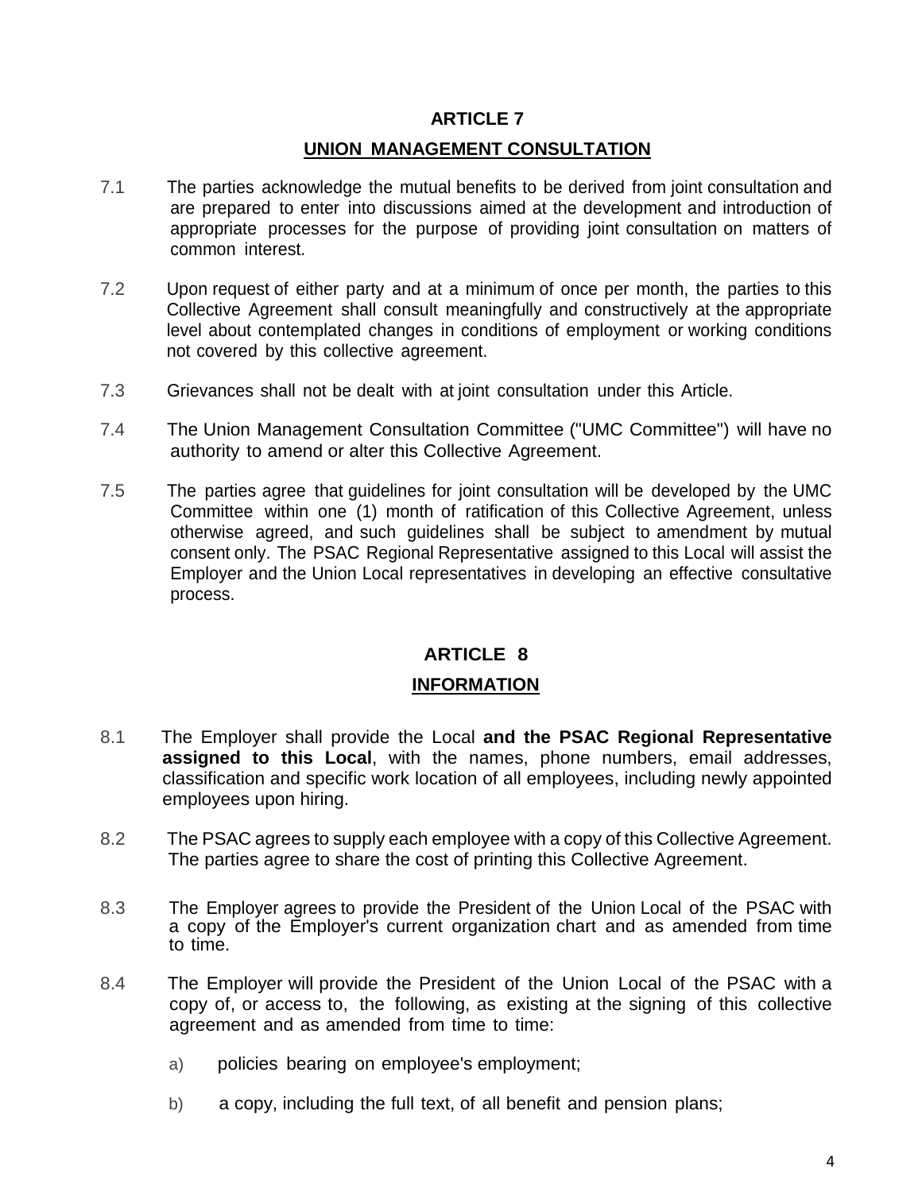## ARTICLE 7

## UNION MANAGEMENT CONSULTATION

7.1 The parties acknowledge the mutual benefits to be derived from joint consultation and are prepared to enter into discussions aimed at the development and introduction of appropriate processes for the purpose of providing joint consultation on matters of common interest.

7.2 Upon request of either party and at a minimum of once per month, the parties to this Collective Agreement shall consult meaningfully and constructively at the appropriate level about contemplated changes in conditions of employment or working conditions not covered by this collective agreement.

7.3 Grievances shall not be dealt with at joint consultation under this Article.

7.4 The Union Management Consultation Committee ("UMC Committee") will have no authority to amend or alter this Collective Agreement.

7.5 The parties agree that guidelines for joint consultation will be developed by the UMC Committee within one (1) month of ratification of this Collective Agreement, unless otherwise agreed, and such guidelines shall be subject to amendment by mutual consent only. The PSAC Regional Representative assigned to this Local will assist the Employer and the Union Local representatives in developing an effective consultative process.

## ARTICLE 8

## INFORMATION

8.1 The Employer shall provide the Local **and the PSAC Regional Representative assigned to this Local**, with the names, phone numbers, email addresses, classification and specific work location of all employees, including newly appointed employees upon hiring.

8.2 The PSAC agrees to supply each employee with a copy of this Collective Agreement. The parties agree to share the cost of printing this Collective Agreement.

8.3 The Employer agrees to provide the President of the Union Local of the PSAC with a copy of the Employer's current organization chart and as amended from time to time.

8.4 The Employer will provide the President of the Union Local of the PSAC with a copy of, or access to, the following, as existing at the signing of this collective agreement and as amended from time to time:

a) policies bearing on employee's employment;

b) a copy, including the full text, of all benefit and pension plans;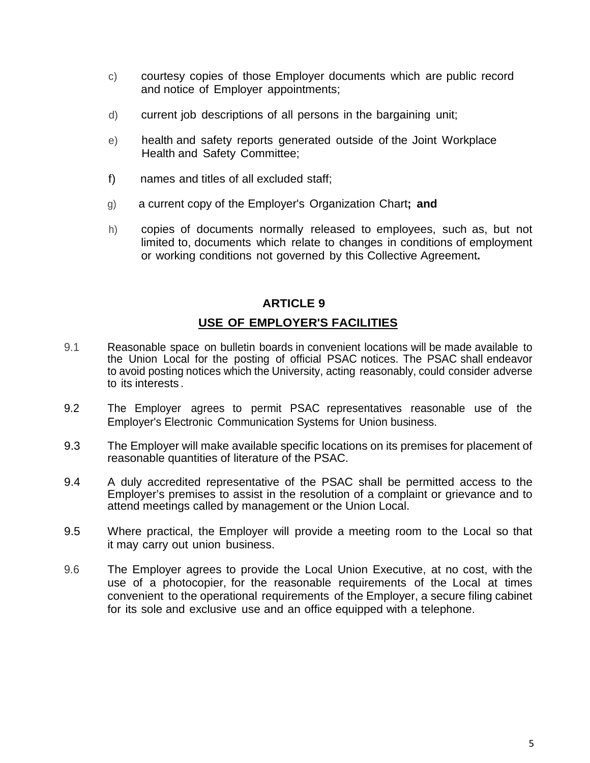c) courtesy copies of those Employer documents which are public record and notice of Employer appointments;

d) current job descriptions of all persons in the bargaining unit;

e) health and safety reports generated outside of the Joint Workplace Health and Safety Committee;

f) names and titles of all excluded staff;

g) a current copy of the Employer's Organization Chart**; and**

h) copies of documents normally released to employees, such as, but not limited to, documents which relate to changes in conditions of employment or working conditions not governed by this Collective Agreement**.**

## ARTICLE 9

## USE OF EMPLOYER'S FACILITIES

9.1 Reasonable space on bulletin boards in convenient locations will be made available to the Union Local for the posting of official PSAC notices. The PSAC shall endeavor to avoid posting notices which the University, acting reasonably, could consider adverse to its interests.

9.2 The Employer agrees to permit PSAC representatives reasonable use of the Employer's Electronic Communication Systems for Union business.

9.3 The Employer will make available specific locations on its premises for placement of reasonable quantities of literature of the PSAC.

9.4 A duly accredited representative of the PSAC shall be permitted access to the Employer's premises to assist in the resolution of a complaint or grievance and to attend meetings called by management or the Union Local.

9.5 Where practical, the Employer will provide a meeting room to the Local so that it may carry out union business.

9.6 The Employer agrees to provide the Local Union Executive, at no cost, with the use of a photocopier, for the reasonable requirements of the Local at times convenient to the operational requirements of the Employer, a secure filing cabinet for its sole and exclusive use and an office equipped with a telephone.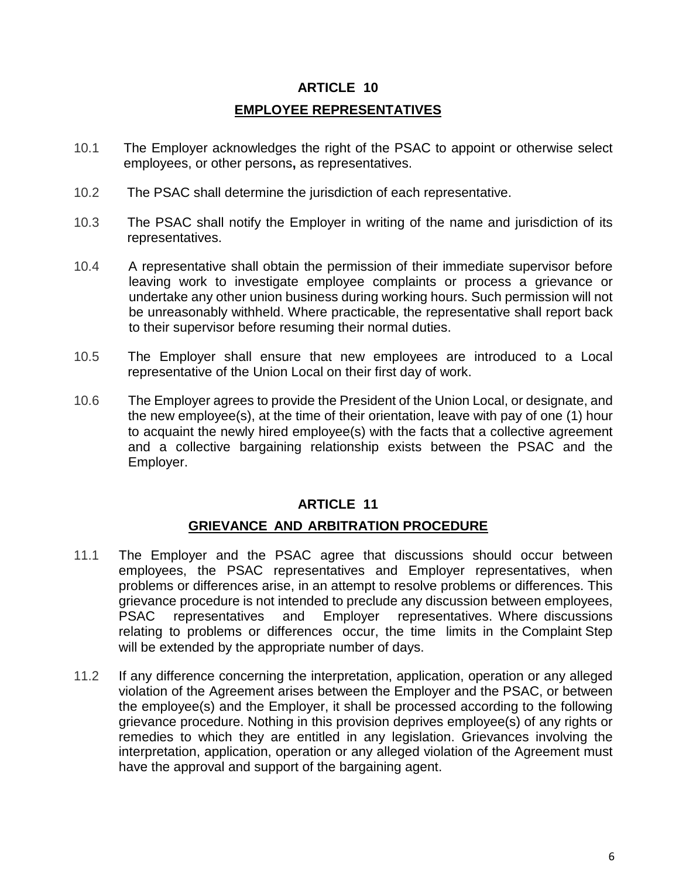## ARTICLE 10

## EMPLOYEE REPRESENTATIVES

10.1 The Employer acknowledges the right of the PSAC to appoint or otherwise select employees, or other persons**,** as representatives.

10.2 The PSAC shall determine the jurisdiction of each representative.

10.3 The PSAC shall notify the Employer in writing of the name and jurisdiction of its representatives.

10.4 A representative shall obtain the permission of their immediate supervisor before leaving work to investigate employee complaints or process a grievance or undertake any other union business during working hours. Such permission will not be unreasonably withheld. Where practicable, the representative shall report back to their supervisor before resuming their normal duties.

10.5 The Employer shall ensure that new employees are introduced to a Local representative of the Union Local on their first day of work.

10.6 The Employer agrees to provide the President of the Union Local, or designate, and the new employee(s), at the time of their orientation, leave with pay of one (1) hour to acquaint the newly hired employee(s) with the facts that a collective agreement and a collective bargaining relationship exists between the PSAC and the Employer.

## ARTICLE 11

## GRIEVANCE AND ARBITRATION PROCEDURE

11.1 The Employer and the PSAC agree that discussions should occur between employees, the PSAC representatives and Employer representatives, when problems or differences arise, in an attempt to resolve problems or differences. This grievance procedure is not intended to preclude any discussion between employees, PSAC representatives and Employer representatives. Where discussions relating to problems or differences occur, the time limits in the Complaint Step will be extended by the appropriate number of days.

11.2 If any difference concerning the interpretation, application, operation or any alleged violation of the Agreement arises between the Employer and the PSAC, or between the employee(s) and the Employer, it shall be processed according to the following grievance procedure. Nothing in this provision deprives employee(s) of any rights or remedies to which they are entitled in any legislation. Grievances involving the interpretation, application, operation or any alleged violation of the Agreement must have the approval and support of the bargaining agent.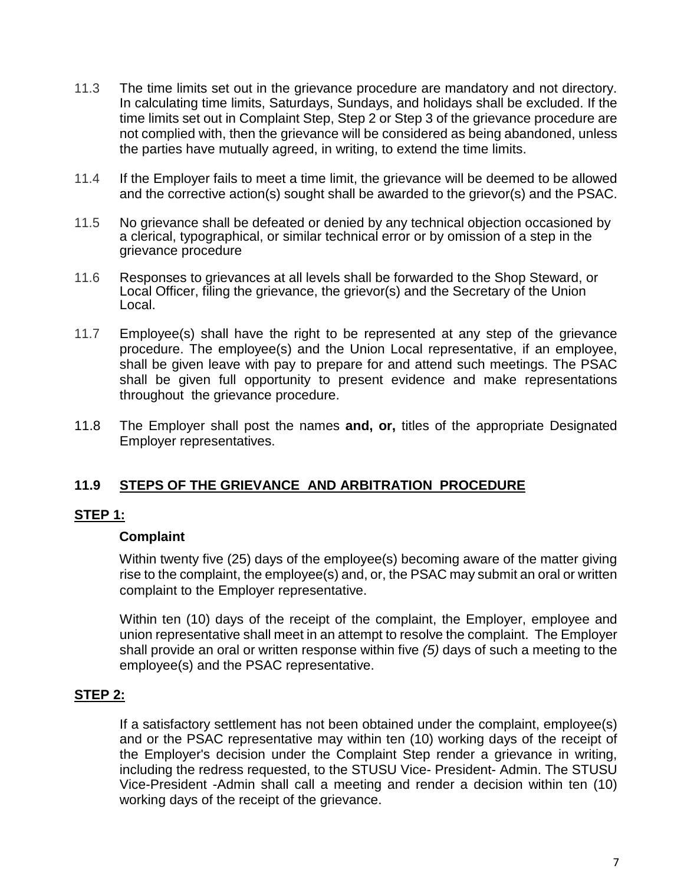11.3 The time limits set out in the grievance procedure are mandatory and not directory. In calculating time limits, Saturdays, Sundays, and holidays shall be excluded. If the time limits set out in Complaint Step, Step 2 or Step 3 of the grievance procedure are not complied with, then the grievance will be considered as being abandoned, unless the parties have mutually agreed, in writing, to extend the time limits.

11.4 If the Employer fails to meet a time limit, the grievance will be deemed to be allowed and the corrective action(s) sought shall be awarded to the grievor(s) and the PSAC.

11.5 No grievance shall be defeated or denied by any technical objection occasioned by a clerical, typographical, or similar technical error or by omission of a step in the grievance procedure

11.6 Responses to grievances at all levels shall be forwarded to the Shop Steward, or Local Officer, filing the grievance, the grievor(s) and the Secretary of the Union Local.

11.7 Employee(s) shall have the right to be represented at any step of the grievance procedure. The employee(s) and the Union Local representative, if an employee, shall be given leave with pay to prepare for and attend such meetings. The PSAC shall be given full opportunity to present evidence and make representations throughout the grievance procedure.

11.8 The Employer shall post the names **and, or,** titles of the appropriate Designated Employer representatives.

## 11.9 STEPS OF THE GRIEVANCE AND ARBITRATION PROCEDURE

### STEP 1:

**Complaint**

Within twenty five (25) days of the employee(s) becoming aware of the matter giving rise to the complaint, the employee(s) and, or, the PSAC may submit an oral or written complaint to the Employer representative.

Within ten (10) days of the receipt of the complaint, the Employer, employee and union representative shall meet in an attempt to resolve the complaint. The Employer shall provide an oral or written response within five *(5)* days of such a meeting to the employee(s) and the PSAC representative.

### STEP 2:

If a satisfactory settlement has not been obtained under the complaint, employee(s) and or the PSAC representative may within ten (10) working days of the receipt of the Employer's decision under the Complaint Step render a grievance in writing, including the redress requested, to the STUSU Vice- President- Admin. The STUSU Vice-President -Admin shall call a meeting and render a decision within ten (10) working days of the receipt of the grievance.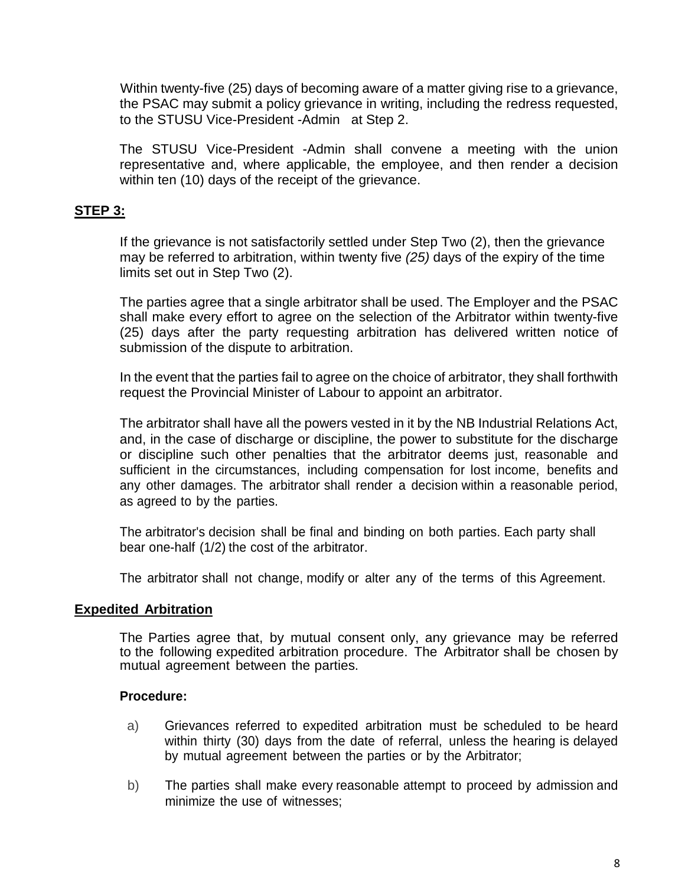Within twenty-five (25) days of becoming aware of a matter giving rise to a grievance, the PSAC may submit a policy grievance in writing, including the redress requested, to the STUSU Vice-President -Admin at Step 2.

The STUSU Vice-President -Admin shall convene a meeting with the union representative and, where applicable, the employee, and then render a decision within ten (10) days of the receipt of the grievance.

**STEP 3:**

If the grievance is not satisfactorily settled under Step Two (2), then the grievance may be referred to arbitration, within twenty five *(25)* days of the expiry of the time limits set out in Step Two (2).

The parties agree that a single arbitrator shall be used. The Employer and the PSAC shall make every effort to agree on the selection of the Arbitrator within twenty-five (25) days after the party requesting arbitration has delivered written notice of submission of the dispute to arbitration.

In the event that the parties fail to agree on the choice of arbitrator, they shall forthwith request the Provincial Minister of Labour to appoint an arbitrator.

The arbitrator shall have all the powers vested in it by the NB Industrial Relations Act, and, in the case of discharge or discipline, the power to substitute for the discharge or discipline such other penalties that the arbitrator deems just, reasonable and sufficient in the circumstances, including compensation for lost income, benefits and any other damages. The arbitrator shall render a decision within a reasonable period, as agreed to by the parties.

The arbitrator's decision shall be final and binding on both parties. Each party shall bear one-half (1/2) the cost of the arbitrator.

The arbitrator shall not change, modify or alter any of the terms of this Agreement.

**Expedited Arbitration**

The Parties agree that, by mutual consent only, any grievance may be referred to the following expedited arbitration procedure. The Arbitrator shall be chosen by mutual agreement between the parties.

**Procedure:**

a) Grievances referred to expedited arbitration must be scheduled to be heard within thirty (30) days from the date of referral, unless the hearing is delayed by mutual agreement between the parties or by the Arbitrator;

b) The parties shall make every reasonable attempt to proceed by admission and minimize the use of witnesses;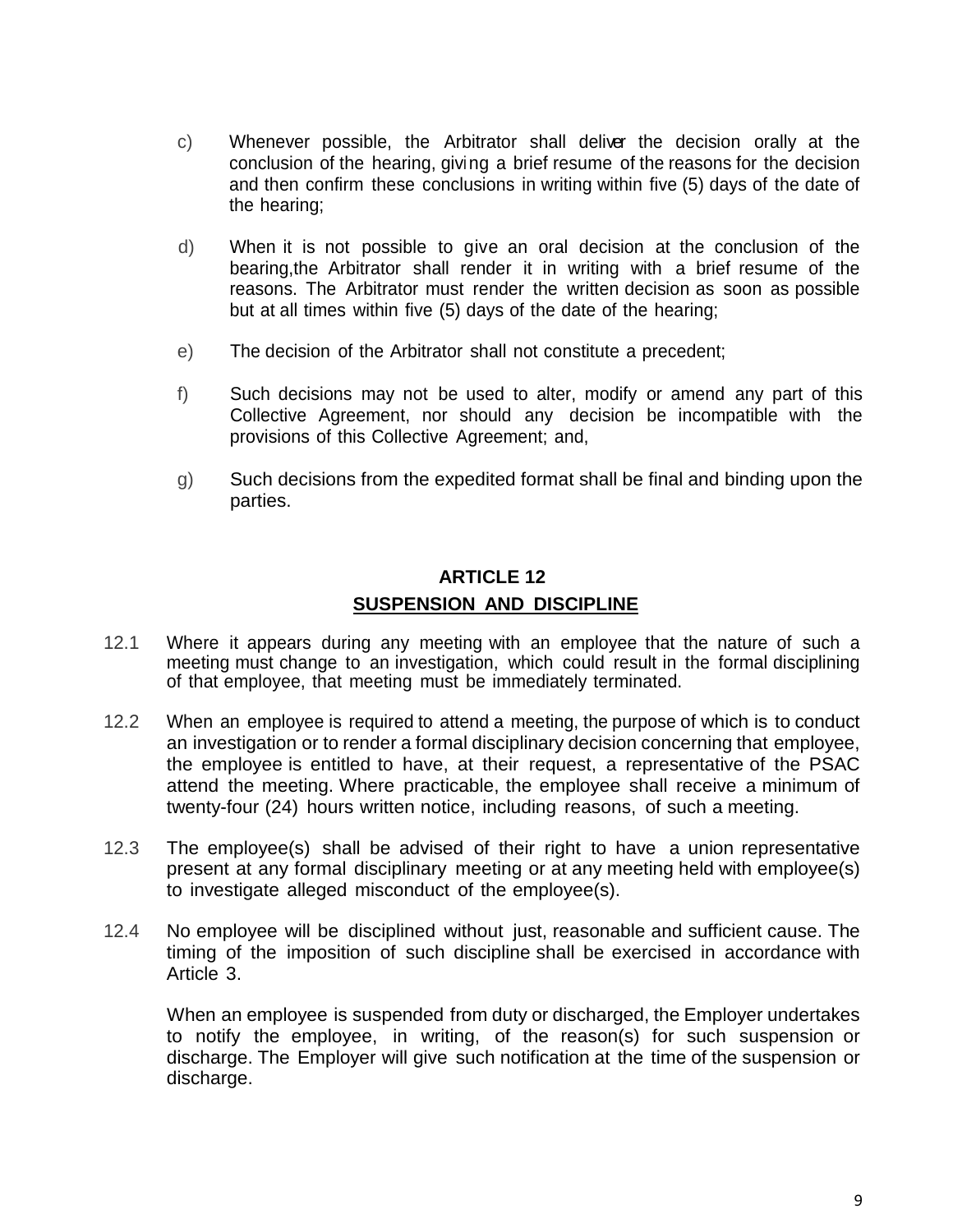c) Whenever possible, the Arbitrator shall deliver the decision orally at the conclusion of the hearing, giving a brief resume of the reasons for the decision and then confirm these conclusions in writing within five (5) days of the date of the hearing;

d) When it is not possible to give an oral decision at the conclusion of the bearing,the Arbitrator shall render it in writing with a brief resume of the reasons. The Arbitrator must render the written decision as soon as possible but at all times within five (5) days of the date of the hearing;

e) The decision of the Arbitrator shall not constitute a precedent;

f) Such decisions may not be used to alter, modify or amend any part of this Collective Agreement, nor should any decision be incompatible with the provisions of this Collective Agreement; and,

g) Such decisions from the expedited format shall be final and binding upon the parties.

## ARTICLE 12

## SUSPENSION AND DISCIPLINE

12.1 Where it appears during any meeting with an employee that the nature of such a meeting must change to an investigation, which could result in the formal disciplining of that employee, that meeting must be immediately terminated.

12.2 When an employee is required to attend a meeting, the purpose of which is to conduct an investigation or to render a formal disciplinary decision concerning that employee, the employee is entitled to have, at their request, a representative of the PSAC attend the meeting. Where practicable, the employee shall receive a minimum of twenty-four (24) hours written notice, including reasons, of such a meeting.

12.3 The employee(s) shall be advised of their right to have a union representative present at any formal disciplinary meeting or at any meeting held with employee(s) to investigate alleged misconduct of the employee(s).

12.4 No employee will be disciplined without just, reasonable and sufficient cause. The timing of the imposition of such discipline shall be exercised in accordance with Article 3.

When an employee is suspended from duty or discharged, the Employer undertakes to notify the employee, in writing, of the reason(s) for such suspension or discharge. The Employer will give such notification at the time of the suspension or discharge.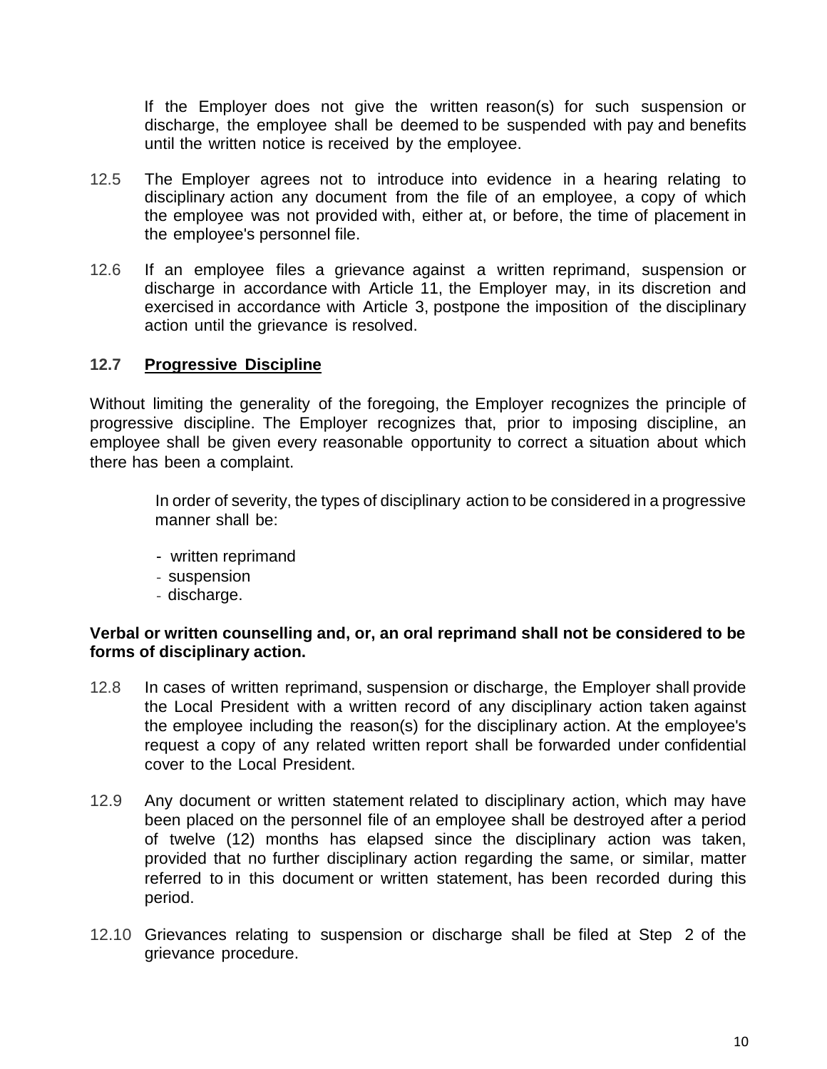If the Employer does not give the written reason(s) for such suspension or discharge, the employee shall be deemed to be suspended with pay and benefits until the written notice is received by the employee.

12.5 The Employer agrees not to introduce into evidence in a hearing relating to disciplinary action any document from the file of an employee, a copy of which the employee was not provided with, either at, or before, the time of placement in the employee's personnel file.

12.6 If an employee files a grievance against a written reprimand, suspension or discharge in accordance with Article 11, the Employer may, in its discretion and exercised in accordance with Article 3, postpone the imposition of the disciplinary action until the grievance is resolved.

**12.7 <u>Progressive Discipline</u>**

Without limiting the generality of the foregoing, the Employer recognizes the principle of progressive discipline. The Employer recognizes that, prior to imposing discipline, an employee shall be given every reasonable opportunity to correct a situation about which there has been a complaint.

In order of severity, the types of disciplinary action to be considered in a progressive manner shall be:

- written reprimand
- suspension
- discharge.

**Verbal or written counselling and, or, an oral reprimand shall not be considered to be forms of disciplinary action.**

12.8 In cases of written reprimand, suspension or discharge, the Employer shall provide the Local President with a written record of any disciplinary action taken against the employee including the reason(s) for the disciplinary action. At the employee's request a copy of any related written report shall be forwarded under confidential cover to the Local President.

12.9 Any document or written statement related to disciplinary action, which may have been placed on the personnel file of an employee shall be destroyed after a period of twelve (12) months has elapsed since the disciplinary action was taken, provided that no further disciplinary action regarding the same, or similar, matter referred to in this document or written statement, has been recorded during this period.

12.10 Grievances relating to suspension or discharge shall be filed at Step 2 of the grievance procedure.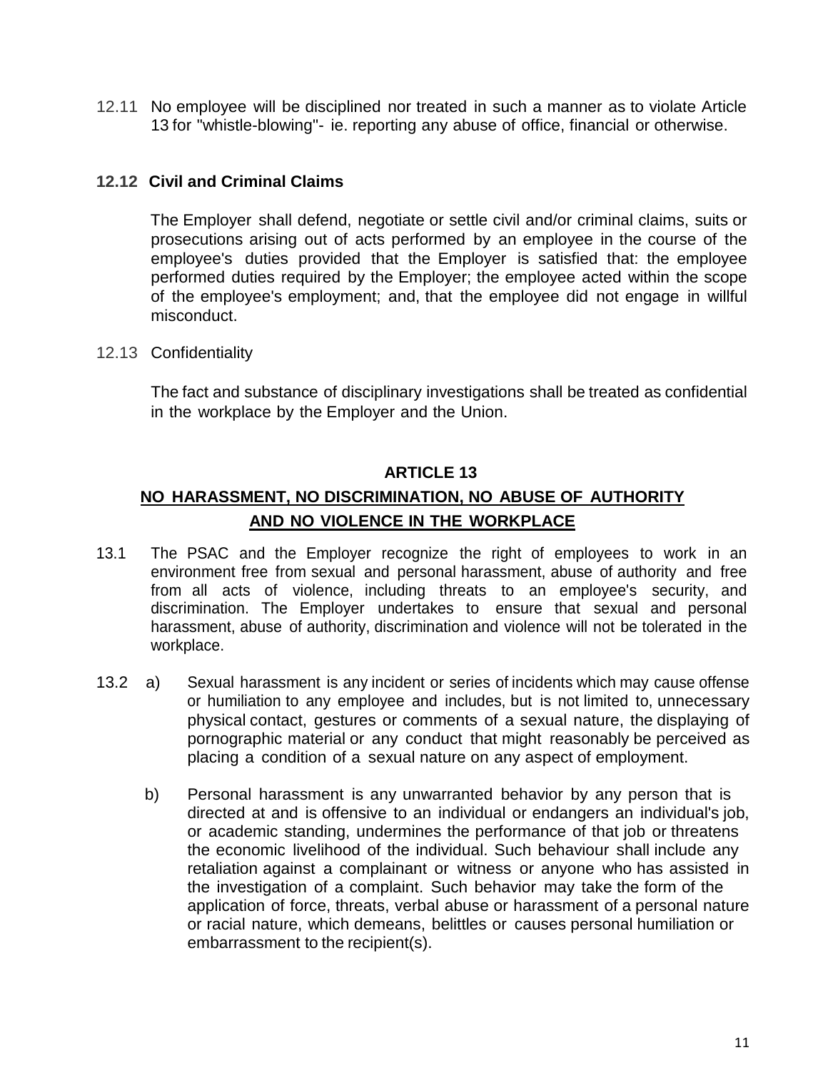12.11 No employee will be disciplined nor treated in such a manner as to violate Article 13 for "whistle-blowing"- ie. reporting any abuse of office, financial or otherwise.

**12.12 Civil and Criminal Claims**

The Employer shall defend, negotiate or settle civil and/or criminal claims, suits or prosecutions arising out of acts performed by an employee in the course of the employee's duties provided that the Employer is satisfied that: the employee performed duties required by the Employer; the employee acted within the scope of the employee's employment; and, that the employee did not engage in willful misconduct.

12.13 Confidentiality

The fact and substance of disciplinary investigations shall be treated as confidential in the workplace by the Employer and the Union.

## ARTICLE 13

## NO HARASSMENT, NO DISCRIMINATION, NO ABUSE OF AUTHORITY AND NO VIOLENCE IN THE WORKPLACE

13.1 The PSAC and the Employer recognize the right of employees to work in an environment free from sexual and personal harassment, abuse of authority and free from all acts of violence, including threats to an employee's security, and discrimination. The Employer undertakes to ensure that sexual and personal harassment, abuse of authority, discrimination and violence will not be tolerated in the workplace.

13.2 a) Sexual harassment is any incident or series of incidents which may cause offense or humiliation to any employee and includes, but is not limited to, unnecessary physical contact, gestures or comments of a sexual nature, the displaying of pornographic material or any conduct that might reasonably be perceived as placing a condition of a sexual nature on any aspect of employment.

b) Personal harassment is any unwarranted behavior by any person that is directed at and is offensive to an individual or endangers an individual's job, or academic standing, undermines the performance of that job or threatens the economic livelihood of the individual. Such behaviour shall include any retaliation against a complainant or witness or anyone who has assisted in the investigation of a complaint. Such behavior may take the form of the application of force, threats, verbal abuse or harassment of a personal nature or racial nature, which demeans, belittles or causes personal humiliation or embarrassment to the recipient(s).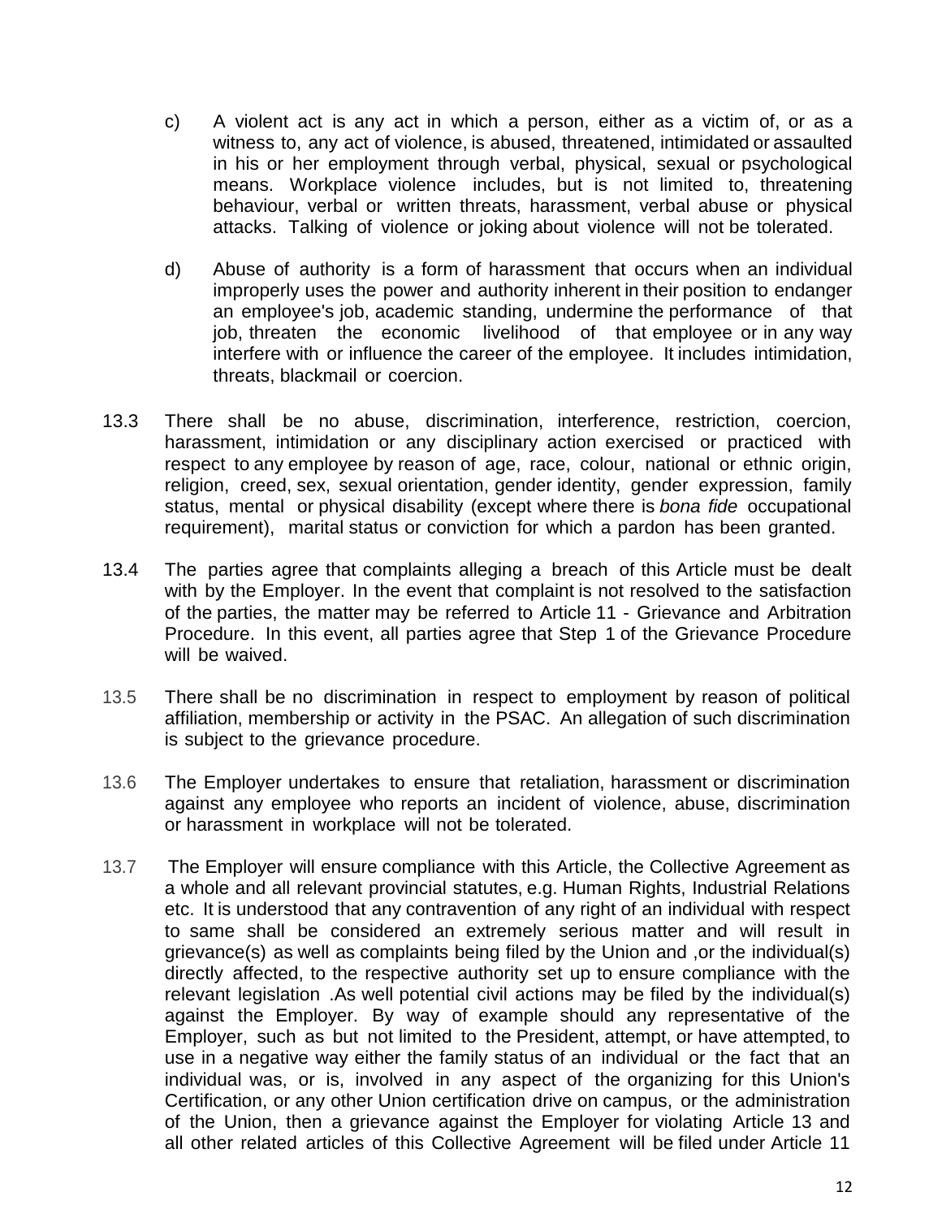c) A violent act is any act in which a person, either as a victim of, or as a witness to, any act of violence, is abused, threatened, intimidated or assaulted in his or her employment through verbal, physical, sexual or psychological means. Workplace violence includes, but is not limited to, threatening behaviour, verbal or written threats, harassment, verbal abuse or physical attacks. Talking of violence or joking about violence will not be tolerated.

d) Abuse of authority is a form of harassment that occurs when an individual improperly uses the power and authority inherent in their position to endanger an employee's job, academic standing, undermine the performance of that job, threaten the economic livelihood of that employee or in any way interfere with or influence the career of the employee. It includes intimidation, threats, blackmail or coercion.

13.3 There shall be no abuse, discrimination, interference, restriction, coercion, harassment, intimidation or any disciplinary action exercised or practiced with respect to any employee by reason of age, race, colour, national or ethnic origin, religion, creed, sex, sexual orientation, gender identity, gender expression, family status, mental or physical disability (except where there is *bona fide* occupational requirement), marital status or conviction for which a pardon has been granted.

13.4 The parties agree that complaints alleging a breach of this Article must be dealt with by the Employer. In the event that complaint is not resolved to the satisfaction of the parties, the matter may be referred to Article 11 - Grievance and Arbitration Procedure. In this event, all parties agree that Step 1 of the Grievance Procedure will be waived.

13.5 There shall be no discrimination in respect to employment by reason of political affiliation, membership or activity in the PSAC. An allegation of such discrimination is subject to the grievance procedure.

13.6 The Employer undertakes to ensure that retaliation, harassment or discrimination against any employee who reports an incident of violence, abuse, discrimination or harassment in workplace will not be tolerated.

13.7 The Employer will ensure compliance with this Article, the Collective Agreement as a whole and all relevant provincial statutes, e.g. Human Rights, Industrial Relations etc. It is understood that any contravention of any right of an individual with respect to same shall be considered an extremely serious matter and will result in grievance(s) as well as complaints being filed by the Union and ,or the individual(s) directly affected, to the respective authority set up to ensure compliance with the relevant legislation .As well potential civil actions may be filed by the individual(s) against the Employer. By way of example should any representative of the Employer, such as but not limited to the President, attempt, or have attempted, to use in a negative way either the family status of an individual or the fact that an individual was, or is, involved in any aspect of the organizing for this Union's Certification, or any other Union certification drive on campus, or the administration of the Union, then a grievance against the Employer for violating Article 13 and all other related articles of this Collective Agreement will be filed under Article 11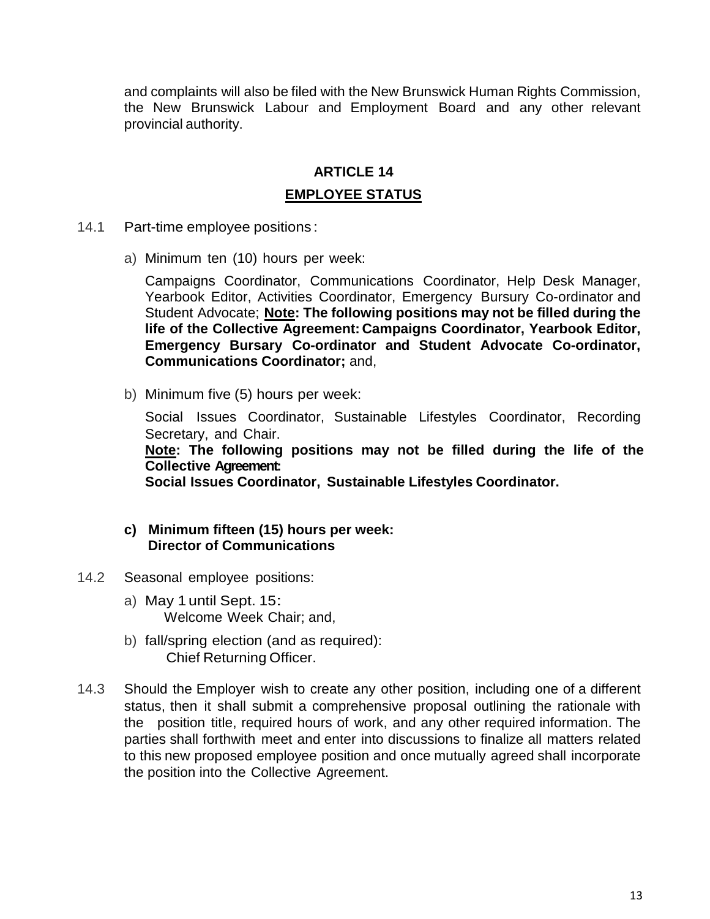and complaints will also be filed with the New Brunswick Human Rights Commission, the New Brunswick Labour and Employment Board and any other relevant provincial authority.

## ARTICLE 14

## EMPLOYEE STATUS

14.1 Part-time employee positions:

a) Minimum ten (10) hours per week:

Campaigns Coordinator, Communications Coordinator, Help Desk Manager, Yearbook Editor, Activities Coordinator, Emergency Bursury Co-ordinator and Student Advocate; **Note: The following positions may not be filled during the life of the Collective Agreement: Campaigns Coordinator, Yearbook Editor, Emergency Bursary Co-ordinator and Student Advocate Co-ordinator, Communications Coordinator;** and,

b) Minimum five (5) hours per week:

Social Issues Coordinator, Sustainable Lifestyles Coordinator, Recording Secretary, and Chair.

**Note: The following positions may not be filled during the life of the Collective Agreement:**
**Social Issues Coordinator, Sustainable Lifestyles Coordinator.**

**c) Minimum fifteen (15) hours per week:**
**Director of Communications**

14.2 Seasonal employee positions:

a) May 1 until Sept. 15:
Welcome Week Chair; and,

b) fall/spring election (and as required):
Chief Returning Officer.

14.3 Should the Employer wish to create any other position, including one of a different status, then it shall submit a comprehensive proposal outlining the rationale with the position title, required hours of work, and any other required information. The parties shall forthwith meet and enter into discussions to finalize all matters related to this new proposed employee position and once mutually agreed shall incorporate the position into the Collective Agreement.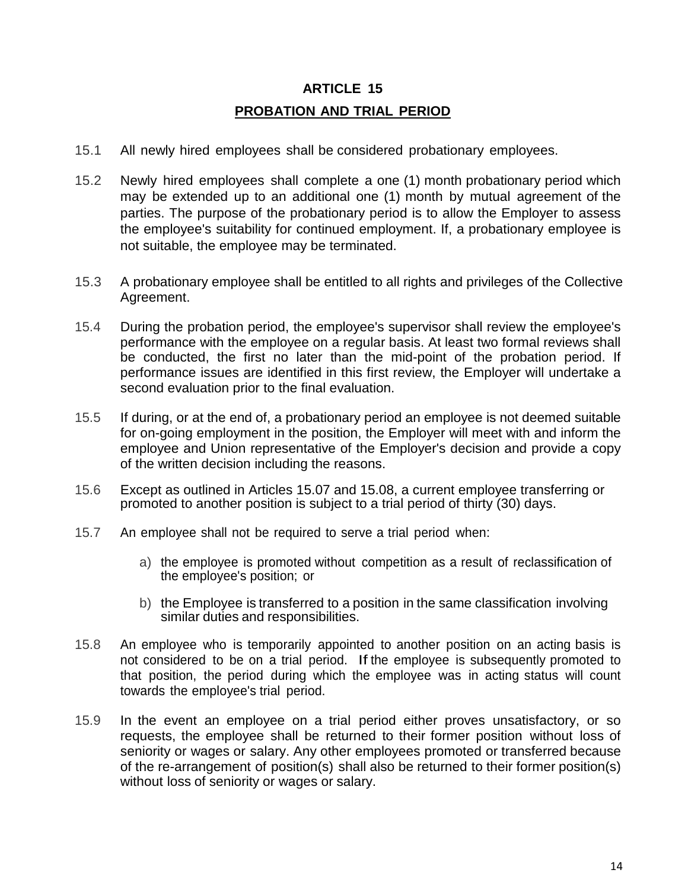# ARTICLE 15

## PROBATION AND TRIAL PERIOD

15.1 All newly hired employees shall be considered probationary employees.

15.2 Newly hired employees shall complete a one (1) month probationary period which may be extended up to an additional one (1) month by mutual agreement of the parties. The purpose of the probationary period is to allow the Employer to assess the employee's suitability for continued employment. If, a probationary employee is not suitable, the employee may be terminated.

15.3 A probationary employee shall be entitled to all rights and privileges of the Collective Agreement.

15.4 During the probation period, the employee's supervisor shall review the employee's performance with the employee on a regular basis. At least two formal reviews shall be conducted, the first no later than the mid-point of the probation period. If performance issues are identified in this first review, the Employer will undertake a second evaluation prior to the final evaluation.

15.5 If during, or at the end of, a probationary period an employee is not deemed suitable for on-going employment in the position, the Employer will meet with and inform the employee and Union representative of the Employer's decision and provide a copy of the written decision including the reasons.

15.6 Except as outlined in Articles 15.07 and 15.08, a current employee transferring or promoted to another position is subject to a trial period of thirty (30) days.

15.7 An employee shall not be required to serve a trial period when:

a) the employee is promoted without competition as a result of reclassification of the employee's position; or

b) the Employee is transferred to a position in the same classification involving similar duties and responsibilities.

15.8 An employee who is temporarily appointed to another position on an acting basis is not considered to be on a trial period. If the employee is subsequently promoted to that position, the period during which the employee was in acting status will count towards the employee's trial period.

15.9 In the event an employee on a trial period either proves unsatisfactory, or so requests, the employee shall be returned to their former position without loss of seniority or wages or salary. Any other employees promoted or transferred because of the re-arrangement of position(s) shall also be returned to their former position(s) without loss of seniority or wages or salary.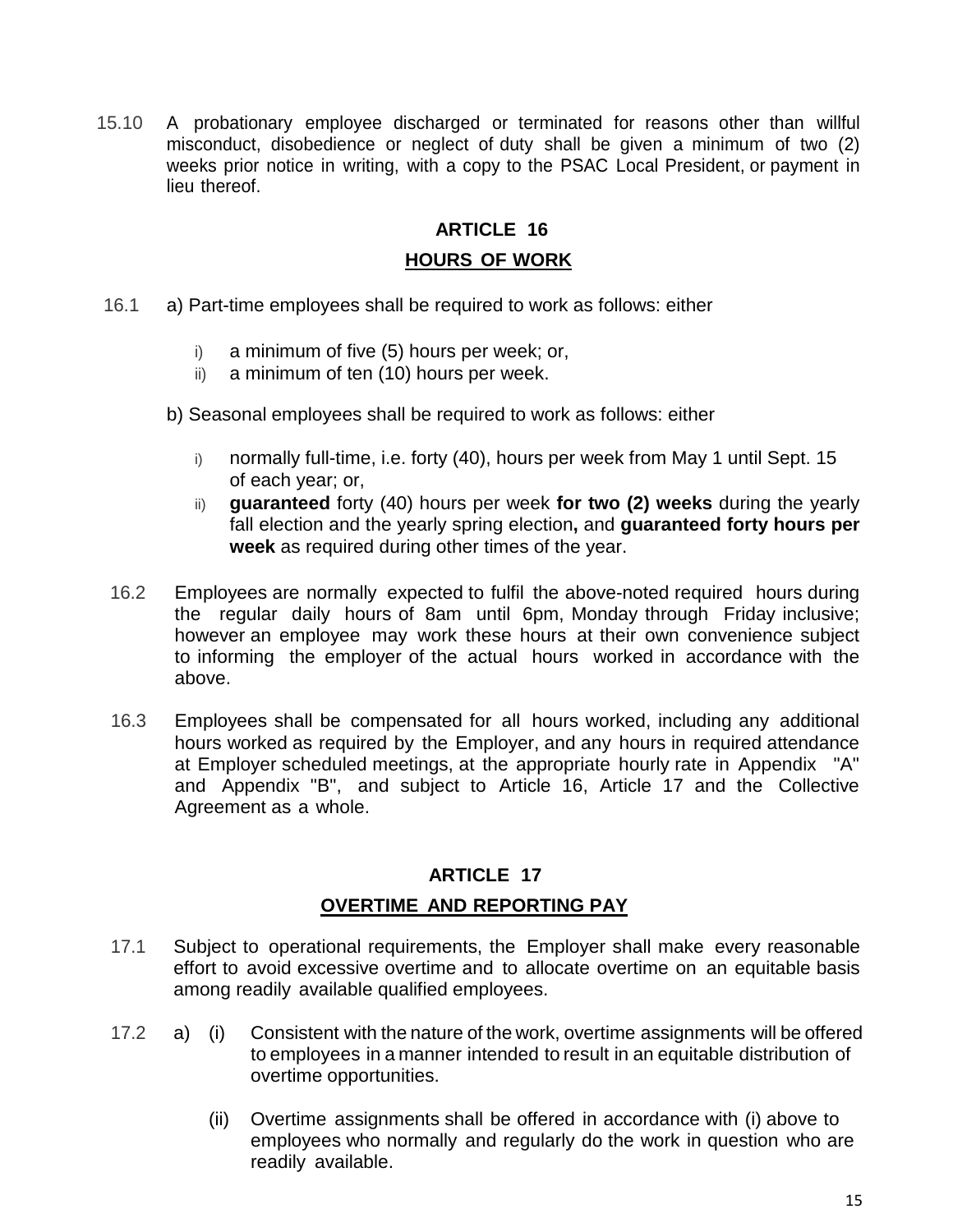15.10 A probationary employee discharged or terminated for reasons other than willful misconduct, disobedience or neglect of duty shall be given a minimum of two (2) weeks prior notice in writing, with a copy to the PSAC Local President, or payment in lieu thereof.

## ARTICLE 16

## HOURS OF WORK

16.1 a) Part-time employees shall be required to work as follows: either

- i) a minimum of five (5) hours per week; or,
- ii) a minimum of ten (10) hours per week.

b) Seasonal employees shall be required to work as follows: either

- i) normally full-time, i.e. forty (40), hours per week from May 1 until Sept. 15 of each year; or,
- ii) **guaranteed** forty (40) hours per week **for two (2) weeks** during the yearly fall election and the yearly spring election**,** and **guaranteed forty hours per week** as required during other times of the year.

16.2 Employees are normally expected to fulfil the above-noted required hours during the regular daily hours of 8am until 6pm, Monday through Friday inclusive; however an employee may work these hours at their own convenience subject to informing the employer of the actual hours worked in accordance with the above.

16.3 Employees shall be compensated for all hours worked, including any additional hours worked as required by the Employer, and any hours in required attendance at Employer scheduled meetings, at the appropriate hourly rate in Appendix "A" and Appendix "B", and subject to Article 16, Article 17 and the Collective Agreement as a whole.

## ARTICLE 17

## OVERTIME AND REPORTING PAY

17.1 Subject to operational requirements, the Employer shall make every reasonable effort to avoid excessive overtime and to allocate overtime on an equitable basis among readily available qualified employees.

17.2 a) (i) Consistent with the nature of the work, overtime assignments will be offered to employees in a manner intended to result in an equitable distribution of overtime opportunities.

(ii) Overtime assignments shall be offered in accordance with (i) above to employees who normally and regularly do the work in question who are readily available.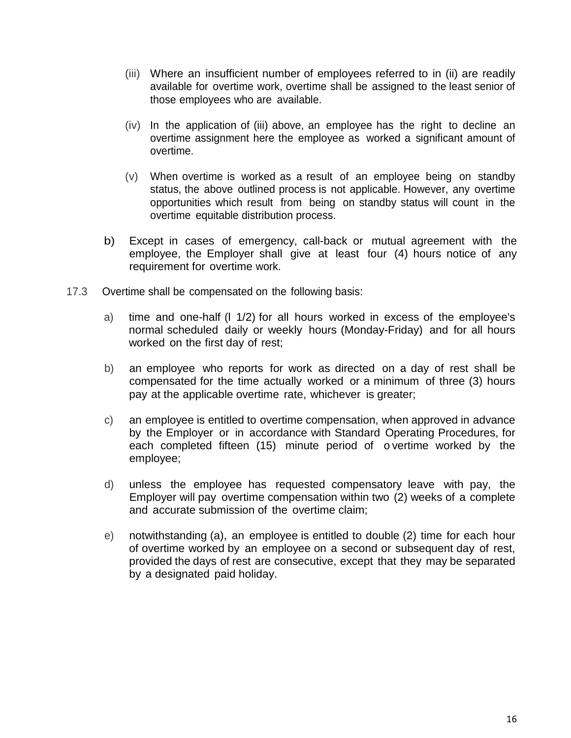(iii) Where an insufficient number of employees referred to in (ii) are readily available for overtime work, overtime shall be assigned to the least senior of those employees who are available.

(iv) In the application of (iii) above, an employee has the right to decline an overtime assignment here the employee as worked a significant amount of overtime.

(v) When overtime is worked as a result of an employee being on standby status, the above outlined process is not applicable. However, any overtime opportunities which result from being on standby status will count in the overtime equitable distribution process.

b) Except in cases of emergency, call-back or mutual agreement with the employee, the Employer shall give at least four (4) hours notice of any requirement for overtime work.

17.3 Overtime shall be compensated on the following basis:

a) time and one-half (l 1/2) for all hours worked in excess of the employee's normal scheduled daily or weekly hours (Monday-Friday) and for all hours worked on the first day of rest;

b) an employee who reports for work as directed on a day of rest shall be compensated for the time actually worked or a minimum of three (3) hours pay at the applicable overtime rate, whichever is greater;

c) an employee is entitled to overtime compensation, when approved in advance by the Employer or in accordance with Standard Operating Procedures, for each completed fifteen (15) minute period of o vertime worked by the employee;

d) unless the employee has requested compensatory leave with pay, the Employer will pay overtime compensation within two (2) weeks of a complete and accurate submission of the overtime claim;

e) notwithstanding (a), an employee is entitled to double (2) time for each hour of overtime worked by an employee on a second or subsequent day of rest, provided the days of rest are consecutive, except that they may be separated by a designated paid holiday.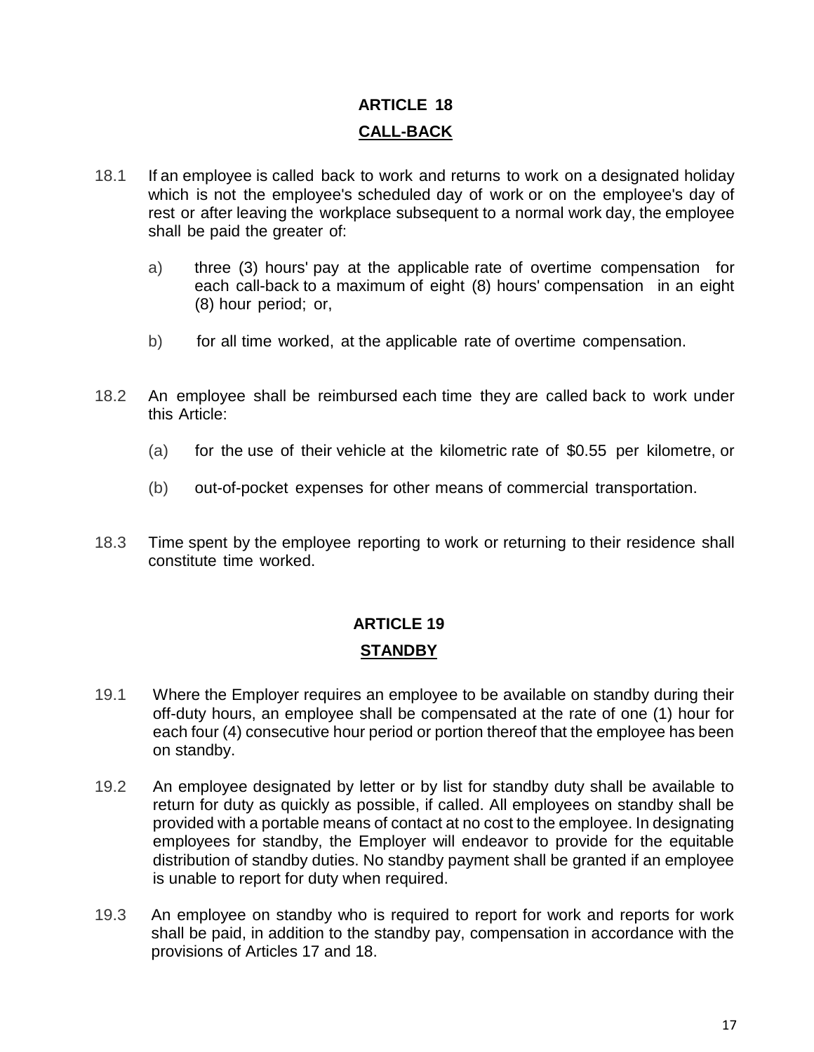## ARTICLE 18

## CALL-BACK

18.1 If an employee is called back to work and returns to work on a designated holiday which is not the employee's scheduled day of work or on the employee's day of rest or after leaving the workplace subsequent to a normal work day, the employee shall be paid the greater of:

a) three (3) hours' pay at the applicable rate of overtime compensation for each call-back to a maximum of eight (8) hours' compensation in an eight (8) hour period; or,

b) for all time worked, at the applicable rate of overtime compensation.

18.2 An employee shall be reimbursed each time they are called back to work under this Article:

(a) for the use of their vehicle at the kilometric rate of $0.55 per kilometre, or

(b) out-of-pocket expenses for other means of commercial transportation.

18.3 Time spent by the employee reporting to work or returning to their residence shall constitute time worked.

## ARTICLE 19

## STANDBY

19.1 Where the Employer requires an employee to be available on standby during their off-duty hours, an employee shall be compensated at the rate of one (1) hour for each four (4) consecutive hour period or portion thereof that the employee has been on standby.

19.2 An employee designated by letter or by list for standby duty shall be available to return for duty as quickly as possible, if called. All employees on standby shall be provided with a portable means of contact at no cost to the employee. In designating employees for standby, the Employer will endeavor to provide for the equitable distribution of standby duties. No standby payment shall be granted if an employee is unable to report for duty when required.

19.3 An employee on standby who is required to report for work and reports for work shall be paid, in addition to the standby pay, compensation in accordance with the provisions of Articles 17 and 18.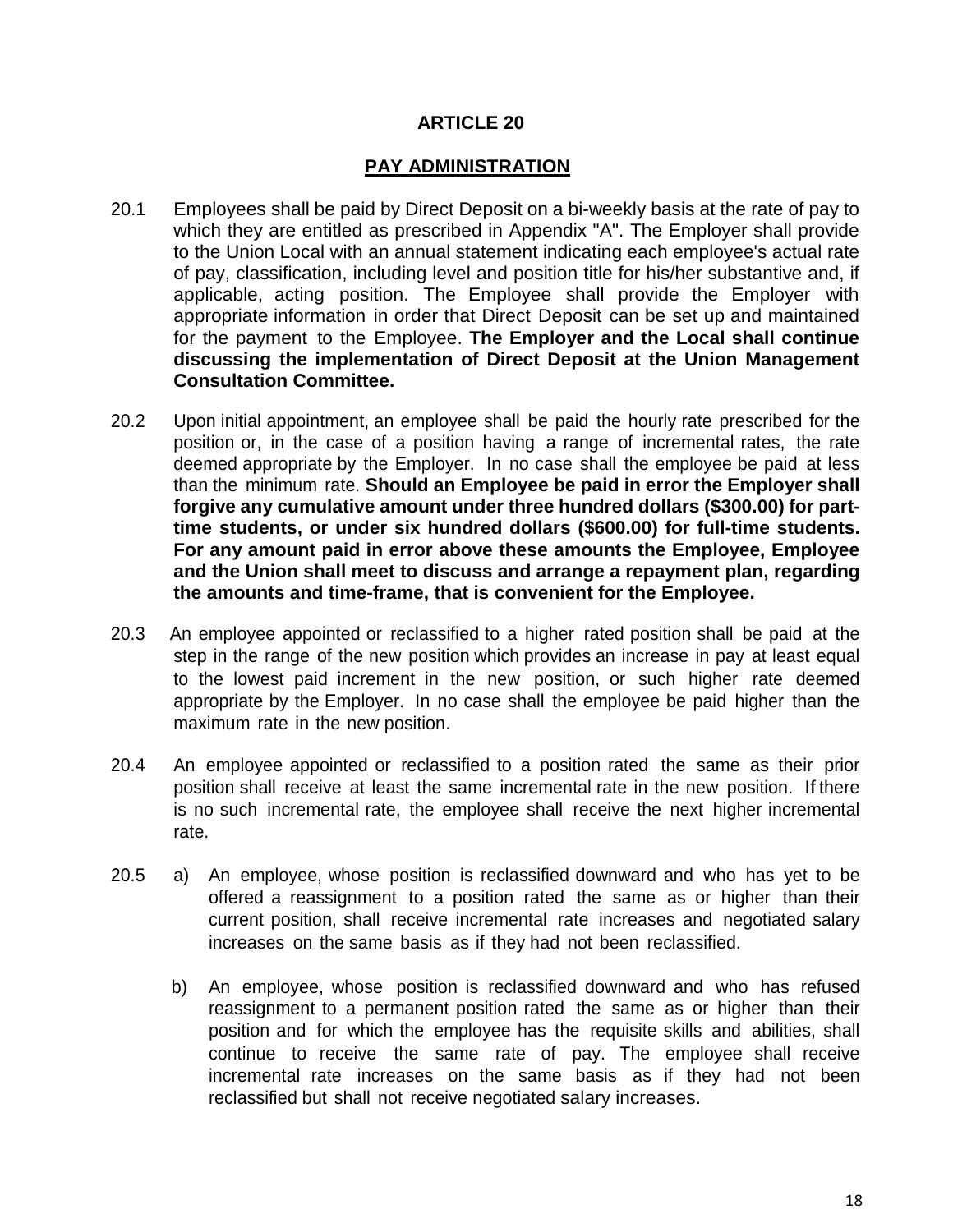# ARTICLE 20

## PAY ADMINISTRATION

20.1 Employees shall be paid by Direct Deposit on a bi-weekly basis at the rate of pay to which they are entitled as prescribed in Appendix "A". The Employer shall provide to the Union Local with an annual statement indicating each employee's actual rate of pay, classification, including level and position title for his/her substantive and, if applicable, acting position. The Employee shall provide the Employer with appropriate information in order that Direct Deposit can be set up and maintained for the payment to the Employee. **The Employer and the Local shall continue discussing the implementation of Direct Deposit at the Union Management Consultation Committee.**

20.2 Upon initial appointment, an employee shall be paid the hourly rate prescribed for the position or, in the case of a position having a range of incremental rates, the rate deemed appropriate by the Employer. In no case shall the employee be paid at less than the minimum rate. **Should an Employee be paid in error the Employer shall forgive any cumulative amount under three hundred dollars ($300.00) for part-time students, or under six hundred dollars ($600.00) for full-time students. For any amount paid in error above these amounts the Employee, Employee and the Union shall meet to discuss and arrange a repayment plan, regarding the amounts and time-frame, that is convenient for the Employee.**

20.3 An employee appointed or reclassified to a higher rated position shall be paid at the step in the range of the new position which provides an increase in pay at least equal to the lowest paid increment in the new position, or such higher rate deemed appropriate by the Employer. In no case shall the employee be paid higher than the maximum rate in the new position.

20.4 An employee appointed or reclassified to a position rated the same as their prior position shall receive at least the same incremental rate in the new position. If there is no such incremental rate, the employee shall receive the next higher incremental rate.

20.5 a) An employee, whose position is reclassified downward and who has yet to be offered a reassignment to a position rated the same as or higher than their current position, shall receive incremental rate increases and negotiated salary increases on the same basis as if they had not been reclassified.

b) An employee, whose position is reclassified downward and who has refused reassignment to a permanent position rated the same as or higher than their position and for which the employee has the requisite skills and abilities, shall continue to receive the same rate of pay. The employee shall receive incremental rate increases on the same basis as if they had not been reclassified but shall not receive negotiated salary increases.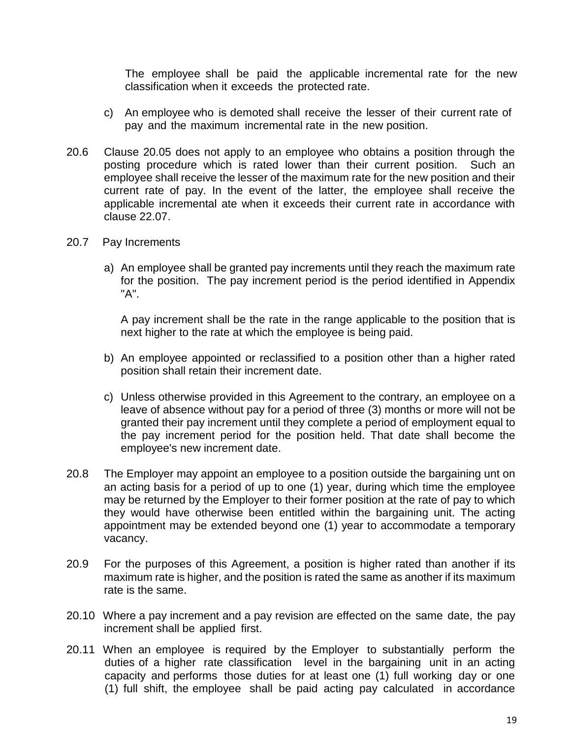The employee shall be paid the applicable incremental rate for the new classification when it exceeds the protected rate.

c) An employee who is demoted shall receive the lesser of their current rate of pay and the maximum incremental rate in the new position.

20.6 Clause 20.05 does not apply to an employee who obtains a position through the posting procedure which is rated lower than their current position. Such an employee shall receive the lesser of the maximum rate for the new position and their current rate of pay. In the event of the latter, the employee shall receive the applicable incremental ate when it exceeds their current rate in accordance with clause 22.07.

20.7 Pay Increments

a) An employee shall be granted pay increments until they reach the maximum rate for the position. The pay increment period is the period identified in Appendix "A".

   A pay increment shall be the rate in the range applicable to the position that is next higher to the rate at which the employee is being paid.

b) An employee appointed or reclassified to a position other than a higher rated position shall retain their increment date.

c) Unless otherwise provided in this Agreement to the contrary, an employee on a leave of absence without pay for a period of three (3) months or more will not be granted their pay increment until they complete a period of employment equal to the pay increment period for the position held. That date shall become the employee's new increment date.

20.8 The Employer may appoint an employee to a position outside the bargaining unt on an acting basis for a period of up to one (1) year, during which time the employee may be returned by the Employer to their former position at the rate of pay to which they would have otherwise been entitled within the bargaining unit. The acting appointment may be extended beyond one (1) year to accommodate a temporary vacancy.

20.9 For the purposes of this Agreement, a position is higher rated than another if its maximum rate is higher, and the position is rated the same as another if its maximum rate is the same.

20.10 Where a pay increment and a pay revision are effected on the same date, the pay increment shall be applied first.

20.11 When an employee is required by the Employer to substantially perform the duties of a higher rate classification level in the bargaining unit in an acting capacity and performs those duties for at least one (1) full working day or one (1) full shift, the employee shall be paid acting pay calculated in accordance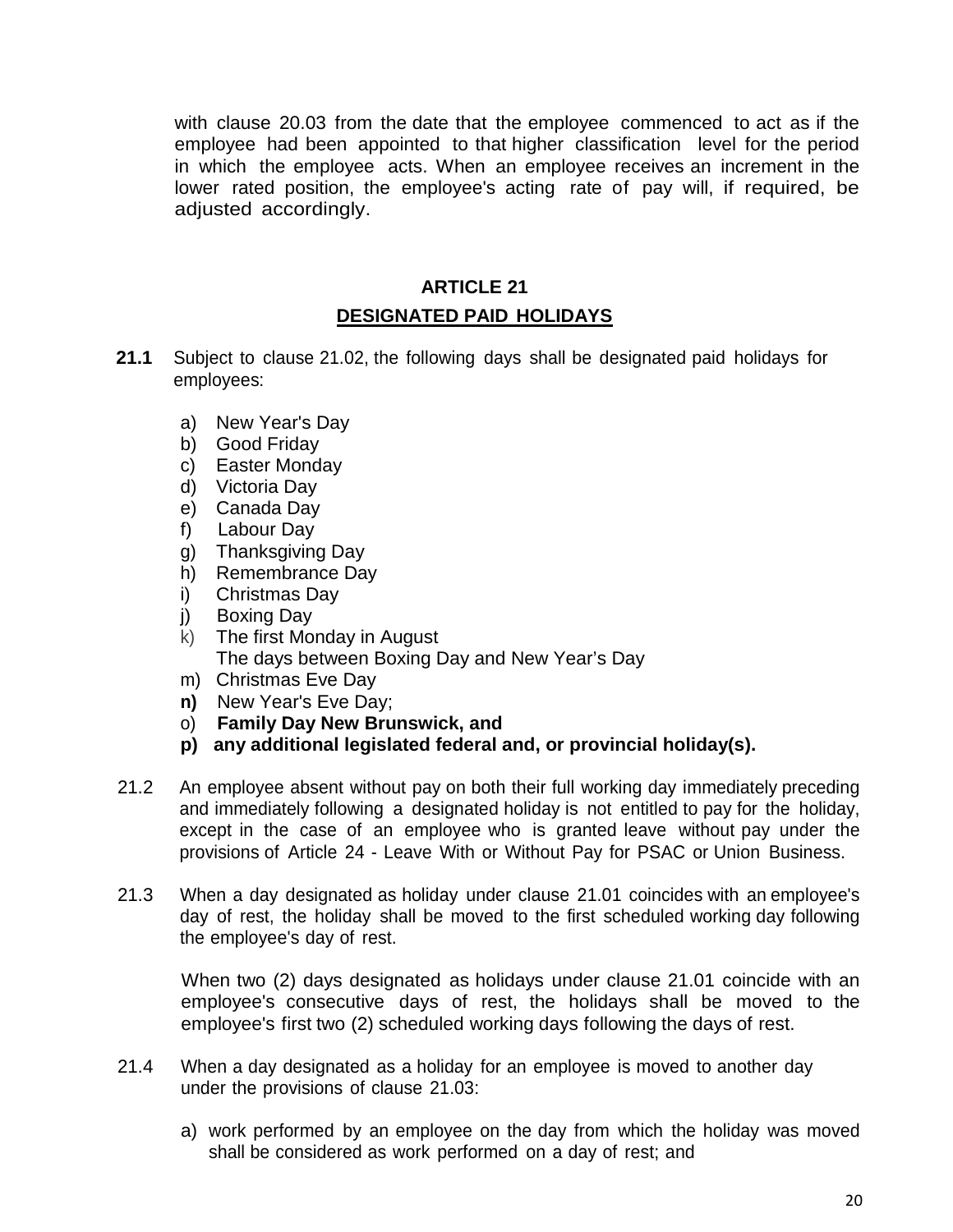with clause 20.03 from the date that the employee commenced to act as if the employee had been appointed to that higher classification level for the period in which the employee acts. When an employee receives an increment in the lower rated position, the employee's acting rate of pay will, if required, be adjusted accordingly.

## ARTICLE 21

## DESIGNATED PAID HOLIDAYS

**21.1** Subject to clause 21.02, the following days shall be designated paid holidays for employees:

a) New Year's Day
b) Good Friday
c) Easter Monday
d) Victoria Day
e) Canada Day
f) Labour Day
g) Thanksgiving Day
h) Remembrance Day
i) Christmas Day
j) Boxing Day
k) The first Monday in August
The days between Boxing Day and New Year's Day
m) Christmas Eve Day
**n)** New Year's Eve Day;
o) **Family Day New Brunswick, and**
**p) any additional legislated federal and, or provincial holiday(s).**

21.2 An employee absent without pay on both their full working day immediately preceding and immediately following a designated holiday is not entitled to pay for the holiday, except in the case of an employee who is granted leave without pay under the provisions of Article 24 - Leave With or Without Pay for PSAC or Union Business.

21.3 When a day designated as holiday under clause 21.01 coincides with an employee's day of rest, the holiday shall be moved to the first scheduled working day following the employee's day of rest.

When two (2) days designated as holidays under clause 21.01 coincide with an employee's consecutive days of rest, the holidays shall be moved to the employee's first two (2) scheduled working days following the days of rest.

21.4 When a day designated as a holiday for an employee is moved to another day under the provisions of clause 21.03:

a) work performed by an employee on the day from which the holiday was moved shall be considered as work performed on a day of rest; and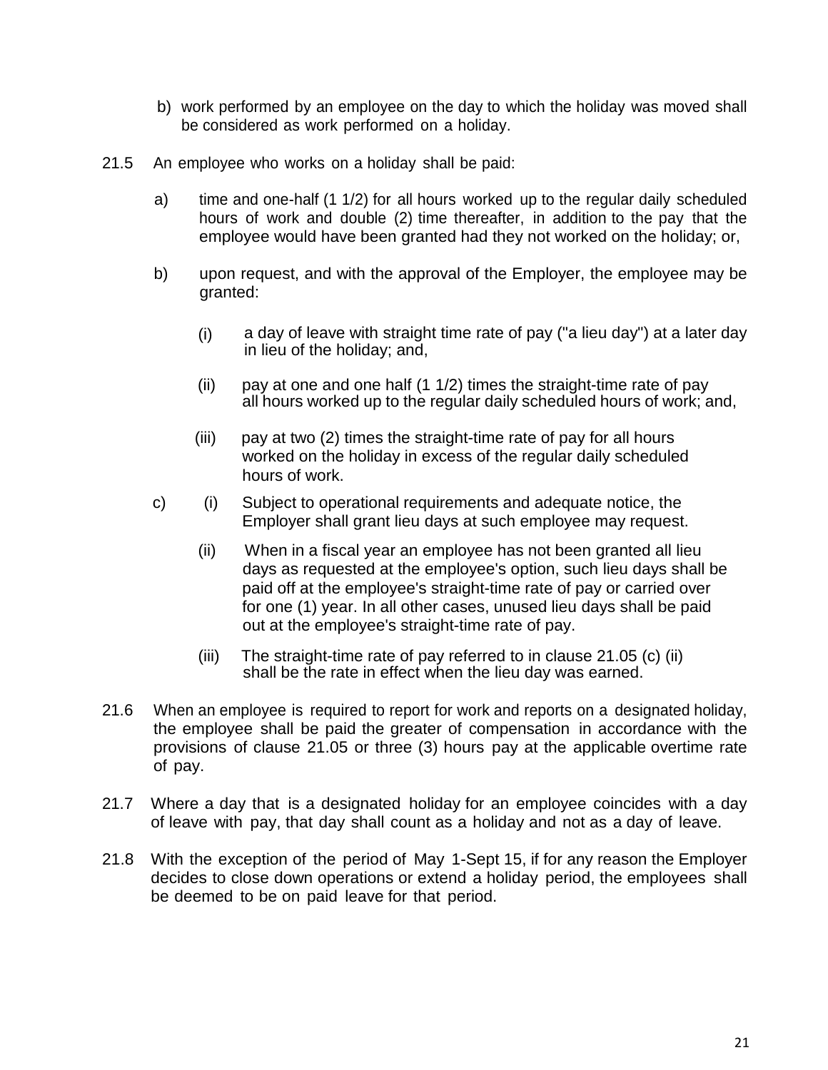b) work performed by an employee on the day to which the holiday was moved shall be considered as work performed on a holiday.

21.5 An employee who works on a holiday shall be paid:

a) time and one-half (1 1/2) for all hours worked up to the regular daily scheduled hours of work and double (2) time thereafter, in addition to the pay that the employee would have been granted had they not worked on the holiday; or,

b) upon request, and with the approval of the Employer, the employee may be granted:

(i) a day of leave with straight time rate of pay ("a lieu day") at a later day in lieu of the holiday; and,

(ii) pay at one and one half (1 1/2) times the straight-time rate of pay all hours worked up to the regular daily scheduled hours of work; and,

(iii) pay at two (2) times the straight-time rate of pay for all hours worked on the holiday in excess of the regular daily scheduled hours of work.

c) (i) Subject to operational requirements and adequate notice, the Employer shall grant lieu days at such employee may request.

(ii) When in a fiscal year an employee has not been granted all lieu days as requested at the employee's option, such lieu days shall be paid off at the employee's straight-time rate of pay or carried over for one (1) year. In all other cases, unused lieu days shall be paid out at the employee's straight-time rate of pay.

(iii) The straight-time rate of pay referred to in clause 21.05 (c) (ii) shall be the rate in effect when the lieu day was earned.

21.6 When an employee is required to report for work and reports on a designated holiday, the employee shall be paid the greater of compensation in accordance with the provisions of clause 21.05 or three (3) hours pay at the applicable overtime rate of pay.

21.7 Where a day that is a designated holiday for an employee coincides with a day of leave with pay, that day shall count as a holiday and not as a day of leave.

21.8 With the exception of the period of May 1-Sept 15, if for any reason the Employer decides to close down operations or extend a holiday period, the employees shall be deemed to be on paid leave for that period.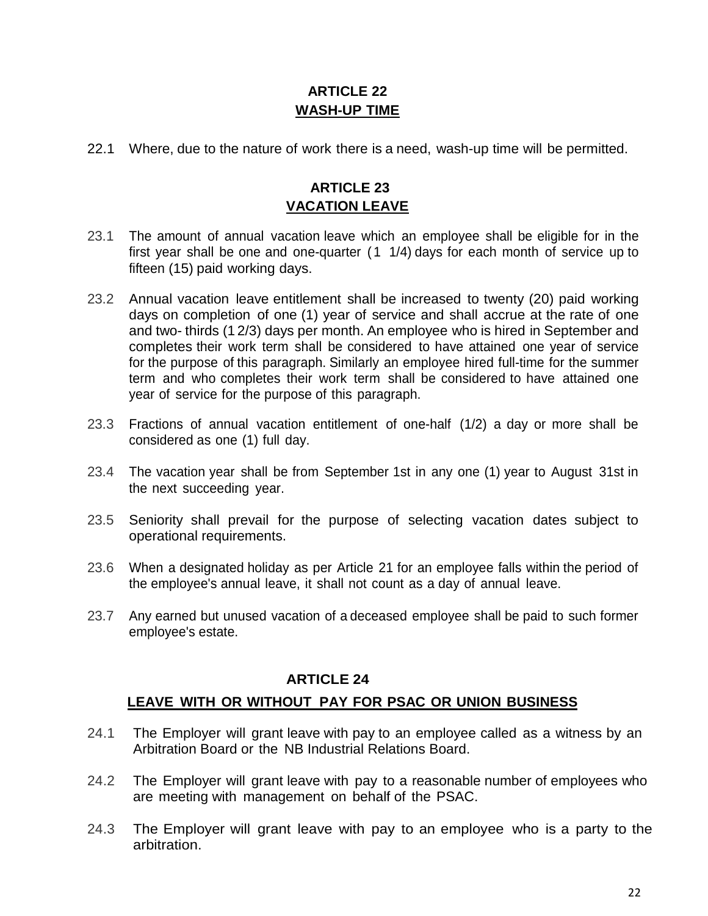## ARTICLE 22
## WASH-UP TIME

22.1 Where, due to the nature of work there is a need, wash-up time will be permitted.

## ARTICLE 23
## VACATION LEAVE

23.1 The amount of annual vacation leave which an employee shall be eligible for in the first year shall be one and one-quarter (1 1/4) days for each month of service up to fifteen (15) paid working days.

23.2 Annual vacation leave entitlement shall be increased to twenty (20) paid working days on completion of one (1) year of service and shall accrue at the rate of one and two- thirds (1 2/3) days per month. An employee who is hired in September and completes their work term shall be considered to have attained one year of service for the purpose of this paragraph. Similarly an employee hired full-time for the summer term and who completes their work term shall be considered to have attained one year of service for the purpose of this paragraph.

23.3 Fractions of annual vacation entitlement of one-half (1/2) a day or more shall be considered as one (1) full day.

23.4 The vacation year shall be from September 1st in any one (1) year to August 31st in the next succeeding year.

23.5 Seniority shall prevail for the purpose of selecting vacation dates subject to operational requirements.

23.6 When a designated holiday as per Article 21 for an employee falls within the period of the employee's annual leave, it shall not count as a day of annual leave.

23.7 Any earned but unused vacation of a deceased employee shall be paid to such former employee's estate.

## ARTICLE 24
## LEAVE WITH OR WITHOUT PAY FOR PSAC OR UNION BUSINESS

24.1 The Employer will grant leave with pay to an employee called as a witness by an Arbitration Board or the NB Industrial Relations Board.

24.2 The Employer will grant leave with pay to a reasonable number of employees who are meeting with management on behalf of the PSAC.

24.3 The Employer will grant leave with pay to an employee who is a party to the arbitration.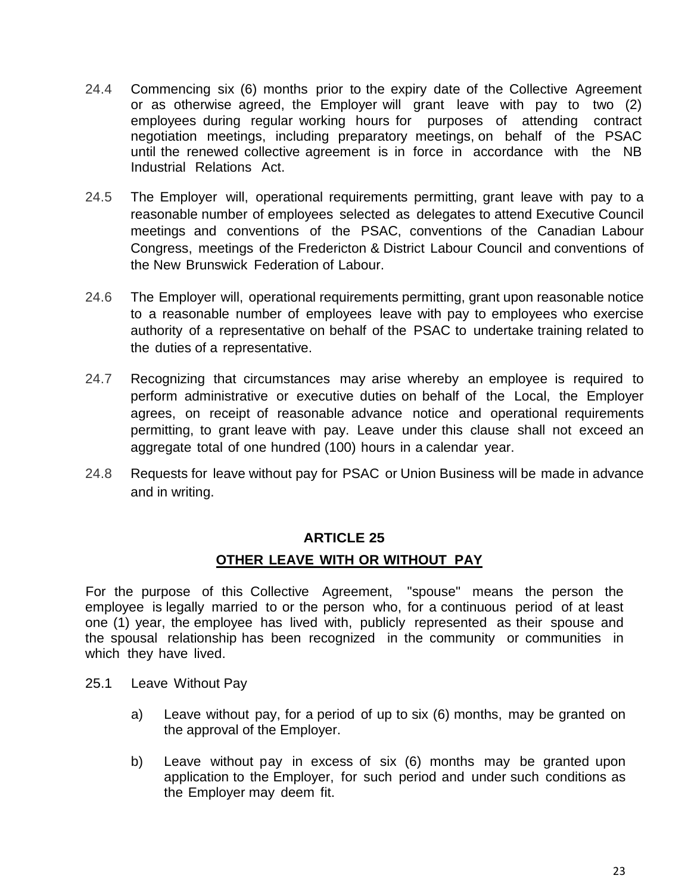24.4 Commencing six (6) months prior to the expiry date of the Collective Agreement or as otherwise agreed, the Employer will grant leave with pay to two (2) employees during regular working hours for purposes of attending contract negotiation meetings, including preparatory meetings, on behalf of the PSAC until the renewed collective agreement is in force in accordance with the NB Industrial Relations Act.

24.5 The Employer will, operational requirements permitting, grant leave with pay to a reasonable number of employees selected as delegates to attend Executive Council meetings and conventions of the PSAC, conventions of the Canadian Labour Congress, meetings of the Fredericton & District Labour Council and conventions of the New Brunswick Federation of Labour.

24.6 The Employer will, operational requirements permitting, grant upon reasonable notice to a reasonable number of employees leave with pay to employees who exercise authority of a representative on behalf of the PSAC to undertake training related to the duties of a representative.

24.7 Recognizing that circumstances may arise whereby an employee is required to perform administrative or executive duties on behalf of the Local, the Employer agrees, on receipt of reasonable advance notice and operational requirements permitting, to grant leave with pay. Leave under this clause shall not exceed an aggregate total of one hundred (100) hours in a calendar year.

24.8 Requests for leave without pay for PSAC or Union Business will be made in advance and in writing.

## ARTICLE 25

## OTHER LEAVE WITH OR WITHOUT PAY

For the purpose of this Collective Agreement, "spouse" means the person the employee is legally married to or the person who, for a continuous period of at least one (1) year, the employee has lived with, publicly represented as their spouse and the spousal relationship has been recognized in the community or communities in which they have lived.

25.1 Leave Without Pay

a) Leave without pay, for a period of up to six (6) months, may be granted on the approval of the Employer.

b) Leave without pay in excess of six (6) months may be granted upon application to the Employer, for such period and under such conditions as the Employer may deem fit.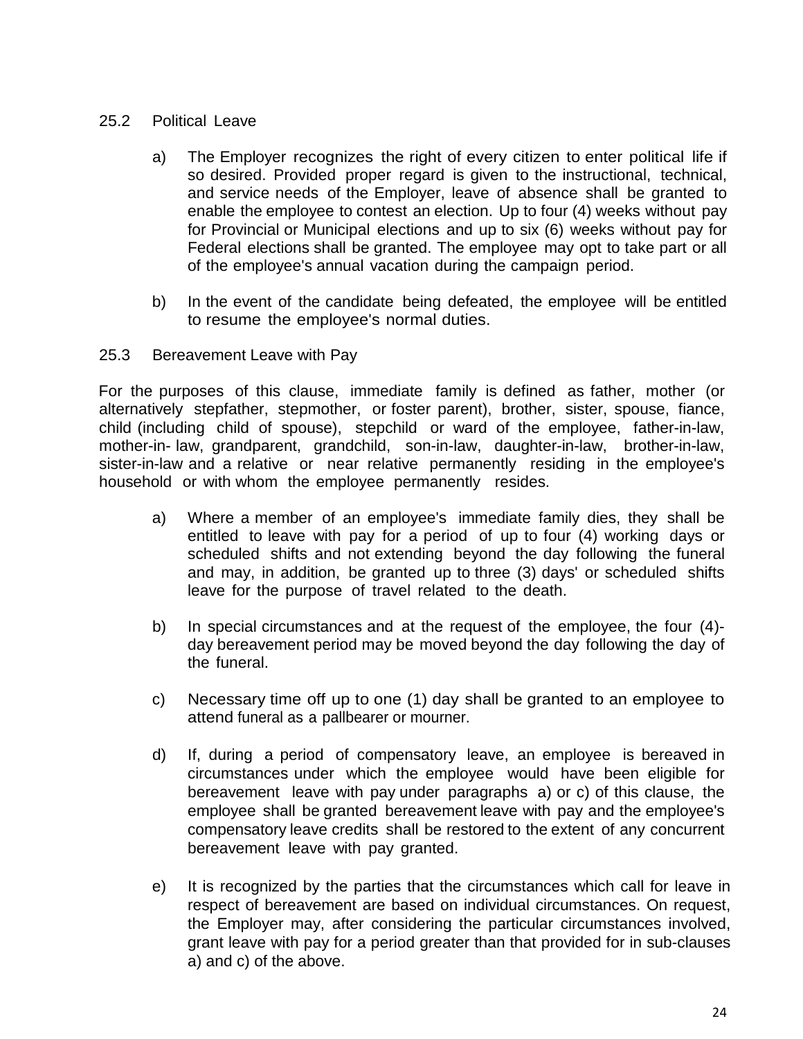### 25.2 Political Leave

a) The Employer recognizes the right of every citizen to enter political life if so desired. Provided proper regard is given to the instructional, technical, and service needs of the Employer, leave of absence shall be granted to enable the employee to contest an election. Up to four (4) weeks without pay for Provincial or Municipal elections and up to six (6) weeks without pay for Federal elections shall be granted. The employee may opt to take part or all of the employee's annual vacation during the campaign period.

b) In the event of the candidate being defeated, the employee will be entitled to resume the employee's normal duties.

### 25.3 Bereavement Leave with Pay

For the purposes of this clause, immediate family is defined as father, mother (or alternatively stepfather, stepmother, or foster parent), brother, sister, spouse, fiance, child (including child of spouse), stepchild or ward of the employee, father-in-law, mother-in- law, grandparent, grandchild, son-in-law, daughter-in-law, brother-in-law, sister-in-law and a relative or near relative permanently residing in the employee's household or with whom the employee permanently resides.

a) Where a member of an employee's immediate family dies, they shall be entitled to leave with pay for a period of up to four (4) working days or scheduled shifts and not extending beyond the day following the funeral and may, in addition, be granted up to three (3) days' or scheduled shifts leave for the purpose of travel related to the death.

b) In special circumstances and at the request of the employee, the four (4)-day bereavement period may be moved beyond the day following the day of the funeral.

c) Necessary time off up to one (1) day shall be granted to an employee to attend funeral as a pallbearer or mourner.

d) If, during a period of compensatory leave, an employee is bereaved in circumstances under which the employee would have been eligible for bereavement leave with pay under paragraphs a) or c) of this clause, the employee shall be granted bereavement leave with pay and the employee's compensatory leave credits shall be restored to the extent of any concurrent bereavement leave with pay granted.

e) It is recognized by the parties that the circumstances which call for leave in respect of bereavement are based on individual circumstances. On request, the Employer may, after considering the particular circumstances involved, grant leave with pay for a period greater than that provided for in sub-clauses a) and c) of the above.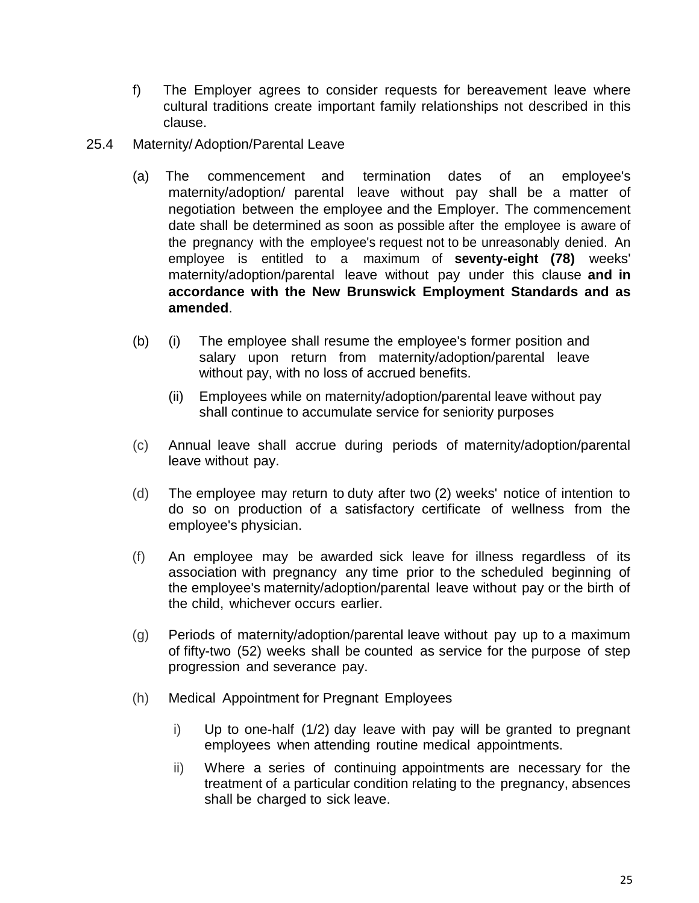f) The Employer agrees to consider requests for bereavement leave where cultural traditions create important family relationships not described in this clause.

25.4 Maternity/ Adoption/Parental Leave

(a) The commencement and termination dates of an employee's maternity/adoption/ parental leave without pay shall be a matter of negotiation between the employee and the Employer. The commencement date shall be determined as soon as possible after the employee is aware of the pregnancy with the employee's request not to be unreasonably denied. An employee is entitled to a maximum of **seventy-eight (78)** weeks' maternity/adoption/parental leave without pay under this clause **and in accordance with the New Brunswick Employment Standards and as amended**.

(b) (i) The employee shall resume the employee's former position and salary upon return from maternity/adoption/parental leave without pay, with no loss of accrued benefits.

(ii) Employees while on maternity/adoption/parental leave without pay shall continue to accumulate service for seniority purposes

(c) Annual leave shall accrue during periods of maternity/adoption/parental leave without pay.

(d) The employee may return to duty after two (2) weeks' notice of intention to do so on production of a satisfactory certificate of wellness from the employee's physician.

(f) An employee may be awarded sick leave for illness regardless of its association with pregnancy any time prior to the scheduled beginning of the employee's maternity/adoption/parental leave without pay or the birth of the child, whichever occurs earlier.

(g) Periods of maternity/adoption/parental leave without pay up to a maximum of fifty-two (52) weeks shall be counted as service for the purpose of step progression and severance pay.

(h) Medical Appointment for Pregnant Employees

i) Up to one-half (1/2) day leave with pay will be granted to pregnant employees when attending routine medical appointments.

ii) Where a series of continuing appointments are necessary for the treatment of a particular condition relating to the pregnancy, absences shall be charged to sick leave.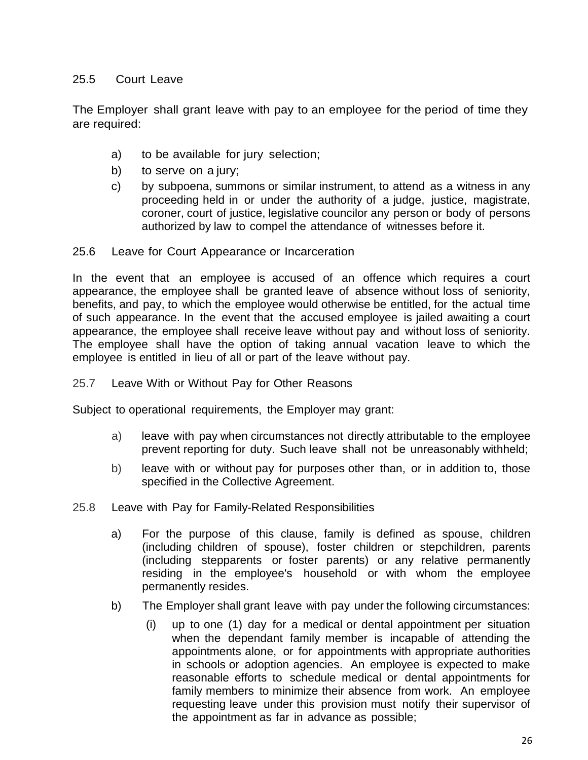### 25.5 Court Leave

The Employer shall grant leave with pay to an employee for the period of time they are required:

- a) to be available for jury selection;
- b) to serve on a jury;
- c) by subpoena, summons or similar instrument, to attend as a witness in any proceeding held in or under the authority of a judge, justice, magistrate, coroner, court of justice, legislative councilor any person or body of persons authorized by law to compel the attendance of witnesses before it.

### 25.6 Leave for Court Appearance or Incarceration

In the event that an employee is accused of an offence which requires a court appearance, the employee shall be granted leave of absence without loss of seniority, benefits, and pay, to which the employee would otherwise be entitled, for the actual time of such appearance. In the event that the accused employee is jailed awaiting a court appearance, the employee shall receive leave without pay and without loss of seniority. The employee shall have the option of taking annual vacation leave to which the employee is entitled in lieu of all or part of the leave without pay.

### 25.7 Leave With or Without Pay for Other Reasons

Subject to operational requirements, the Employer may grant:

- a) leave with pay when circumstances not directly attributable to the employee prevent reporting for duty. Such leave shall not be unreasonably withheld;
- b) leave with or without pay for purposes other than, or in addition to, those specified in the Collective Agreement.

### 25.8 Leave with Pay for Family-Related Responsibilities

- a) For the purpose of this clause, family is defined as spouse, children (including children of spouse), foster children or stepchildren, parents (including stepparents or foster parents) or any relative permanently residing in the employee's household or with whom the employee permanently resides.
- b) The Employer shall grant leave with pay under the following circumstances:
  - (i) up to one (1) day for a medical or dental appointment per situation when the dependant family member is incapable of attending the appointments alone, or for appointments with appropriate authorities in schools or adoption agencies. An employee is expected to make reasonable efforts to schedule medical or dental appointments for family members to minimize their absence from work. An employee requesting leave under this provision must notify their supervisor of the appointment as far in advance as possible;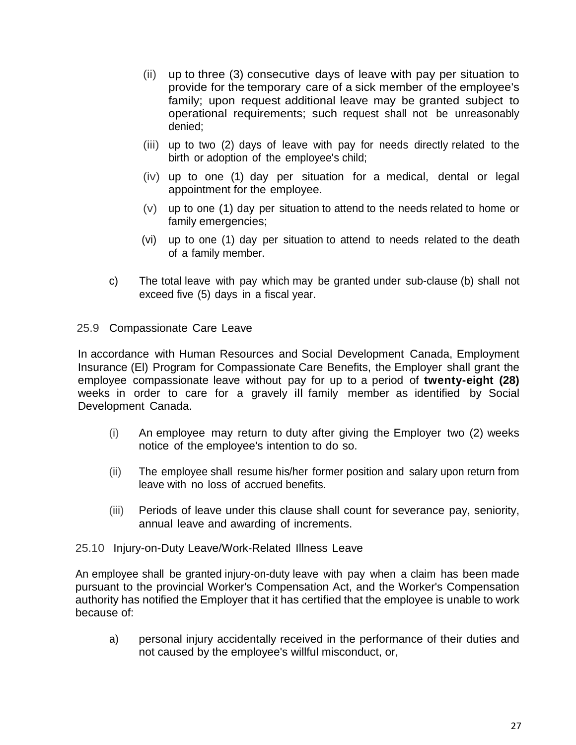(ii) up to three (3) consecutive days of leave with pay per situation to provide for the temporary care of a sick member of the employee's family; upon request additional leave may be granted subject to operational requirements; such request shall not be unreasonably denied;

(iii) up to two (2) days of leave with pay for needs directly related to the birth or adoption of the employee's child;

(iv) up to one (1) day per situation for a medical, dental or legal appointment for the employee.

(v) up to one (1) day per situation to attend to the needs related to home or family emergencies;

(vi) up to one (1) day per situation to attend to needs related to the death of a family member.

c) The total leave with pay which may be granted under sub-clause (b) shall not exceed five (5) days in a fiscal year.

### 25.9 Compassionate Care Leave

In accordance with Human Resources and Social Development Canada, Employment Insurance (EI) Program for Compassionate Care Benefits, the Employer shall grant the employee compassionate leave without pay for up to a period of **twenty-eight (28)** weeks in order to care for a gravely ill family member as identified by Social Development Canada.

(i) An employee may return to duty after giving the Employer two (2) weeks notice of the employee's intention to do so.

(ii) The employee shall resume his/her former position and salary upon return from leave with no loss of accrued benefits.

(iii) Periods of leave under this clause shall count for severance pay, seniority, annual leave and awarding of increments.

### 25.10 Injury-on-Duty Leave/Work-Related Illness Leave

An employee shall be granted injury-on-duty leave with pay when a claim has been made pursuant to the provincial Worker's Compensation Act, and the Worker's Compensation authority has notified the Employer that it has certified that the employee is unable to work because of:

a) personal injury accidentally received in the performance of their duties and not caused by the employee's willful misconduct, or,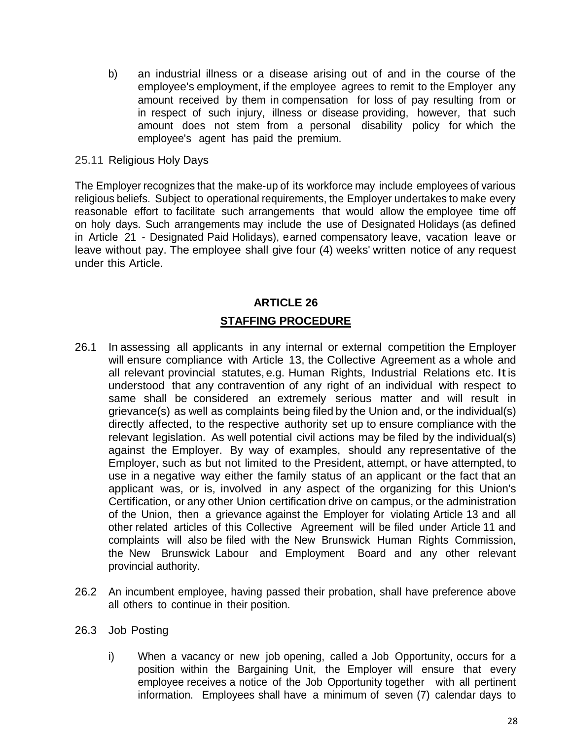b) an industrial illness or a disease arising out of and in the course of the employee's employment, if the employee agrees to remit to the Employer any amount received by them in compensation for loss of pay resulting from or in respect of such injury, illness or disease providing, however, that such amount does not stem from a personal disability policy for which the employee's agent has paid the premium.

25.11 Religious Holy Days

The Employer recognizes that the make-up of its workforce may include employees of various religious beliefs. Subject to operational requirements, the Employer undertakes to make every reasonable effort to facilitate such arrangements that would allow the employee time off on holy days. Such arrangements may include the use of Designated Holidays (as defined in Article 21 - Designated Paid Holidays), earned compensatory leave, vacation leave or leave without pay. The employee shall give four (4) weeks' written notice of any request under this Article.

## ARTICLE 26

## STAFFING PROCEDURE

26.1 In assessing all applicants in any internal or external competition the Employer will ensure compliance with Article 13, the Collective Agreement as a whole and all relevant provincial statutes, e.g. Human Rights, Industrial Relations etc. It is understood that any contravention of any right of an individual with respect to same shall be considered an extremely serious matter and will result in grievance(s) as well as complaints being filed by the Union and, or the individual(s) directly affected, to the respective authority set up to ensure compliance with the relevant legislation. As well potential civil actions may be filed by the individual(s) against the Employer. By way of examples, should any representative of the Employer, such as but not limited to the President, attempt, or have attempted, to use in a negative way either the family status of an applicant or the fact that an applicant was, or is, involved in any aspect of the organizing for this Union's Certification, or any other Union certification drive on campus, or the administration of the Union, then a grievance against the Employer for violating Article 13 and all other related articles of this Collective Agreement will be filed under Article 11 and complaints will also be filed with the New Brunswick Human Rights Commission, the New Brunswick Labour and Employment Board and any other relevant provincial authority.

26.2 An incumbent employee, having passed their probation, shall have preference above all others to continue in their position.

26.3 Job Posting

i) When a vacancy or new job opening, called a Job Opportunity, occurs for a position within the Bargaining Unit, the Employer will ensure that every employee receives a notice of the Job Opportunity together with all pertinent information. Employees shall have a minimum of seven (7) calendar days to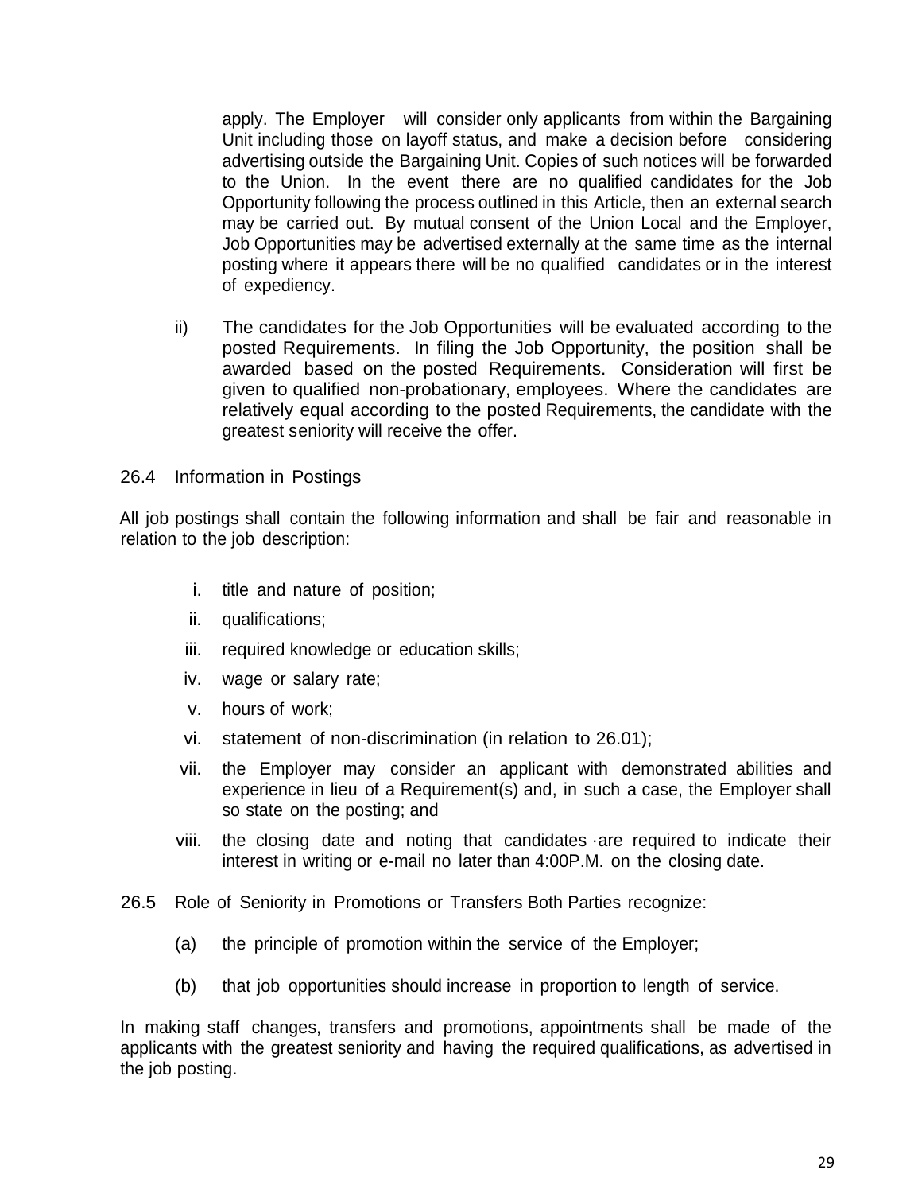apply. The Employer will consider only applicants from within the Bargaining Unit including those on layoff status, and make a decision before considering advertising outside the Bargaining Unit. Copies of such notices will be forwarded to the Union. In the event there are no qualified candidates for the Job Opportunity following the process outlined in this Article, then an external search may be carried out. By mutual consent of the Union Local and the Employer, Job Opportunities may be advertised externally at the same time as the internal posting where it appears there will be no qualified candidates or in the interest of expediency.

ii) The candidates for the Job Opportunities will be evaluated according to the posted Requirements. In filing the Job Opportunity, the position shall be awarded based on the posted Requirements. Consideration will first be given to qualified non-probationary, employees. Where the candidates are relatively equal according to the posted Requirements, the candidate with the greatest seniority will receive the offer.

### 26.4 Information in Postings

All job postings shall contain the following information and shall be fair and reasonable in relation to the job description:

i. title and nature of position;

ii. qualifications;

iii. required knowledge or education skills;

iv. wage or salary rate;

v. hours of work;

vi. statement of non-discrimination (in relation to 26.01);

vii. the Employer may consider an applicant with demonstrated abilities and experience in lieu of a Requirement(s) and, in such a case, the Employer shall so state on the posting; and

viii. the closing date and noting that candidates ·are required to indicate their interest in writing or e-mail no later than 4:00P.M. on the closing date.

### 26.5 Role of Seniority in Promotions or Transfers Both Parties recognize:

(a) the principle of promotion within the service of the Employer;

(b) that job opportunities should increase in proportion to length of service.

In making staff changes, transfers and promotions, appointments shall be made of the applicants with the greatest seniority and having the required qualifications, as advertised in the job posting.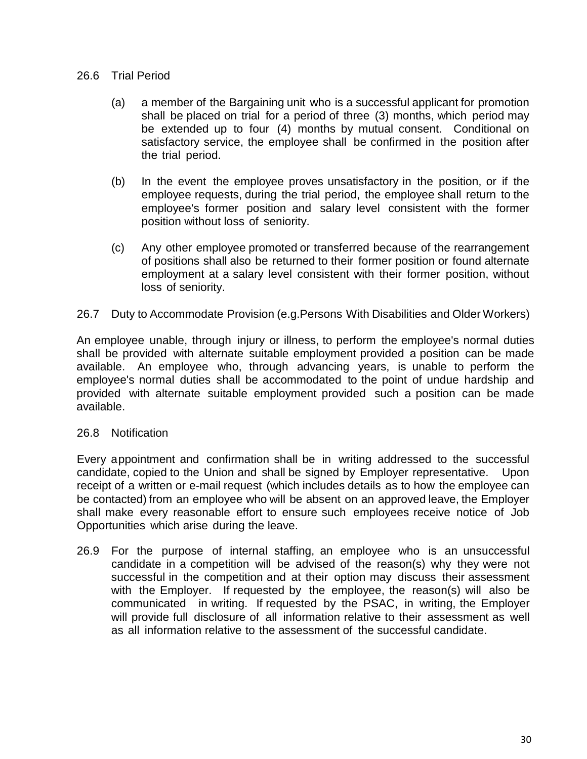26.6 Trial Period

(a) a member of the Bargaining unit who is a successful applicant for promotion shall be placed on trial for a period of three (3) months, which period may be extended up to four (4) months by mutual consent. Conditional on satisfactory service, the employee shall be confirmed in the position after the trial period.

(b) In the event the employee proves unsatisfactory in the position, or if the employee requests, during the trial period, the employee shall return to the employee's former position and salary level consistent with the former position without loss of seniority.

(c) Any other employee promoted or transferred because of the rearrangement of positions shall also be returned to their former position or found alternate employment at a salary level consistent with their former position, without loss of seniority.

26.7 Duty to Accommodate Provision (e.g.Persons With Disabilities and Older Workers)

An employee unable, through injury or illness, to perform the employee's normal duties shall be provided with alternate suitable employment provided a position can be made available. An employee who, through advancing years, is unable to perform the employee's normal duties shall be accommodated to the point of undue hardship and provided with alternate suitable employment provided such a position can be made available.

26.8 Notification

Every appointment and confirmation shall be in writing addressed to the successful candidate, copied to the Union and shall be signed by Employer representative. Upon receipt of a written or e-mail request (which includes details as to how the employee can be contacted) from an employee who will be absent on an approved leave, the Employer shall make every reasonable effort to ensure such employees receive notice of Job Opportunities which arise during the leave.

26.9 For the purpose of internal staffing, an employee who is an unsuccessful candidate in a competition will be advised of the reason(s) why they were not successful in the competition and at their option may discuss their assessment with the Employer. If requested by the employee, the reason(s) will also be communicated in writing. If requested by the PSAC, in writing, the Employer will provide full disclosure of all information relative to their assessment as well as all information relative to the assessment of the successful candidate.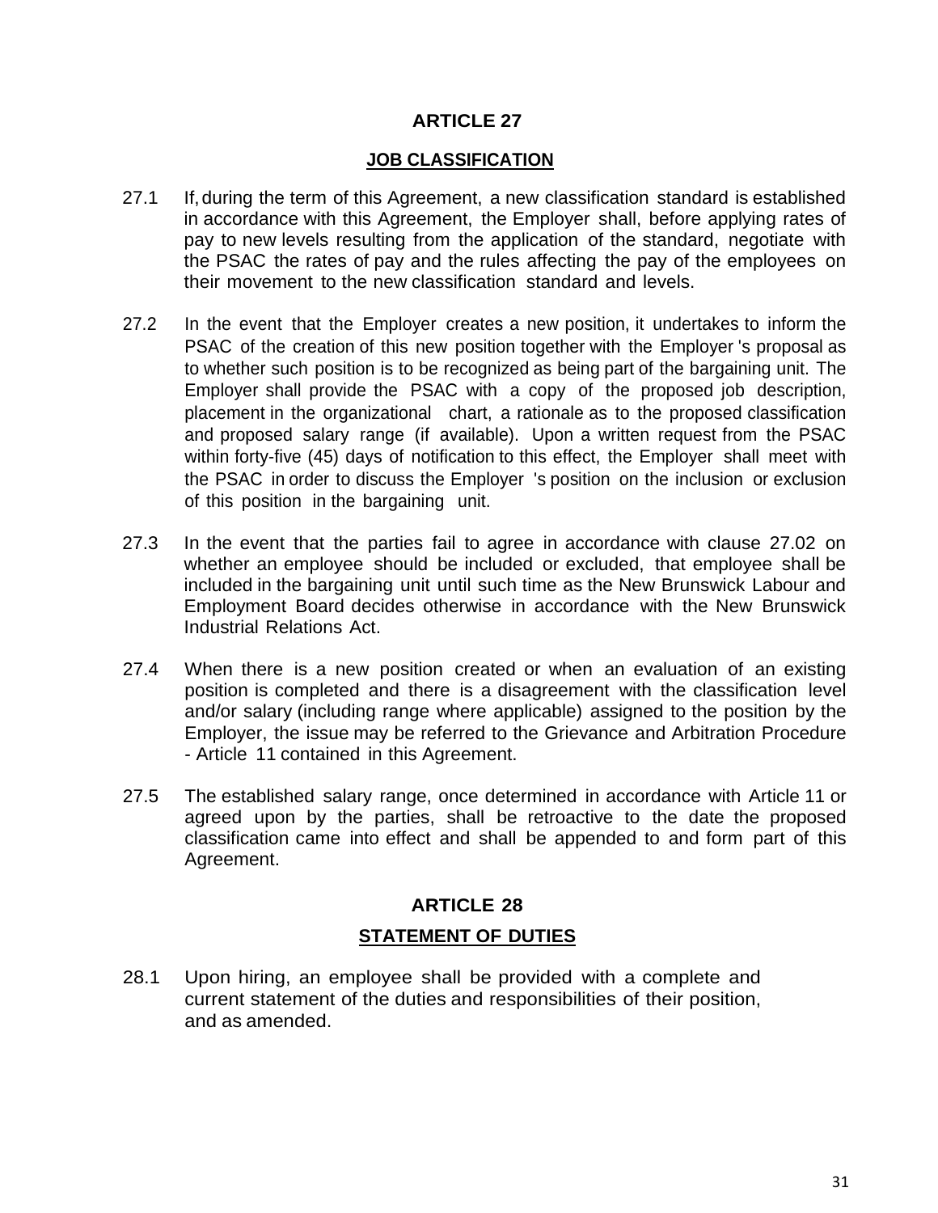## ARTICLE 27

### JOB CLASSIFICATION

27.1 If, during the term of this Agreement, a new classification standard is established in accordance with this Agreement, the Employer shall, before applying rates of pay to new levels resulting from the application of the standard, negotiate with the PSAC the rates of pay and the rules affecting the pay of the employees on their movement to the new classification standard and levels.

27.2 In the event that the Employer creates a new position, it undertakes to inform the PSAC of the creation of this new position together with the Employer 's proposal as to whether such position is to be recognized as being part of the bargaining unit. The Employer shall provide the PSAC with a copy of the proposed job description, placement in the organizational chart, a rationale as to the proposed classification and proposed salary range (if available). Upon a written request from the PSAC within forty-five (45) days of notification to this effect, the Employer shall meet with the PSAC in order to discuss the Employer 's position on the inclusion or exclusion of this position in the bargaining unit.

27.3 In the event that the parties fail to agree in accordance with clause 27.02 on whether an employee should be included or excluded, that employee shall be included in the bargaining unit until such time as the New Brunswick Labour and Employment Board decides otherwise in accordance with the New Brunswick Industrial Relations Act.

27.4 When there is a new position created or when an evaluation of an existing position is completed and there is a disagreement with the classification level and/or salary (including range where applicable) assigned to the position by the Employer, the issue may be referred to the Grievance and Arbitration Procedure - Article 11 contained in this Agreement.

27.5 The established salary range, once determined in accordance with Article 11 or agreed upon by the parties, shall be retroactive to the date the proposed classification came into effect and shall be appended to and form part of this Agreement.

## ARTICLE 28

### STATEMENT OF DUTIES

28.1 Upon hiring, an employee shall be provided with a complete and current statement of the duties and responsibilities of their position, and as amended.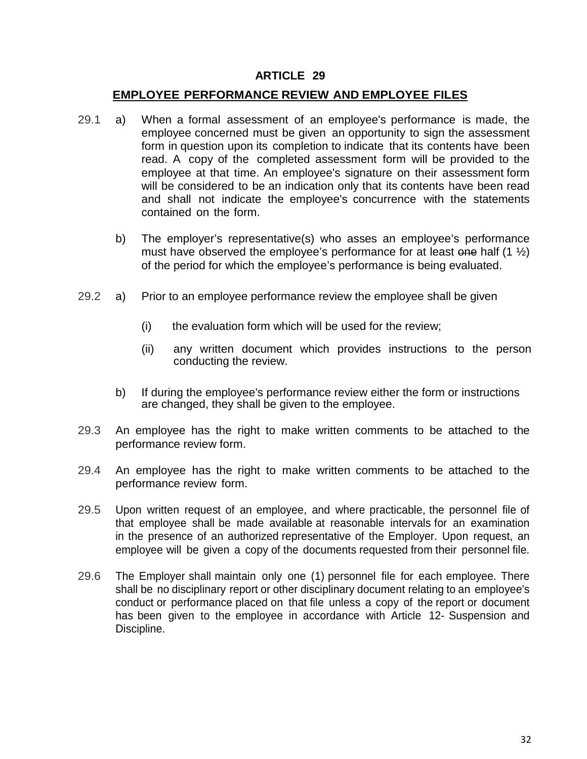# ARTICLE 29

## EMPLOYEE PERFORMANCE REVIEW AND EMPLOYEE FILES

29.1 a) When a formal assessment of an employee's performance is made, the employee concerned must be given an opportunity to sign the assessment form in question upon its completion to indicate that its contents have been read. A copy of the completed assessment form will be provided to the employee at that time. An employee's signature on their assessment form will be considered to be an indication only that its contents have been read and shall not indicate the employee's concurrence with the statements contained on the form.

b) The employer's representative(s) who asses an employee's performance must have observed the employee's performance for at least ~~one~~ half (1 ½) of the period for which the employee's performance is being evaluated.

29.2 a) Prior to an employee performance review the employee shall be given

(i) the evaluation form which will be used for the review;

(ii) any written document which provides instructions to the person conducting the review.

b) If during the employee's performance review either the form or instructions are changed, they shall be given to the employee.

29.3 An employee has the right to make written comments to be attached to the performance review form.

29.4 An employee has the right to make written comments to be attached to the performance review form.

29.5 Upon written request of an employee, and where practicable, the personnel file of that employee shall be made available at reasonable intervals for an examination in the presence of an authorized representative of the Employer. Upon request, an employee will be given a copy of the documents requested from their personnel file.

29.6 The Employer shall maintain only one (1) personnel file for each employee. There shall be no disciplinary report or other disciplinary document relating to an employee's conduct or performance placed on that file unless a copy of the report or document has been given to the employee in accordance with Article 12- Suspension and Discipline.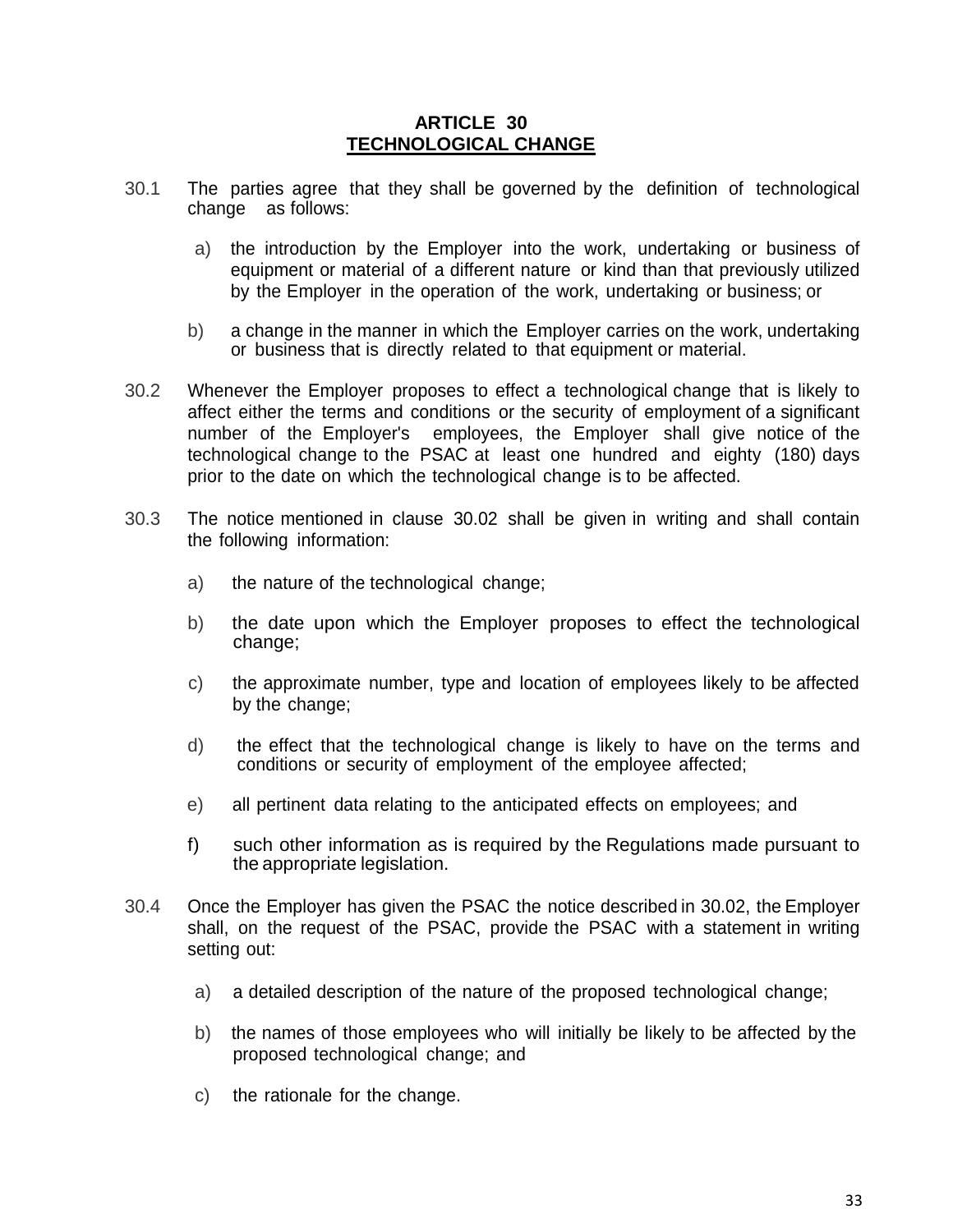# ARTICLE 30
## TECHNOLOGICAL CHANGE

30.1 The parties agree that they shall be governed by the definition of technological change as follows:

a) the introduction by the Employer into the work, undertaking or business of equipment or material of a different nature or kind than that previously utilized by the Employer in the operation of the work, undertaking or business; or

b) a change in the manner in which the Employer carries on the work, undertaking or business that is directly related to that equipment or material.

30.2 Whenever the Employer proposes to effect a technological change that is likely to affect either the terms and conditions or the security of employment of a significant number of the Employer's employees, the Employer shall give notice of the technological change to the PSAC at least one hundred and eighty (180) days prior to the date on which the technological change is to be affected.

30.3 The notice mentioned in clause 30.02 shall be given in writing and shall contain the following information:

a) the nature of the technological change;

b) the date upon which the Employer proposes to effect the technological change;

c) the approximate number, type and location of employees likely to be affected by the change;

d) the effect that the technological change is likely to have on the terms and conditions or security of employment of the employee affected;

e) all pertinent data relating to the anticipated effects on employees; and

f) such other information as is required by the Regulations made pursuant to the appropriate legislation.

30.4 Once the Employer has given the PSAC the notice described in 30.02, the Employer shall, on the request of the PSAC, provide the PSAC with a statement in writing setting out:

a) a detailed description of the nature of the proposed technological change;

b) the names of those employees who will initially be likely to be affected by the proposed technological change; and

c) the rationale for the change.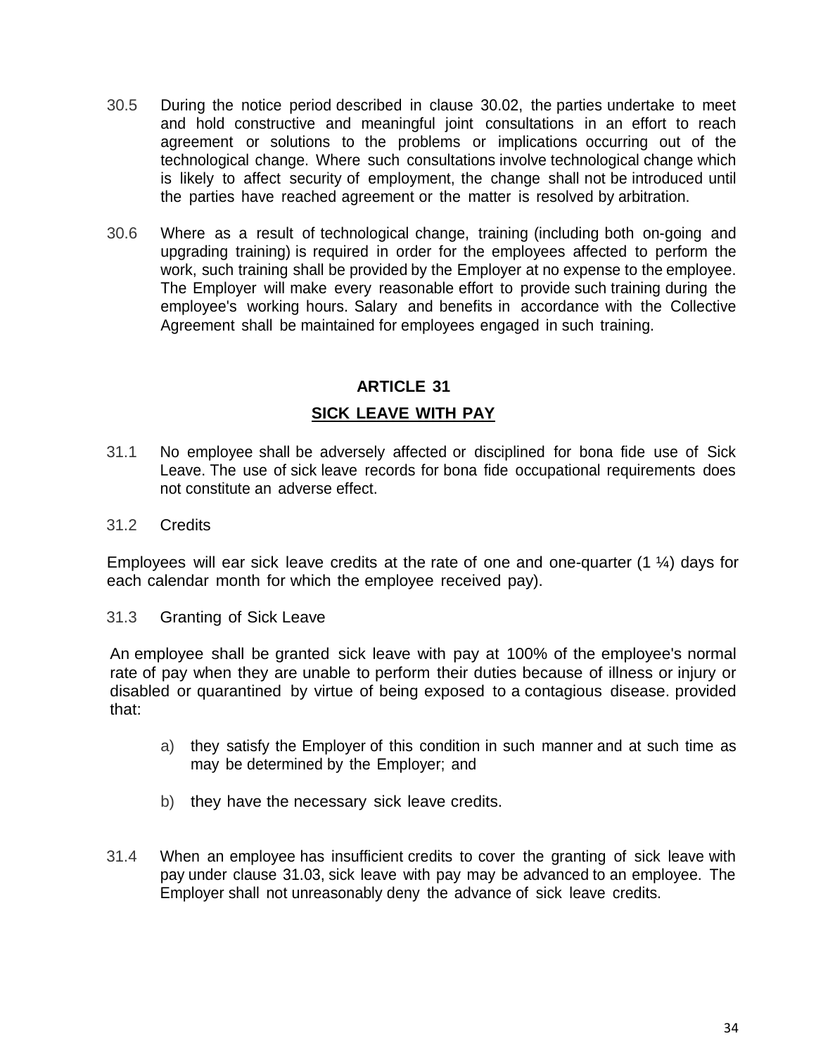30.5 During the notice period described in clause 30.02, the parties undertake to meet and hold constructive and meaningful joint consultations in an effort to reach agreement or solutions to the problems or implications occurring out of the technological change. Where such consultations involve technological change which is likely to affect security of employment, the change shall not be introduced until the parties have reached agreement or the matter is resolved by arbitration.

30.6 Where as a result of technological change, training (including both on-going and upgrading training) is required in order for the employees affected to perform the work, such training shall be provided by the Employer at no expense to the employee. The Employer will make every reasonable effort to provide such training during the employee's working hours. Salary and benefits in accordance with the Collective Agreement shall be maintained for employees engaged in such training.

## ARTICLE 31

## SICK LEAVE WITH PAY

31.1 No employee shall be adversely affected or disciplined for bona fide use of Sick Leave. The use of sick leave records for bona fide occupational requirements does not constitute an adverse effect.

31.2 Credits

Employees will ear sick leave credits at the rate of one and one-quarter (1 ¼) days for each calendar month for which the employee received pay).

31.3 Granting of Sick Leave

An employee shall be granted sick leave with pay at 100% of the employee's normal rate of pay when they are unable to perform their duties because of illness or injury or disabled or quarantined by virtue of being exposed to a contagious disease. provided that:

a) they satisfy the Employer of this condition in such manner and at such time as may be determined by the Employer; and

b) they have the necessary sick leave credits.

31.4 When an employee has insufficient credits to cover the granting of sick leave with pay under clause 31.03, sick leave with pay may be advanced to an employee. The Employer shall not unreasonably deny the advance of sick leave credits.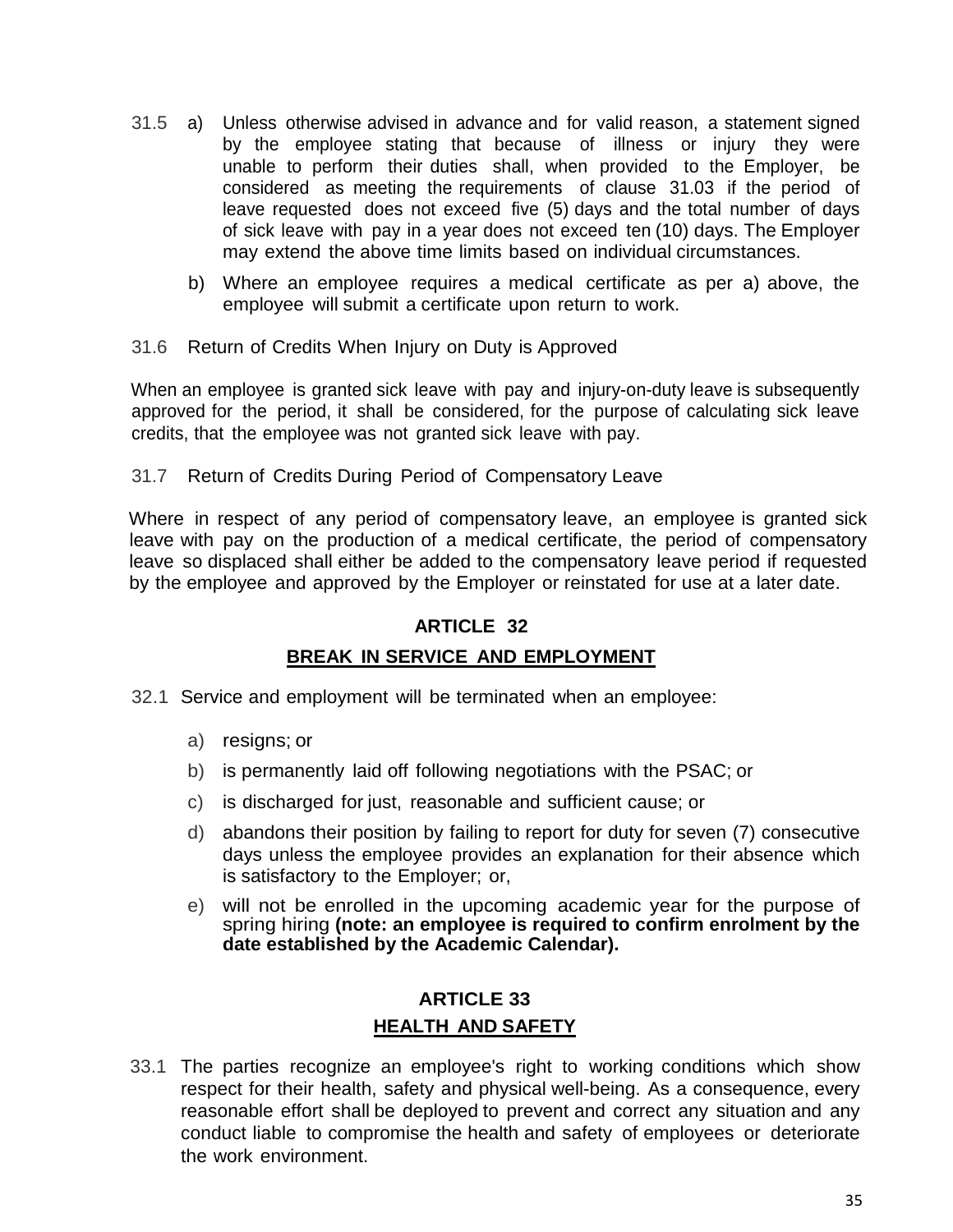31.5 a) Unless otherwise advised in advance and for valid reason, a statement signed by the employee stating that because of illness or injury they were unable to perform their duties shall, when provided to the Employer, be considered as meeting the requirements of clause 31.03 if the period of leave requested does not exceed five (5) days and the total number of days of sick leave with pay in a year does not exceed ten (10) days. The Employer may extend the above time limits based on individual circumstances.

b) Where an employee requires a medical certificate as per a) above, the employee will submit a certificate upon return to work.

31.6 Return of Credits When Injury on Duty is Approved

When an employee is granted sick leave with pay and injury-on-duty leave is subsequently approved for the period, it shall be considered, for the purpose of calculating sick leave credits, that the employee was not granted sick leave with pay.

31.7 Return of Credits During Period of Compensatory Leave

Where in respect of any period of compensatory leave, an employee is granted sick leave with pay on the production of a medical certificate, the period of compensatory leave so displaced shall either be added to the compensatory leave period if requested by the employee and approved by the Employer or reinstated for use at a later date.

## ARTICLE 32

## BREAK IN SERVICE AND EMPLOYMENT

32.1 Service and employment will be terminated when an employee:

a) resigns; or

b) is permanently laid off following negotiations with the PSAC; or

c) is discharged for just, reasonable and sufficient cause; or

d) abandons their position by failing to report for duty for seven (7) consecutive days unless the employee provides an explanation for their absence which is satisfactory to the Employer; or,

e) will not be enrolled in the upcoming academic year for the purpose of spring hiring **(note: an employee is required to confirm enrolment by the date established by the Academic Calendar).**

## ARTICLE 33

## HEALTH AND SAFETY

33.1 The parties recognize an employee's right to working conditions which show respect for their health, safety and physical well-being. As a consequence, every reasonable effort shall be deployed to prevent and correct any situation and any conduct liable to compromise the health and safety of employees or deteriorate the work environment.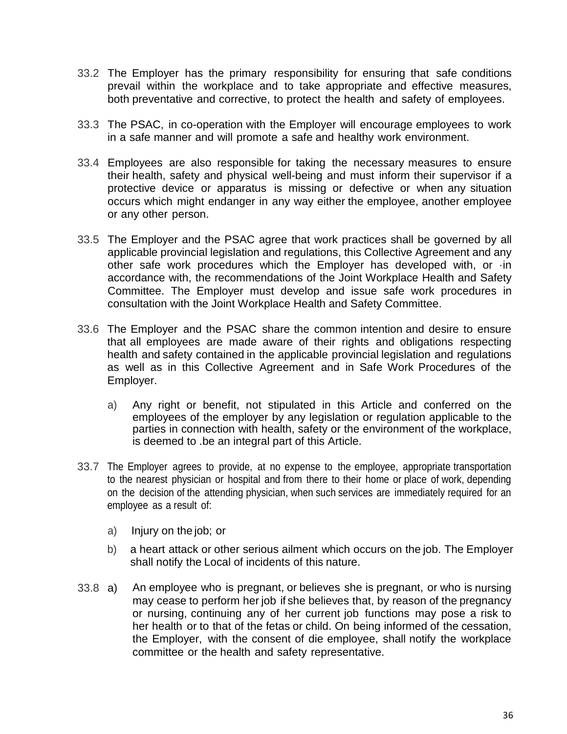33.2 The Employer has the primary responsibility for ensuring that safe conditions prevail within the workplace and to take appropriate and effective measures, both preventative and corrective, to protect the health and safety of employees.

33.3 The PSAC, in co-operation with the Employer will encourage employees to work in a safe manner and will promote a safe and healthy work environment.

33.4 Employees are also responsible for taking the necessary measures to ensure their health, safety and physical well-being and must inform their supervisor if a protective device or apparatus is missing or defective or when any situation occurs which might endanger in any way either the employee, another employee or any other person.

33.5 The Employer and the PSAC agree that work practices shall be governed by all applicable provincial legislation and regulations, this Collective Agreement and any other safe work procedures which the Employer has developed with, or ·in accordance with, the recommendations of the Joint Workplace Health and Safety Committee. The Employer must develop and issue safe work procedures in consultation with the Joint Workplace Health and Safety Committee.

33.6 The Employer and the PSAC share the common intention and desire to ensure that all employees are made aware of their rights and obligations respecting health and safety contained in the applicable provincial legislation and regulations as well as in this Collective Agreement and in Safe Work Procedures of the Employer.

a) Any right or benefit, not stipulated in this Article and conferred on the employees of the employer by any legislation or regulation applicable to the parties in connection with health, safety or the environment of the workplace, is deemed to .be an integral part of this Article.

33.7 The Employer agrees to provide, at no expense to the employee, appropriate transportation to the nearest physician or hospital and from there to their home or place of work, depending on the decision of the attending physician, when such services are immediately required for an employee as a result of:

a) Injury on the job; or

b) a heart attack or other serious ailment which occurs on the job. The Employer shall notify the Local of incidents of this nature.

33.8 a) An employee who is pregnant, or believes she is pregnant, or who is nursing may cease to perform her job if she believes that, by reason of the pregnancy or nursing, continuing any of her current job functions may pose a risk to her health or to that of the fetas or child. On being informed of the cessation, the Employer, with the consent of die employee, shall notify the workplace committee or the health and safety representative.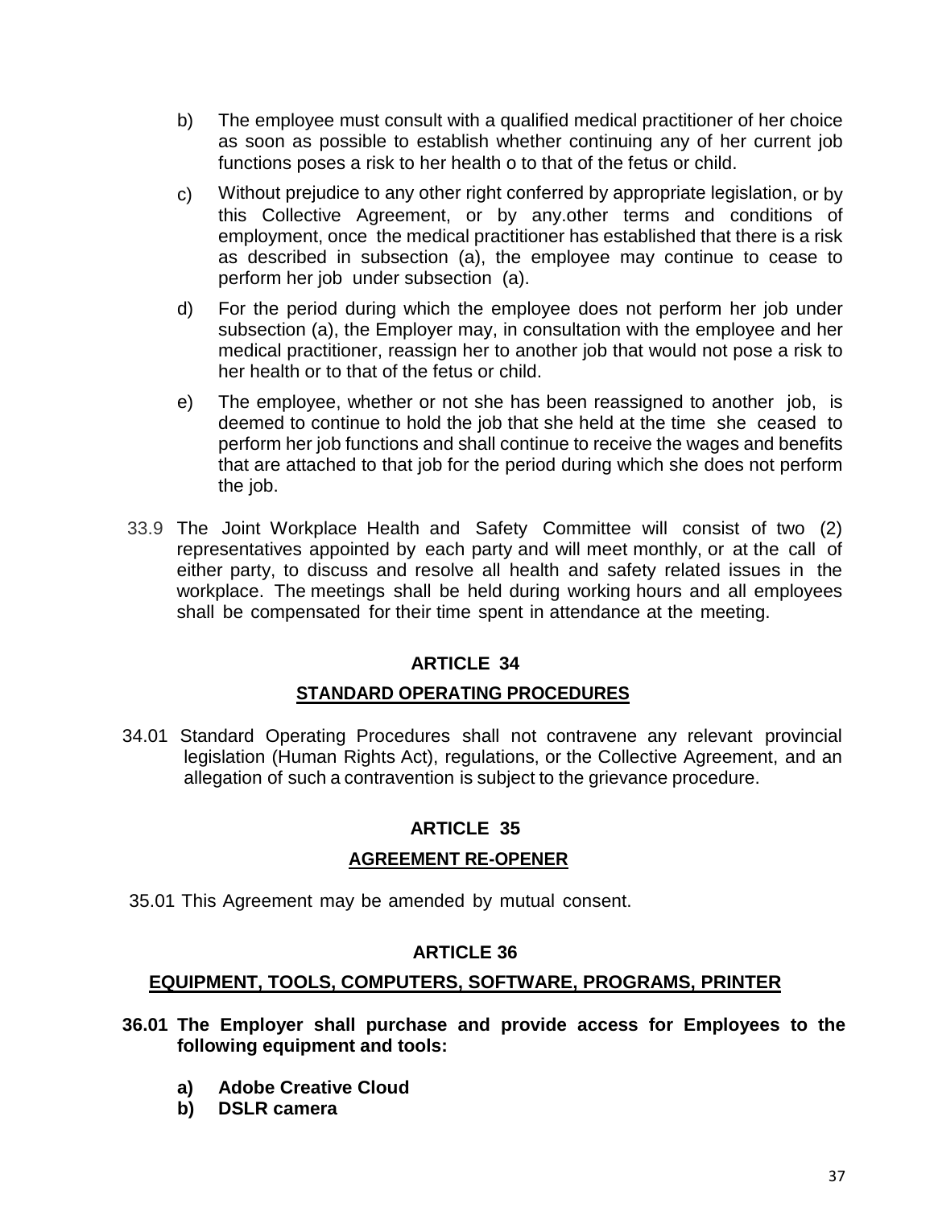b) The employee must consult with a qualified medical practitioner of her choice as soon as possible to establish whether continuing any of her current job functions poses a risk to her health o to that of the fetus or child.

c) Without prejudice to any other right conferred by appropriate legislation, or by this Collective Agreement, or by any.other terms and conditions of employment, once the medical practitioner has established that there is a risk as described in subsection (a), the employee may continue to cease to perform her job under subsection (a).

d) For the period during which the employee does not perform her job under subsection (a), the Employer may, in consultation with the employee and her medical practitioner, reassign her to another job that would not pose a risk to her health or to that of the fetus or child.

e) The employee, whether or not she has been reassigned to another job, is deemed to continue to hold the job that she held at the time she ceased to perform her job functions and shall continue to receive the wages and benefits that are attached to that job for the period during which she does not perform the job.

33.9 The Joint Workplace Health and Safety Committee will consist of two (2) representatives appointed by each party and will meet monthly, or at the call of either party, to discuss and resolve all health and safety related issues in the workplace. The meetings shall be held during working hours and all employees shall be compensated for their time spent in attendance at the meeting.

## ARTICLE 34

## STANDARD OPERATING PROCEDURES

34.01 Standard Operating Procedures shall not contravene any relevant provincial legislation (Human Rights Act), regulations, or the Collective Agreement, and an allegation of such a contravention is subject to the grievance procedure.

## ARTICLE 35

## AGREEMENT RE-OPENER

35.01 This Agreement may be amended by mutual consent.

## ARTICLE 36

## EQUIPMENT, TOOLS, COMPUTERS, SOFTWARE, PROGRAMS, PRINTER

**36.01 The Employer shall purchase and provide access for Employees to the following equipment and tools:**

- **a) Adobe Creative Cloud**
- **b) DSLR camera**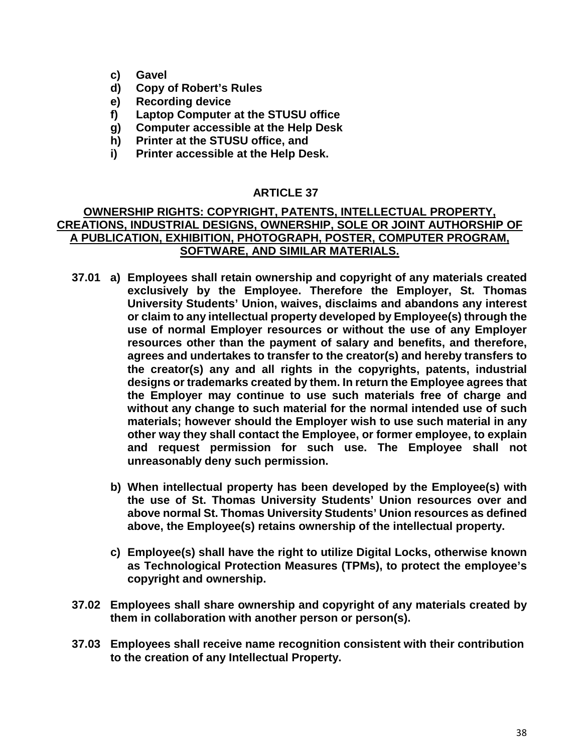c) **Gavel**
d) **Copy of Robert's Rules**
e) **Recording device**
f) **Laptop Computer at the STUSU office**
g) **Computer accessible at the Help Desk**
h) **Printer at the STUSU office, and**
i) **Printer accessible at the Help Desk.**

## ARTICLE 37

## OWNERSHIP RIGHTS: COPYRIGHT, PATENTS, INTELLECTUAL PROPERTY, CREATIONS, INDUSTRIAL DESIGNS, OWNERSHIP, SOLE OR JOINT AUTHORSHIP OF A PUBLICATION, EXHIBITION, PHOTOGRAPH, POSTER, COMPUTER PROGRAM, SOFTWARE, AND SIMILAR MATERIALS.

**37.01 a) Employees shall retain ownership and copyright of any materials created exclusively by the Employee. Therefore the Employer, St. Thomas University Students' Union, waives, disclaims and abandons any interest or claim to any intellectual property developed by Employee(s) through the use of normal Employer resources or without the use of any Employer resources other than the payment of salary and benefits, and therefore, agrees and undertakes to transfer to the creator(s) and hereby transfers to the creator(s) any and all rights in the copyrights, patents, industrial designs or trademarks created by them. In return the Employee agrees that the Employer may continue to use such materials free of charge and without any change to such material for the normal intended use of such materials; however should the Employer wish to use such material in any other way they shall contact the Employee, or former employee, to explain and request permission for such use. The Employee shall not unreasonably deny such permission.**

**b) When intellectual property has been developed by the Employee(s) with the use of St. Thomas University Students' Union resources over and above normal St. Thomas University Students' Union resources as defined above, the Employee(s) retains ownership of the intellectual property.**

**c) Employee(s) shall have the right to utilize Digital Locks, otherwise known as Technological Protection Measures (TPMs), to protect the employee's copyright and ownership.**

**37.02 Employees shall share ownership and copyright of any materials created by them in collaboration with another person or person(s).**

**37.03 Employees shall receive name recognition consistent with their contribution to the creation of any Intellectual Property.**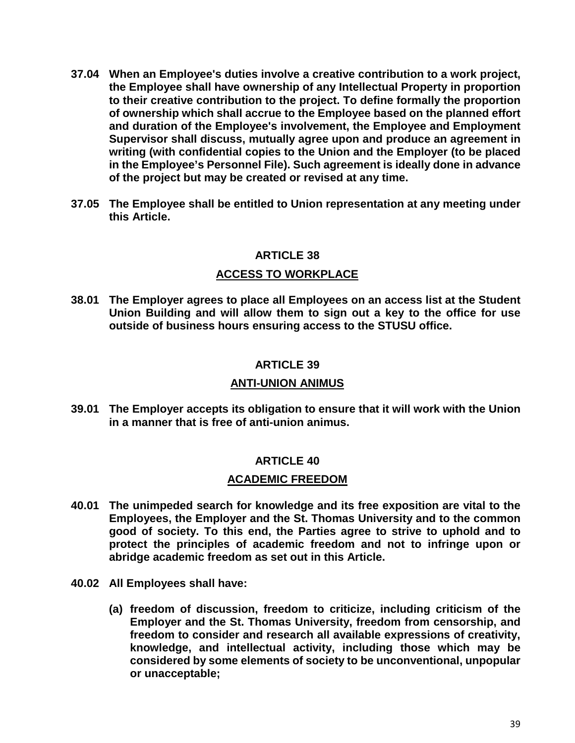**37.04 When an Employee's duties involve a creative contribution to a work project, the Employee shall have ownership of any Intellectual Property in proportion to their creative contribution to the project. To define formally the proportion of ownership which shall accrue to the Employee based on the planned effort and duration of the Employee's involvement, the Employee and Employment Supervisor shall discuss, mutually agree upon and produce an agreement in writing (with confidential copies to the Union and the Employer (to be placed in the Employee's Personnel File). Such agreement is ideally done in advance of the project but may be created or revised at any time.**

**37.05 The Employee shall be entitled to Union representation at any meeting under this Article.**

## ARTICLE 38

## ACCESS TO WORKPLACE

**38.01 The Employer agrees to place all Employees on an access list at the Student Union Building and will allow them to sign out a key to the office for use outside of business hours ensuring access to the STUSU office.**

## ARTICLE 39

## ANTI-UNION ANIMUS

**39.01 The Employer accepts its obligation to ensure that it will work with the Union in a manner that is free of anti-union animus.**

## ARTICLE 40

## ACADEMIC FREEDOM

**40.01 The unimpeded search for knowledge and its free exposition are vital to the Employees, the Employer and the St. Thomas University and to the common good of society. To this end, the Parties agree to strive to uphold and to protect the principles of academic freedom and not to infringe upon or abridge academic freedom as set out in this Article.**

**40.02 All Employees shall have:**

**(a) freedom of discussion, freedom to criticize, including criticism of the Employer and the St. Thomas University, freedom from censorship, and freedom to consider and research all available expressions of creativity, knowledge, and intellectual activity, including those which may be considered by some elements of society to be unconventional, unpopular or unacceptable;**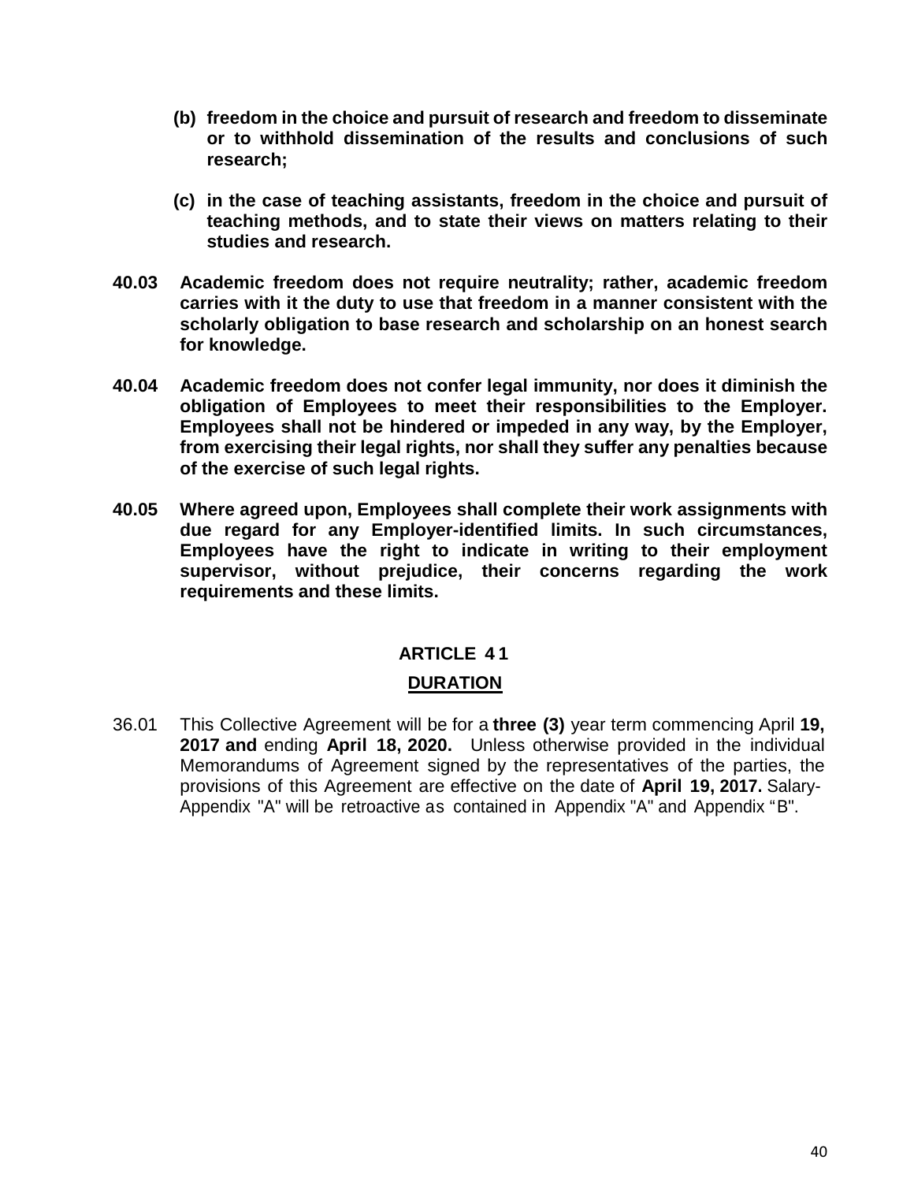**(b) freedom in the choice and pursuit of research and freedom to disseminate or to withhold dissemination of the results and conclusions of such research;**

**(c) in the case of teaching assistants, freedom in the choice and pursuit of teaching methods, and to state their views on matters relating to their studies and research.**

**40.03 Academic freedom does not require neutrality; rather, academic freedom carries with it the duty to use that freedom in a manner consistent with the scholarly obligation to base research and scholarship on an honest search for knowledge.**

**40.04 Academic freedom does not confer legal immunity, nor does it diminish the obligation of Employees to meet their responsibilities to the Employer. Employees shall not be hindered or impeded in any way, by the Employer, from exercising their legal rights, nor shall they suffer any penalties because of the exercise of such legal rights.**

**40.05 Where agreed upon, Employees shall complete their work assignments with due regard for any Employer-identified limits. In such circumstances, Employees have the right to indicate in writing to their employment supervisor, without prejudice, their concerns regarding the work requirements and these limits.**

## ARTICLE 41

## DURATION

36.01 This Collective Agreement will be for a **three (3)** year term commencing April **19, 2017 and** ending **April 18, 2020.** Unless otherwise provided in the individual Memorandums of Agreement signed by the representatives of the parties, the provisions of this Agreement are effective on the date of **April 19, 2017.** Salary-Appendix "A" will be retroactive as contained in Appendix "A" and Appendix "B".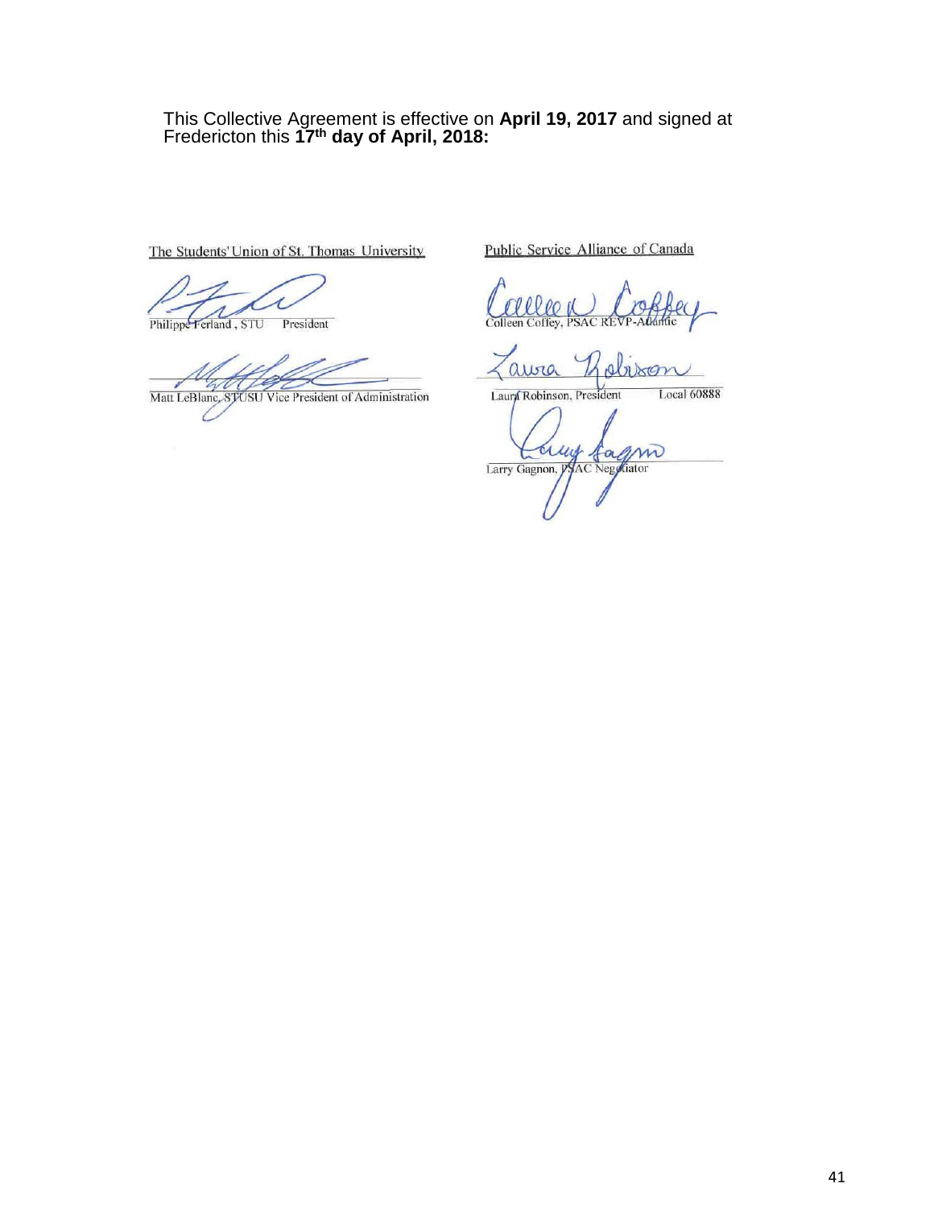This Collective Agreement is effective on **April 19, 2017** and signed at Fredericton this **17th day of April, 2018:**

| The Students' Union of St. Thomas University | Public Service Alliance of Canada |
| --- | --- |
| Philippe Ferland, STU President | Colleen Coffey, PSAC REVP-Atlantic |
| Matt LeBlanc, STUSU Vice President of Administration | Laura Robinson, President Local 60888 |
| | Larry Gagnon, PSAC Negotiator |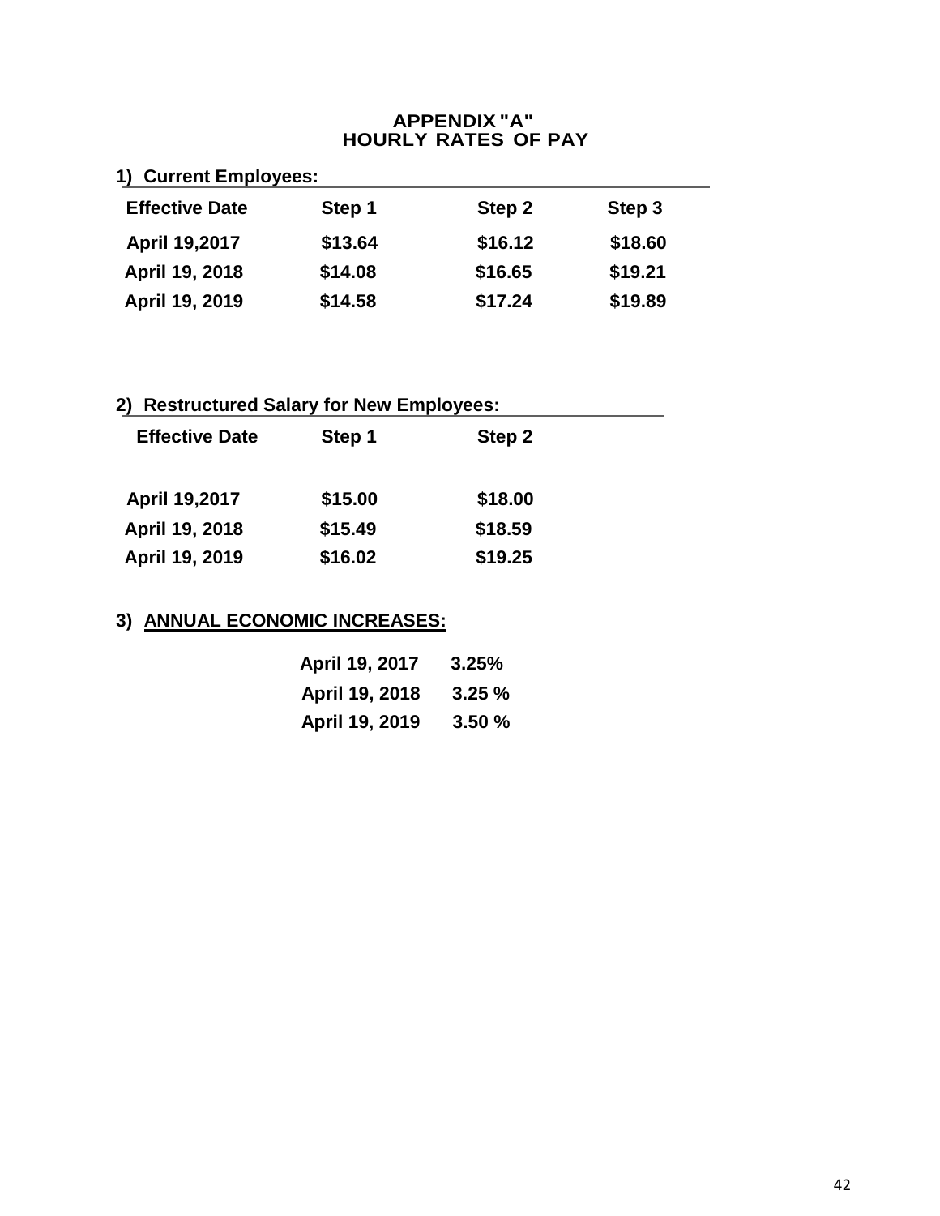# APPENDIX "A"
## HOURLY RATES OF PAY

**1) Current Employees:**

| Effective Date | Step 1 | Step 2 | Step 3 |
|---|---|---|---|
| April 19,2017 | $13.64 | $16.12 | $18.60 |
| April 19, 2018 | $14.08 | $16.65 | $19.21 |
| April 19, 2019 | $14.58 | $17.24 | $19.89 |

**2) Restructured Salary for New Employees:**

| Effective Date | Step 1 | Step 2 |
|---|---|---|
| April 19,2017 | $15.00 | $18.00 |
| April 19, 2018 | $15.49 | $18.59 |
| April 19, 2019 | $16.02 | $19.25 |

**3) ANNUAL ECONOMIC INCREASES:**

| | |
|---|---|
| April 19, 2017 | 3.25% |
| April 19, 2018 | 3.25 % |
| April 19, 2019 | 3.50 % |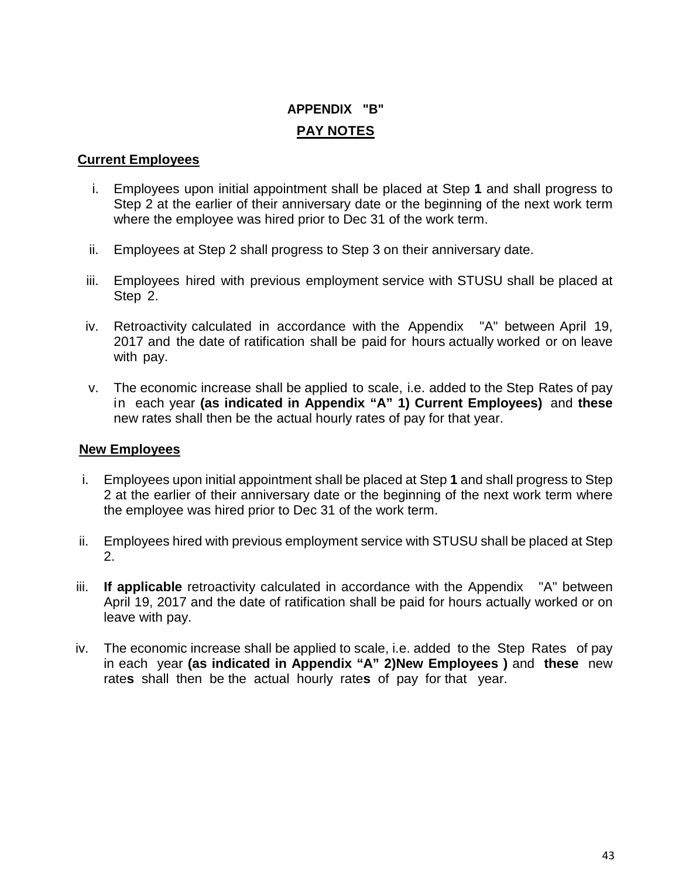# APPENDIX "B"

## PAY NOTES

**Current Employees**

i. Employees upon initial appointment shall be placed at Step **1** and shall progress to Step 2 at the earlier of their anniversary date or the beginning of the next work term where the employee was hired prior to Dec 31 of the work term.

ii. Employees at Step 2 shall progress to Step 3 on their anniversary date.

iii. Employees hired with previous employment service with STUSU shall be placed at Step 2.

iv. Retroactivity calculated in accordance with the Appendix "A" between April 19, 2017 and the date of ratification shall be paid for hours actually worked or on leave with pay.

v. The economic increase shall be applied to scale, i.e. added to the Step Rates of pay in each year **(as indicated in Appendix "A" 1) Current Employees)** and **these** new rates shall then be the actual hourly rates of pay for that year.

**New Employees**

i. Employees upon initial appointment shall be placed at Step **1** and shall progress to Step 2 at the earlier of their anniversary date or the beginning of the next work term where the employee was hired prior to Dec 31 of the work term.

ii. Employees hired with previous employment service with STUSU shall be placed at Step 2.

iii. **If applicable** retroactivity calculated in accordance with the Appendix "A" between April 19, 2017 and the date of ratification shall be paid for hours actually worked or on leave with pay.

iv. The economic increase shall be applied to scale, i.e. added to the Step Rates of pay in each year **(as indicated in Appendix "A" 2)New Employees )** and **these** new rate**s** shall then be the actual hourly rate**s** of pay for that year.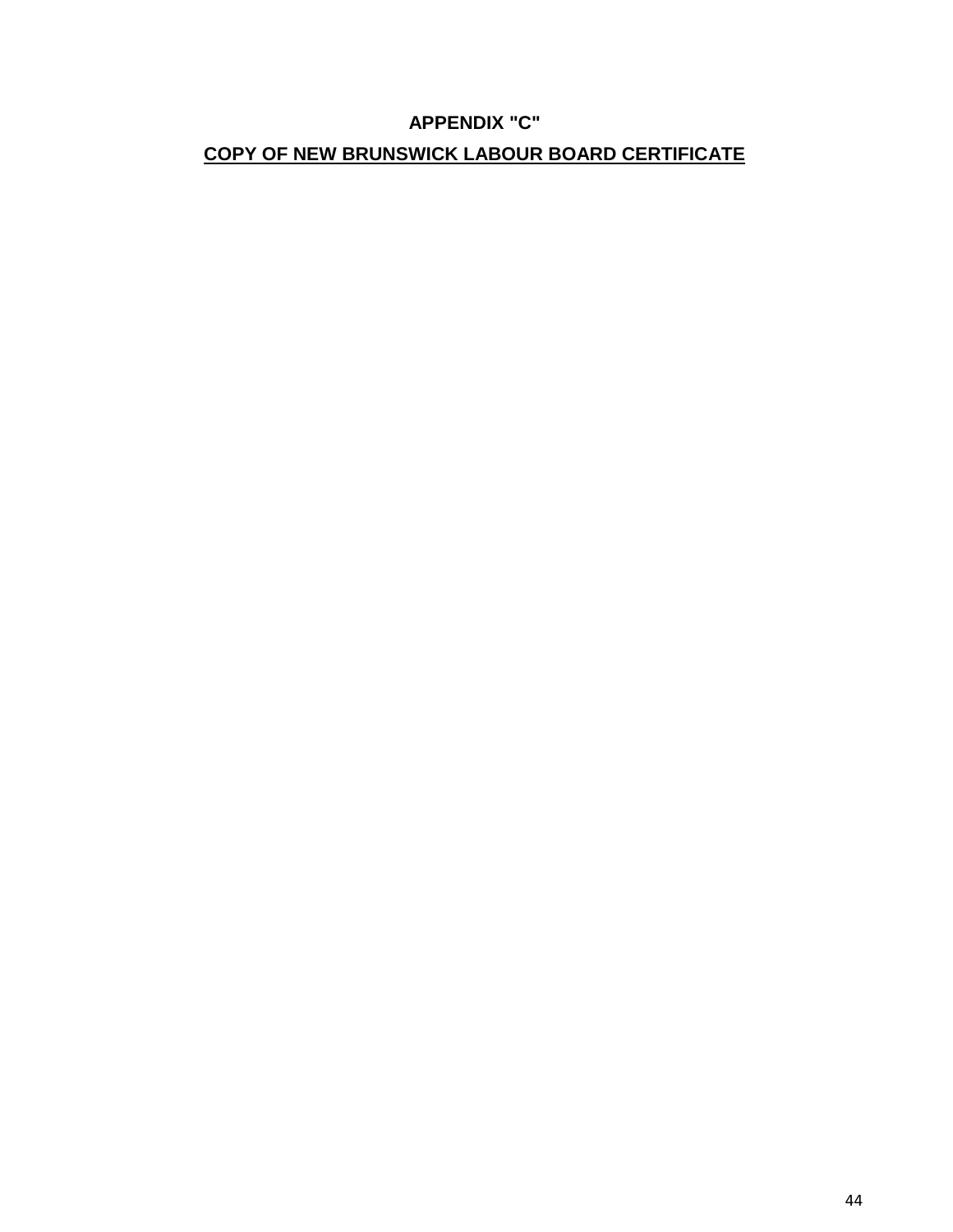## APPENDIX "C"

## COPY OF NEW BRUNSWICK LABOUR BOARD CERTIFICATE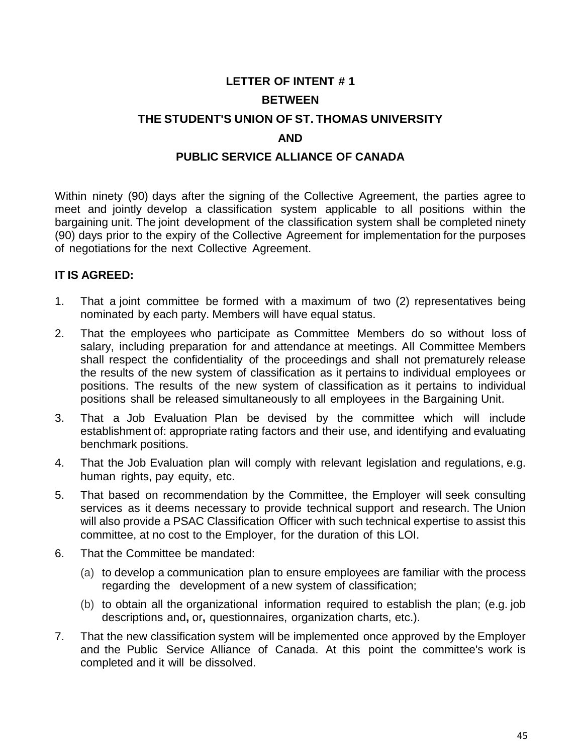# LETTER OF INTENT # 1

## BETWEEN

## THE STUDENT'S UNION OF ST. THOMAS UNIVERSITY

## AND

## PUBLIC SERVICE ALLIANCE OF CANADA

Within ninety (90) days after the signing of the Collective Agreement, the parties agree to meet and jointly develop a classification system applicable to all positions within the bargaining unit. The joint development of the classification system shall be completed ninety (90) days prior to the expiry of the Collective Agreement for implementation for the purposes of negotiations for the next Collective Agreement.

**IT IS AGREED:**

1. That a joint committee be formed with a maximum of two (2) representatives being nominated by each party. Members will have equal status.
2. That the employees who participate as Committee Members do so without loss of salary, including preparation for and attendance at meetings. All Committee Members shall respect the confidentiality of the proceedings and shall not prematurely release the results of the new system of classification as it pertains to individual employees or positions. The results of the new system of classification as it pertains to individual positions shall be released simultaneously to all employees in the Bargaining Unit.
3. That a Job Evaluation Plan be devised by the committee which will include establishment of: appropriate rating factors and their use, and identifying and evaluating benchmark positions.
4. That the Job Evaluation plan will comply with relevant legislation and regulations, e.g. human rights, pay equity, etc.
5. That based on recommendation by the Committee, the Employer will seek consulting services as it deems necessary to provide technical support and research. The Union will also provide a PSAC Classification Officer with such technical expertise to assist this committee, at no cost to the Employer, for the duration of this LOI.
6. That the Committee be mandated:
   (a) to develop a communication plan to ensure employees are familiar with the process regarding the development of a new system of classification;
   (b) to obtain all the organizational information required to establish the plan; (e.g. job descriptions and**,** or**,** questionnaires, organization charts, etc.).
7. That the new classification system will be implemented once approved by the Employer and the Public Service Alliance of Canada. At this point the committee's work is completed and it will be dissolved.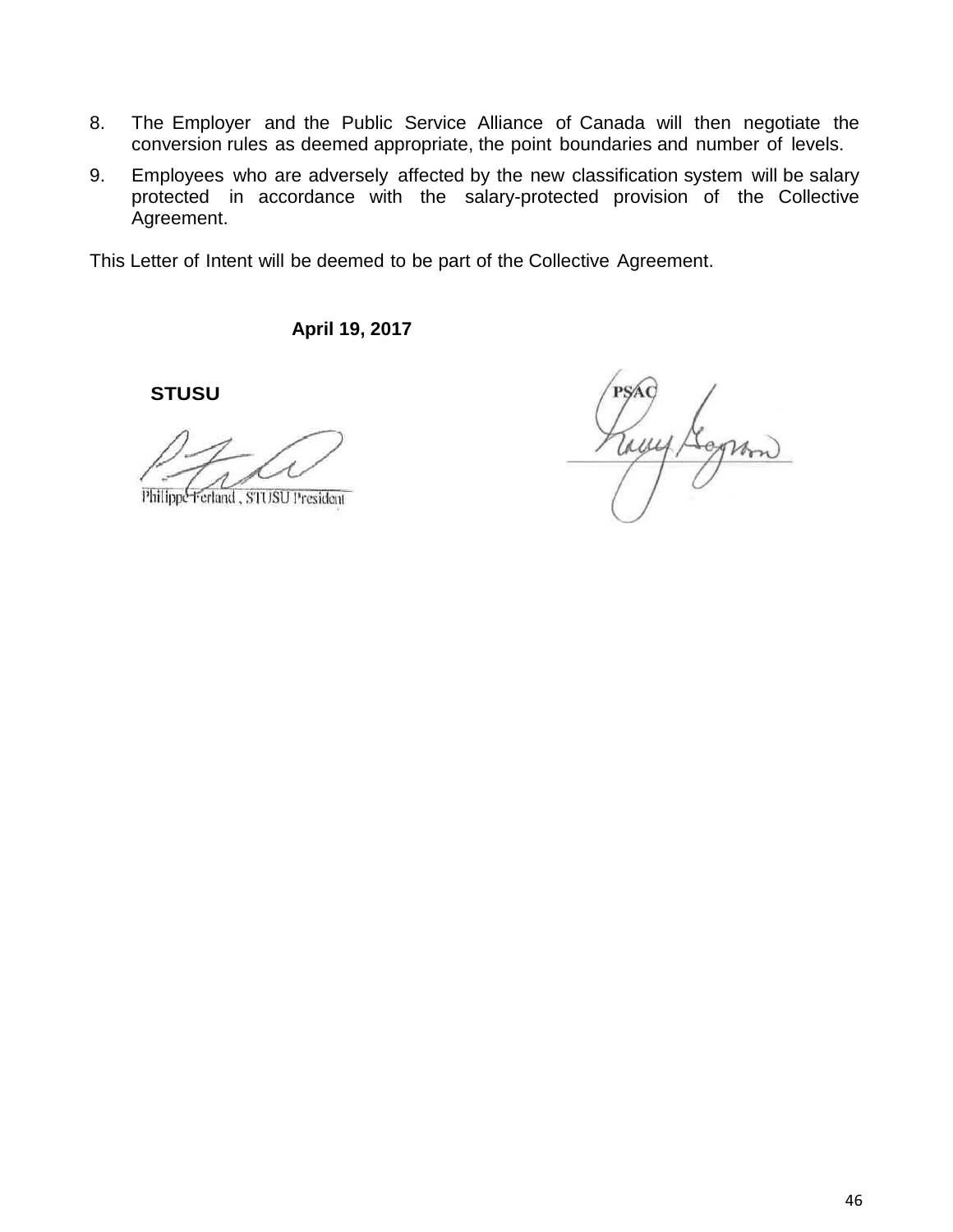8. The Employer and the Public Service Alliance of Canada will then negotiate the conversion rules as deemed appropriate, the point boundaries and number of levels.
9. Employees who are adversely affected by the new classification system will be salary protected in accordance with the salary-protected provision of the Collective Agreement.

This Letter of Intent will be deemed to be part of the Collective Agreement.

**April 19, 2017**

**STUSU**

Philippe Ferland, STUSU President

PSAC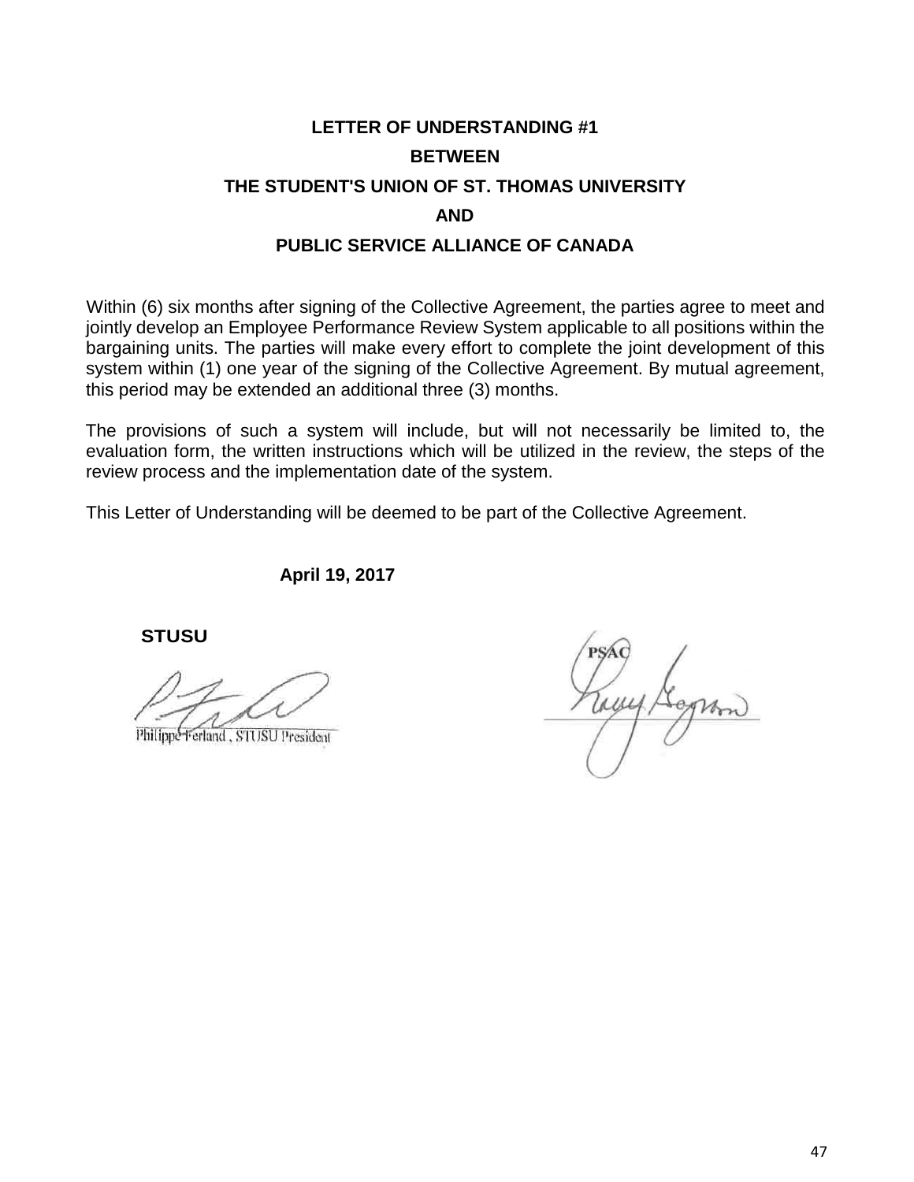**LETTER OF UNDERSTANDING #1**

**BETWEEN**

**THE STUDENT'S UNION OF ST. THOMAS UNIVERSITY**

**AND**

**PUBLIC SERVICE ALLIANCE OF CANADA**

Within (6) six months after signing of the Collective Agreement, the parties agree to meet and jointly develop an Employee Performance Review System applicable to all positions within the bargaining units. The parties will make every effort to complete the joint development of this system within (1) one year of the signing of the Collective Agreement. By mutual agreement, this period may be extended an additional three (3) months.

The provisions of such a system will include, but will not necessarily be limited to, the evaluation form, the written instructions which will be utilized in the review, the steps of the review process and the implementation date of the system.

This Letter of Understanding will be deemed to be part of the Collective Agreement.

**April 19, 2017**

**STUSU**

Philippe Ferland, STUSU President

PSAC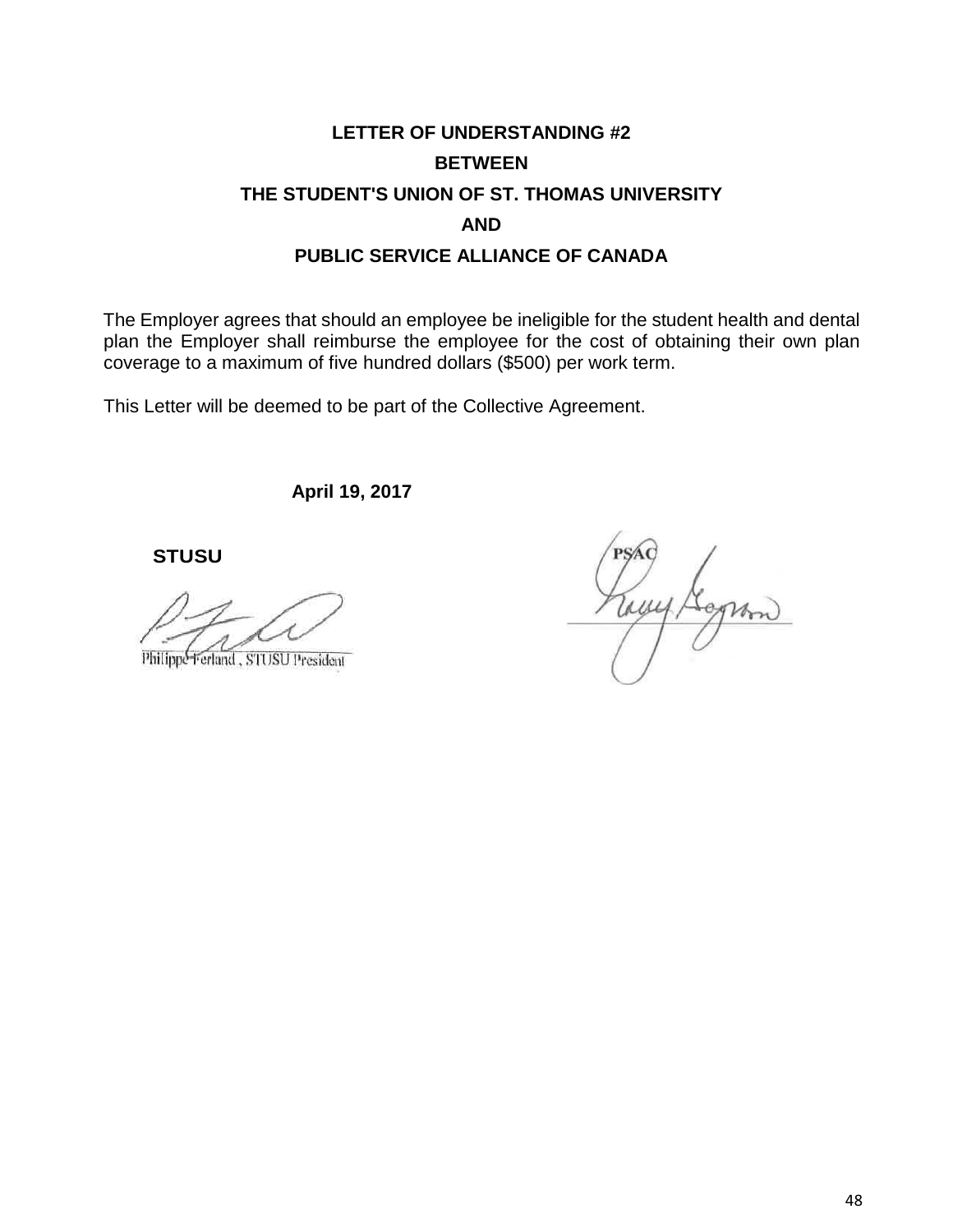# LETTER OF UNDERSTANDING #2
## BETWEEN
## THE STUDENT'S UNION OF ST. THOMAS UNIVERSITY
## AND
## PUBLIC SERVICE ALLIANCE OF CANADA

The Employer agrees that should an employee be ineligible for the student health and dental plan the Employer shall reimburse the employee for the cost of obtaining their own plan coverage to a maximum of five hundred dollars ($500) per work term.

This Letter will be deemed to be part of the Collective Agreement.

**April 19, 2017**

**STUSU**

Philippe Ferland, STUSU President

PSAC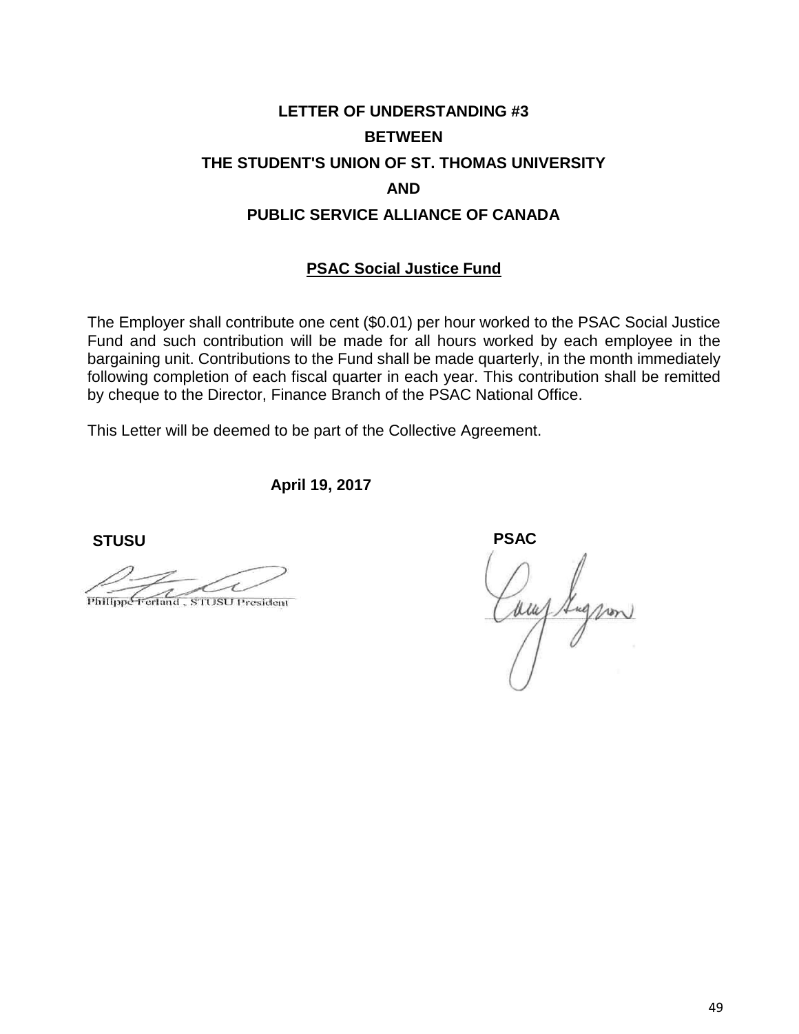**LETTER OF UNDERSTANDING #3**

**BETWEEN**

**THE STUDENT'S UNION OF ST. THOMAS UNIVERSITY**

**AND**

**PUBLIC SERVICE ALLIANCE OF CANADA**

**PSAC Social Justice Fund**

The Employer shall contribute one cent ($0.01) per hour worked to the PSAC Social Justice Fund and such contribution will be made for all hours worked by each employee in the bargaining unit. Contributions to the Fund shall be made quarterly, in the month immediately following completion of each fiscal quarter in each year. This contribution shall be remitted by cheque to the Director, Finance Branch of the PSAC National Office.

This Letter will be deemed to be part of the Collective Agreement.

**April 19, 2017**

**STUSU**

Philippe Ferland , STUSU President

**PSAC**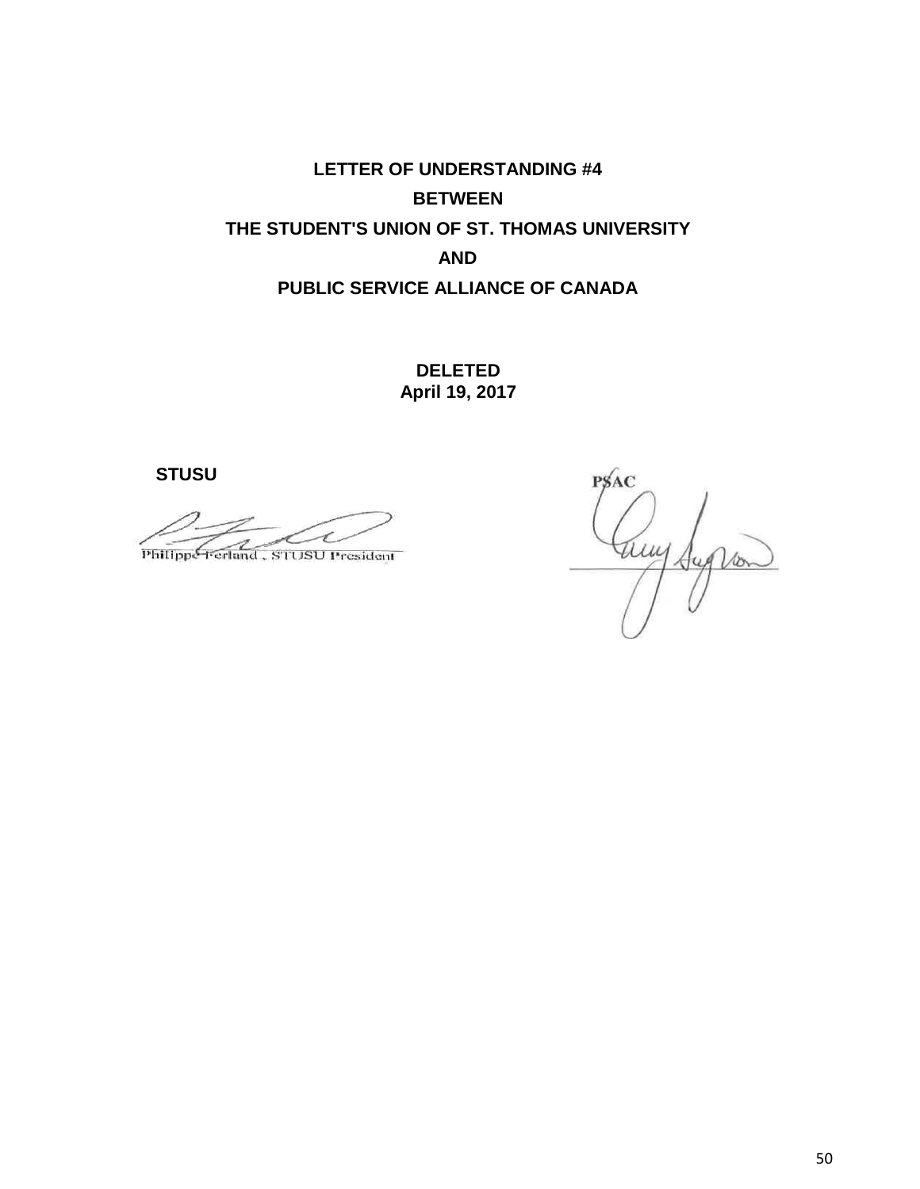**LETTER OF UNDERSTANDING #4**

**BETWEEN**

**THE STUDENT'S UNION OF ST. THOMAS UNIVERSITY**

**AND**

**PUBLIC SERVICE ALLIANCE OF CANADA**

**DELETED**
**April 19, 2017**

**STUSU**

Philippe Ferland , STUSU President

PSAC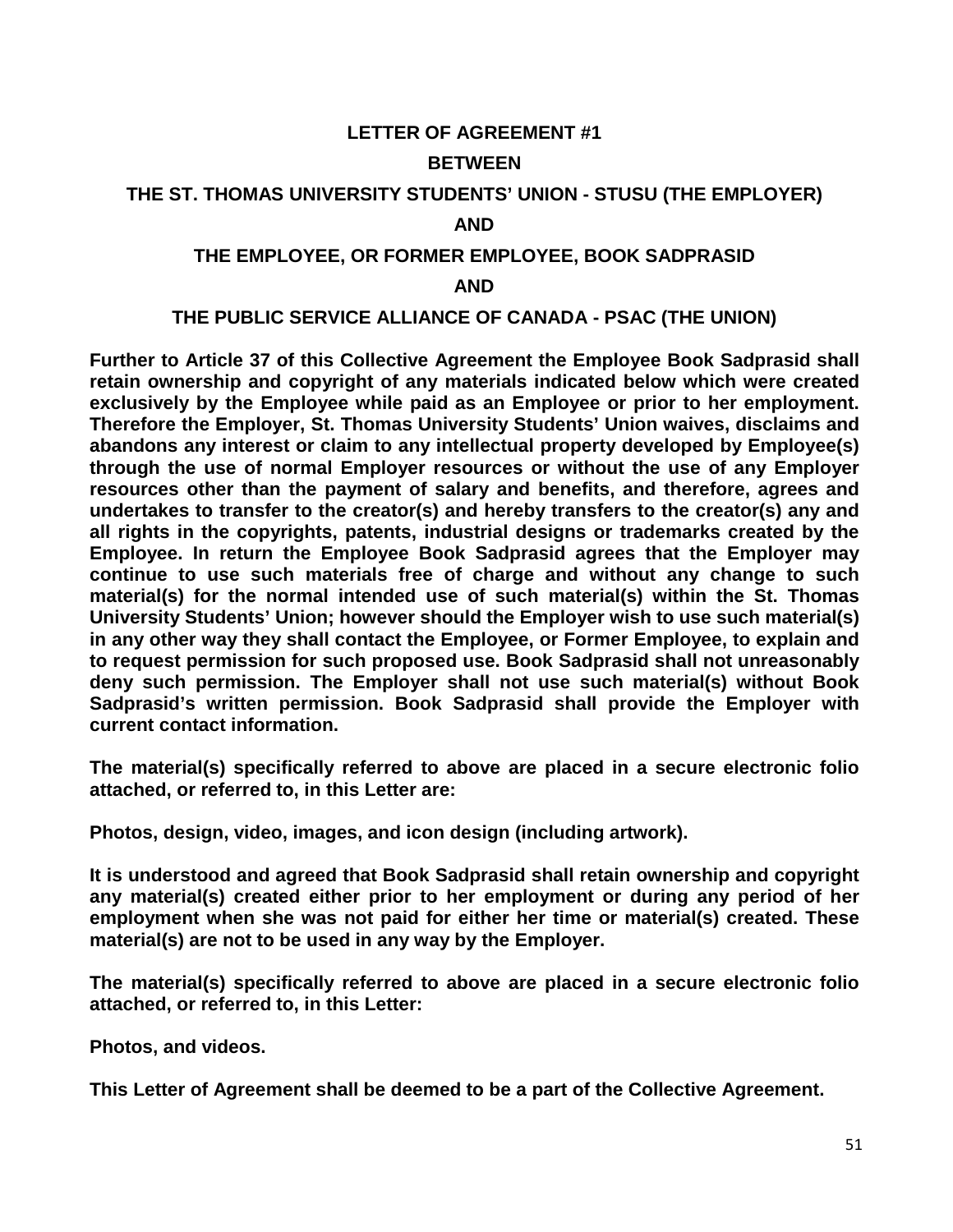**LETTER OF AGREEMENT #1**

**BETWEEN**

**THE ST. THOMAS UNIVERSITY STUDENTS' UNION - STUSU (THE EMPLOYER)**

**AND**

**THE EMPLOYEE, OR FORMER EMPLOYEE, BOOK SADPRASID**

**AND**

**THE PUBLIC SERVICE ALLIANCE OF CANADA - PSAC (THE UNION)**

**Further to Article 37 of this Collective Agreement the Employee Book Sadprasid shall retain ownership and copyright of any materials indicated below which were created exclusively by the Employee while paid as an Employee or prior to her employment. Therefore the Employer, St. Thomas University Students' Union waives, disclaims and abandons any interest or claim to any intellectual property developed by Employee(s) through the use of normal Employer resources or without the use of any Employer resources other than the payment of salary and benefits, and therefore, agrees and undertakes to transfer to the creator(s) and hereby transfers to the creator(s) any and all rights in the copyrights, patents, industrial designs or trademarks created by the Employee. In return the Employee Book Sadprasid agrees that the Employer may continue to use such materials free of charge and without any change to such material(s) for the normal intended use of such material(s) within the St. Thomas University Students' Union; however should the Employer wish to use such material(s) in any other way they shall contact the Employee, or Former Employee, to explain and to request permission for such proposed use. Book Sadprasid shall not unreasonably deny such permission. The Employer shall not use such material(s) without Book Sadprasid's written permission. Book Sadprasid shall provide the Employer with current contact information.**

**The material(s) specifically referred to above are placed in a secure electronic folio attached, or referred to, in this Letter are:**

**Photos, design, video, images, and icon design (including artwork).**

**It is understood and agreed that Book Sadprasid shall retain ownership and copyright any material(s) created either prior to her employment or during any period of her employment when she was not paid for either her time or material(s) created. These material(s) are not to be used in any way by the Employer.**

**The material(s) specifically referred to above are placed in a secure electronic folio attached, or referred to, in this Letter:**

**Photos, and videos.**

**This Letter of Agreement shall be deemed to be a part of the Collective Agreement.**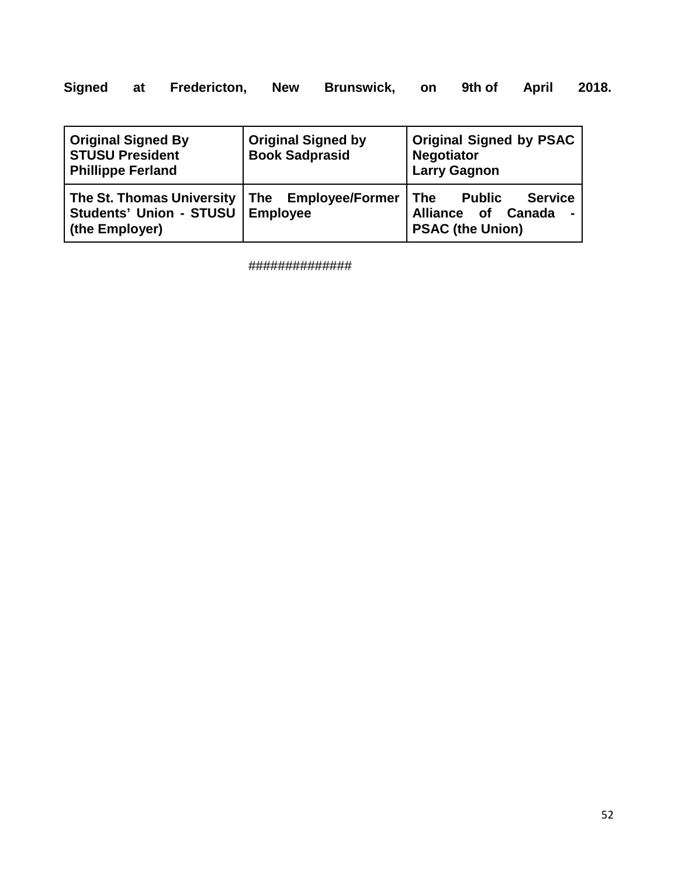**Signed at Fredericton, New Brunswick, on 9th of April 2018.**

| | | |
|---|---|---|
| **Original Signed By STUSU President Phillippe Ferland** | **Original Signed by Book Sadprasid** | **Original Signed by PSAC Negotiator Larry Gagnon** |
| **The St. Thomas University Students' Union - STUSU (the Employer)** | **The Employee/Former Employee** | **The Public Service Alliance of Canada - PSAC (the Union)** |

##############